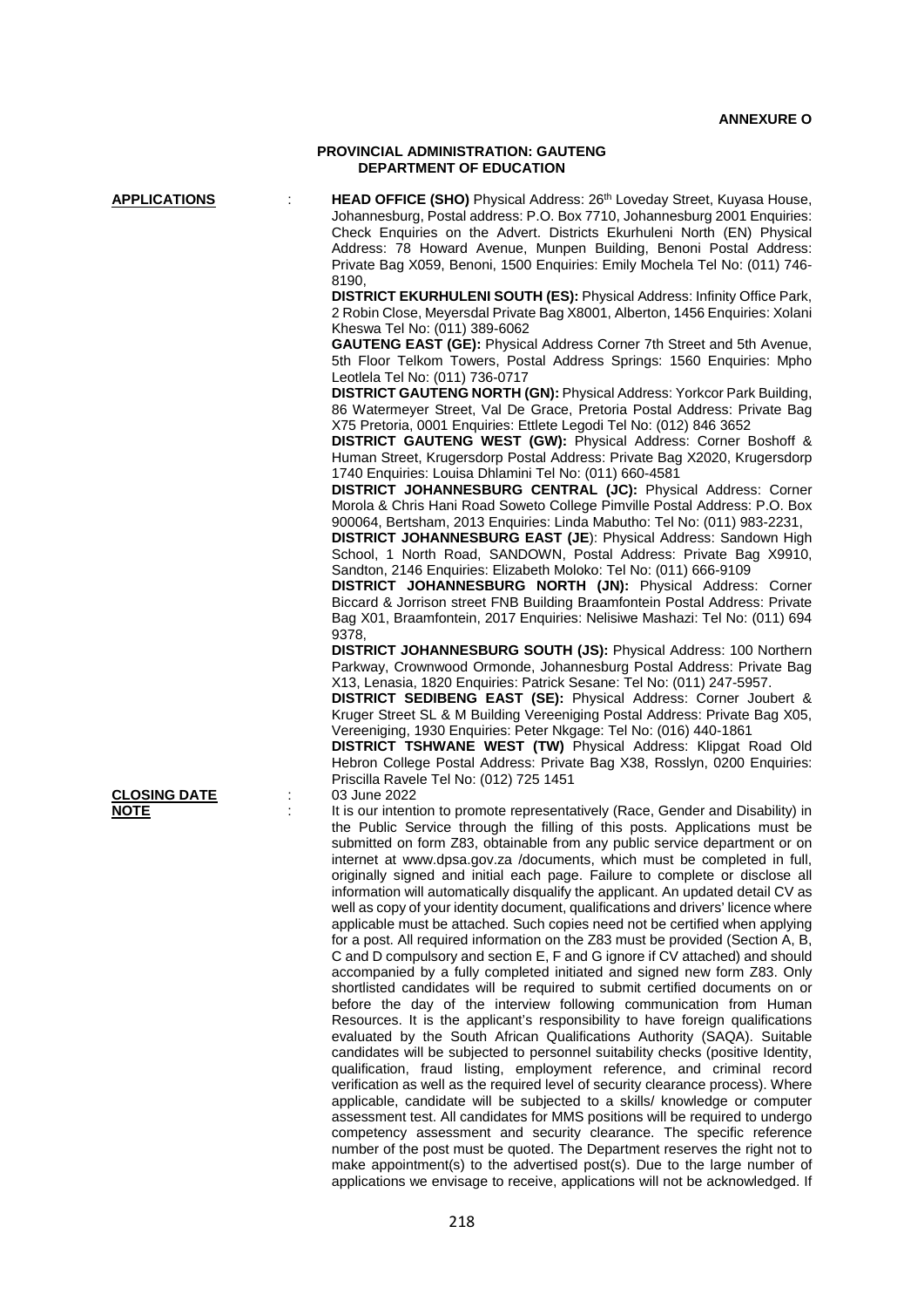**ANNEXURE O**

**PROVINCIAL ADMINISTRATION: GAUTENG**
**DEPARTMENT OF EDUCATION**

**APPLICATIONS** : **HEAD OFFICE (SHO)** Physical Address: 26th Loveday Street, Kuyasa House, Johannesburg, Postal address: P.O. Box 7710, Johannesburg 2001 Enquiries: Check Enquiries on the Advert. Districts Ekurhuleni North (EN) Physical Address: 78 Howard Avenue, Munpen Building, Benoni Postal Address: Private Bag X059, Benoni, 1500 Enquiries: Emily Mochela Tel No: (011) 746-8190,

**DISTRICT EKURHULENI SOUTH (ES):** Physical Address: Infinity Office Park, 2 Robin Close, Meyersdal Private Bag X8001, Alberton, 1456 Enquiries: Xolani Kheswa Tel No: (011) 389-6062

**GAUTENG EAST (GE):** Physical Address Corner 7th Street and 5th Avenue, 5th Floor Telkom Towers, Postal Address Springs: 1560 Enquiries: Mpho Leotlela Tel No: (011) 736-0717

**DISTRICT GAUTENG NORTH (GN):** Physical Address: Yorkcor Park Building, 86 Watermeyer Street, Val De Grace, Pretoria Postal Address: Private Bag X75 Pretoria, 0001 Enquiries: Ettlete Legodi Tel No: (012) 846 3652

**DISTRICT GAUTENG WEST (GW):** Physical Address: Corner Boshoff & Human Street, Krugersdorp Postal Address: Private Bag X2020, Krugersdorp 1740 Enquiries: Louisa Dhlamini Tel No: (011) 660-4581

**DISTRICT JOHANNESBURG CENTRAL (JC):** Physical Address: Corner Morola & Chris Hani Road Soweto College Pimville Postal Address: P.O. Box 900064, Bertsham, 2013 Enquiries: Linda Mabutho: Tel No: (011) 983-2231,

**DISTRICT JOHANNESBURG EAST (JE**): Physical Address: Sandown High School, 1 North Road, SANDOWN, Postal Address: Private Bag X9910, Sandton, 2146 Enquiries: Elizabeth Moloko: Tel No: (011) 666-9109

**DISTRICT JOHANNESBURG NORTH (JN):** Physical Address: Corner Biccard & Jorrison street FNB Building Braamfontein Postal Address: Private Bag X01, Braamfontein, 2017 Enquiries: Nelisiwe Mashazi: Tel No: (011) 694 9378,

**DISTRICT JOHANNESBURG SOUTH (JS):** Physical Address: 100 Northern Parkway, Crownwood Ormonde, Johannesburg Postal Address: Private Bag X13, Lenasia, 1820 Enquiries: Patrick Sesane: Tel No: (011) 247-5957.

**DISTRICT SEDIBENG EAST (SE):** Physical Address: Corner Joubert & Kruger Street SL & M Building Vereeniging Postal Address: Private Bag X05, Vereeniging, 1930 Enquiries: Peter Nkgage: Tel No: (016) 440-1861

**DISTRICT TSHWANE WEST (TW)** Physical Address: Klipgat Road Old Hebron College Postal Address: Private Bag X38, Rosslyn, 0200 Enquiries: Priscilla Ravele Tel No: (012) 725 1451

**CLOSING DATE** : 03 June 2022

**NOTE** : It is our intention to promote representatively (Race, Gender and Disability) in the Public Service through the filling of this posts. Applications must be submitted on form Z83, obtainable from any public service department or on internet at www.dpsa.gov.za /documents, which must be completed in full, originally signed and initial each page. Failure to complete or disclose all information will automatically disqualify the applicant. An updated detail CV as well as copy of your identity document, qualifications and drivers' licence where applicable must be attached. Such copies need not be certified when applying for a post. All required information on the Z83 must be provided (Section A, B, C and D compulsory and section E, F and G ignore if CV attached) and should accompanied by a fully completed initiated and signed new form Z83. Only shortlisted candidates will be required to submit certified documents on or before the day of the interview following communication from Human Resources. It is the applicant's responsibility to have foreign qualifications evaluated by the South African Qualifications Authority (SAQA). Suitable candidates will be subjected to personnel suitability checks (positive Identity, qualification, fraud listing, employment reference, and criminal record verification as well as the required level of security clearance process). Where applicable, candidate will be subjected to a skills/ knowledge or computer assessment test. All candidates for MMS positions will be required to undergo competency assessment and security clearance. The specific reference number of the post must be quoted. The Department reserves the right not to make appointment(s) to the advertised post(s). Due to the large number of applications we envisage to receive, applications will not be acknowledged. If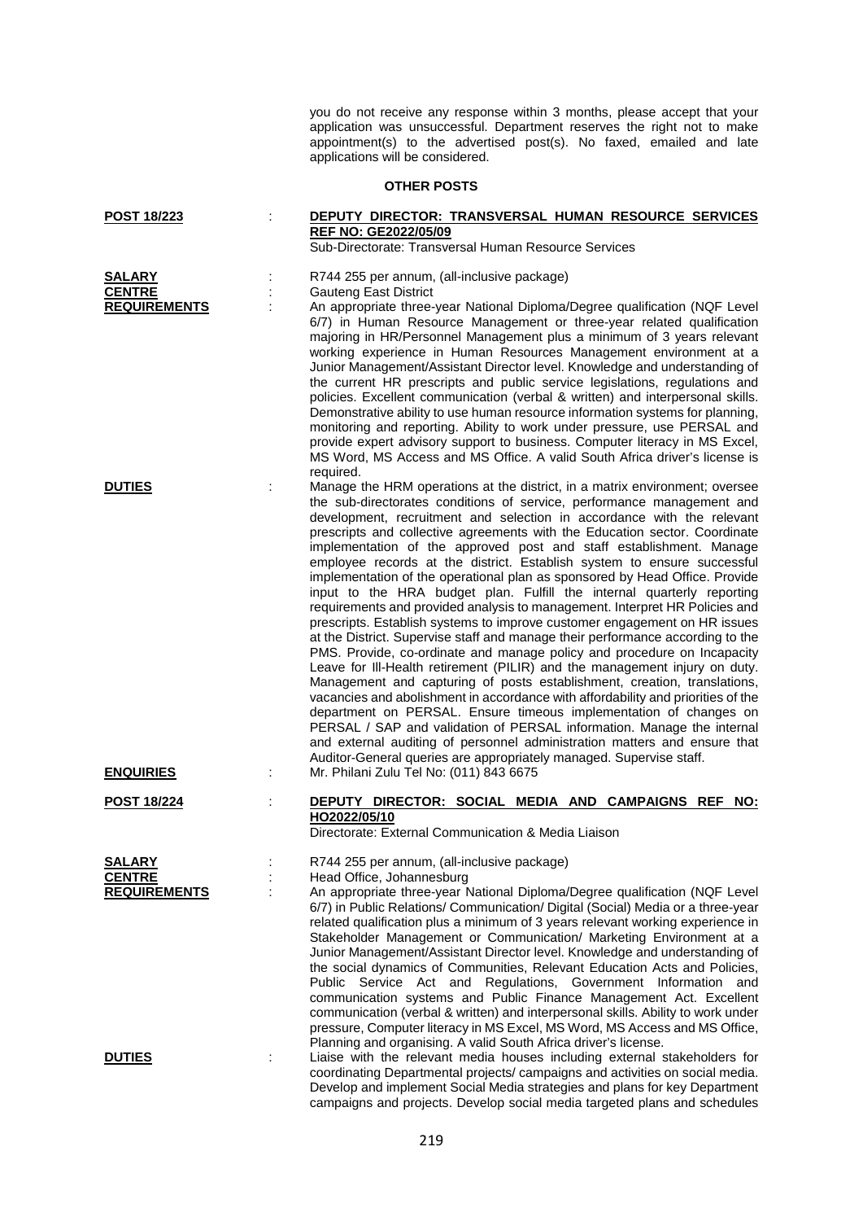you do not receive any response within 3 months, please accept that your application was unsuccessful. Department reserves the right not to make appointment(s) to the advertised post(s). No faxed, emailed and late applications will be considered.

## OTHER POSTS

**POST 18/223** : **DEPUTY DIRECTOR: TRANSVERSAL HUMAN RESOURCE SERVICES REF NO: GE2022/05/09**
Sub-Directorate: Transversal Human Resource Services

**SALARY** : R744 255 per annum, (all-inclusive package)

**CENTRE** : Gauteng East District

**REQUIREMENTS** : An appropriate three-year National Diploma/Degree qualification (NQF Level 6/7) in Human Resource Management or three-year related qualification majoring in HR/Personnel Management plus a minimum of 3 years relevant working experience in Human Resources Management environment at a Junior Management/Assistant Director level. Knowledge and understanding of the current HR prescripts and public service legislations, regulations and policies. Excellent communication (verbal & written) and interpersonal skills. Demonstrative ability to use human resource information systems for planning, monitoring and reporting. Ability to work under pressure, use PERSAL and provide expert advisory support to business. Computer literacy in MS Excel, MS Word, MS Access and MS Office. A valid South Africa driver's license is required.

**DUTIES** : Manage the HRM operations at the district, in a matrix environment; oversee the sub-directorates conditions of service, performance management and development, recruitment and selection in accordance with the relevant prescripts and collective agreements with the Education sector. Coordinate implementation of the approved post and staff establishment. Manage employee records at the district. Establish system to ensure successful implementation of the operational plan as sponsored by Head Office. Provide input to the HRA budget plan. Fulfill the internal quarterly reporting requirements and provided analysis to management. Interpret HR Policies and prescripts. Establish systems to improve customer engagement on HR issues at the District. Supervise staff and manage their performance according to the PMS. Provide, co-ordinate and manage policy and procedure on Incapacity Leave for Ill-Health retirement (PILIR) and the management injury on duty. Management and capturing of posts establishment, creation, translations, vacancies and abolishment in accordance with affordability and priorities of the department on PERSAL. Ensure timeous implementation of changes on PERSAL / SAP and validation of PERSAL information. Manage the internal and external auditing of personnel administration matters and ensure that Auditor-General queries are appropriately managed. Supervise staff.

**ENQUIRIES** : Mr. Philani Zulu Tel No: (011) 843 6675

**POST 18/224** : **DEPUTY DIRECTOR: SOCIAL MEDIA AND CAMPAIGNS REF NO: HO2022/05/10**
Directorate: External Communication & Media Liaison

**SALARY** : R744 255 per annum, (all-inclusive package)

**CENTRE** : Head Office, Johannesburg

**REQUIREMENTS** : An appropriate three-year National Diploma/Degree qualification (NQF Level 6/7) in Public Relations/ Communication/ Digital (Social) Media or a three-year related qualification plus a minimum of 3 years relevant working experience in Stakeholder Management or Communication/ Marketing Environment at a Junior Management/Assistant Director level. Knowledge and understanding of the social dynamics of Communities, Relevant Education Acts and Policies, Public Service Act and Regulations, Government Information and communication systems and Public Finance Management Act. Excellent communication (verbal & written) and interpersonal skills. Ability to work under pressure, Computer literacy in MS Excel, MS Word, MS Access and MS Office, Planning and organising. A valid South Africa driver's license.

**DUTIES** : Liaise with the relevant media houses including external stakeholders for coordinating Departmental projects/ campaigns and activities on social media. Develop and implement Social Media strategies and plans for key Department campaigns and projects. Develop social media targeted plans and schedules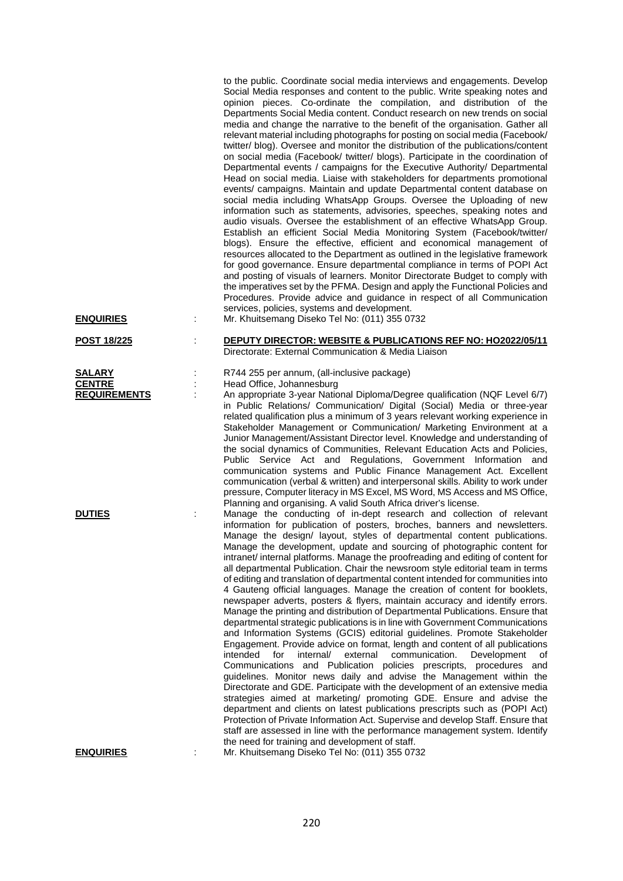to the public. Coordinate social media interviews and engagements. Develop Social Media responses and content to the public. Write speaking notes and opinion pieces. Co-ordinate the compilation, and distribution of the Departments Social Media content. Conduct research on new trends on social media and change the narrative to the benefit of the organisation. Gather all relevant material including photographs for posting on social media (Facebook/ twitter/ blog). Oversee and monitor the distribution of the publications/content on social media (Facebook/ twitter/ blogs). Participate in the coordination of Departmental events / campaigns for the Executive Authority/ Departmental Head on social media. Liaise with stakeholders for departments promotional events/ campaigns. Maintain and update Departmental content database on social media including WhatsApp Groups. Oversee the Uploading of new information such as statements, advisories, speeches, speaking notes and audio visuals. Oversee the establishment of an effective WhatsApp Group. Establish an efficient Social Media Monitoring System (Facebook/twitter/ blogs). Ensure the effective, efficient and economical management of resources allocated to the Department as outlined in the legislative framework for good governance. Ensure departmental compliance in terms of POPI Act and posting of visuals of learners. Monitor Directorate Budget to comply with the imperatives set by the PFMA. Design and apply the Functional Policies and Procedures. Provide advice and guidance in respect of all Communication services, policies, systems and development.

**ENQUIRIES** : Mr. Khuitsemang Diseko Tel No: (011) 355 0732

**POST 18/225** : **DEPUTY DIRECTOR: WEBSITE & PUBLICATIONS REF NO: HO2022/05/11**
Directorate: External Communication & Media Liaison

**SALARY** : R744 255 per annum, (all-inclusive package)

**CENTRE** : Head Office, Johannesburg

**REQUIREMENTS** : An appropriate 3-year National Diploma/Degree qualification (NQF Level 6/7) in Public Relations/ Communication/ Digital (Social) Media or three-year related qualification plus a minimum of 3 years relevant working experience in Stakeholder Management or Communication/ Marketing Environment at a Junior Management/Assistant Director level. Knowledge and understanding of the social dynamics of Communities, Relevant Education Acts and Policies, Public Service Act and Regulations, Government Information and communication systems and Public Finance Management Act. Excellent communication (verbal & written) and interpersonal skills. Ability to work under pressure, Computer literacy in MS Excel, MS Word, MS Access and MS Office, Planning and organising. A valid South Africa driver's license.

**DUTIES** : Manage the conducting of in-dept research and collection of relevant information for publication of posters, broches, banners and newsletters. Manage the design/ layout, styles of departmental content publications. Manage the development, update and sourcing of photographic content for intranet/ internal platforms. Manage the proofreading and editing of content for all departmental Publication. Chair the newsroom style editorial team in terms of editing and translation of departmental content intended for communities into 4 Gauteng official languages. Manage the creation of content for booklets, newspaper adverts, posters & flyers, maintain accuracy and identify errors. Manage the printing and distribution of Departmental Publications. Ensure that departmental strategic publications is in line with Government Communications and Information Systems (GCIS) editorial guidelines. Promote Stakeholder Engagement. Provide advice on format, length and content of all publications intended for internal/ external communication. Development of Communications and Publication policies prescripts, procedures and guidelines. Monitor news daily and advise the Management within the Directorate and GDE. Participate with the development of an extensive media strategies aimed at marketing/ promoting GDE. Ensure and advise the department and clients on latest publications prescripts such as (POPI Act) Protection of Private Information Act. Supervise and develop Staff. Ensure that staff are assessed in line with the performance management system. Identify the need for training and development of staff.

**ENQUIRIES** : Mr. Khuitsemang Diseko Tel No: (011) 355 0732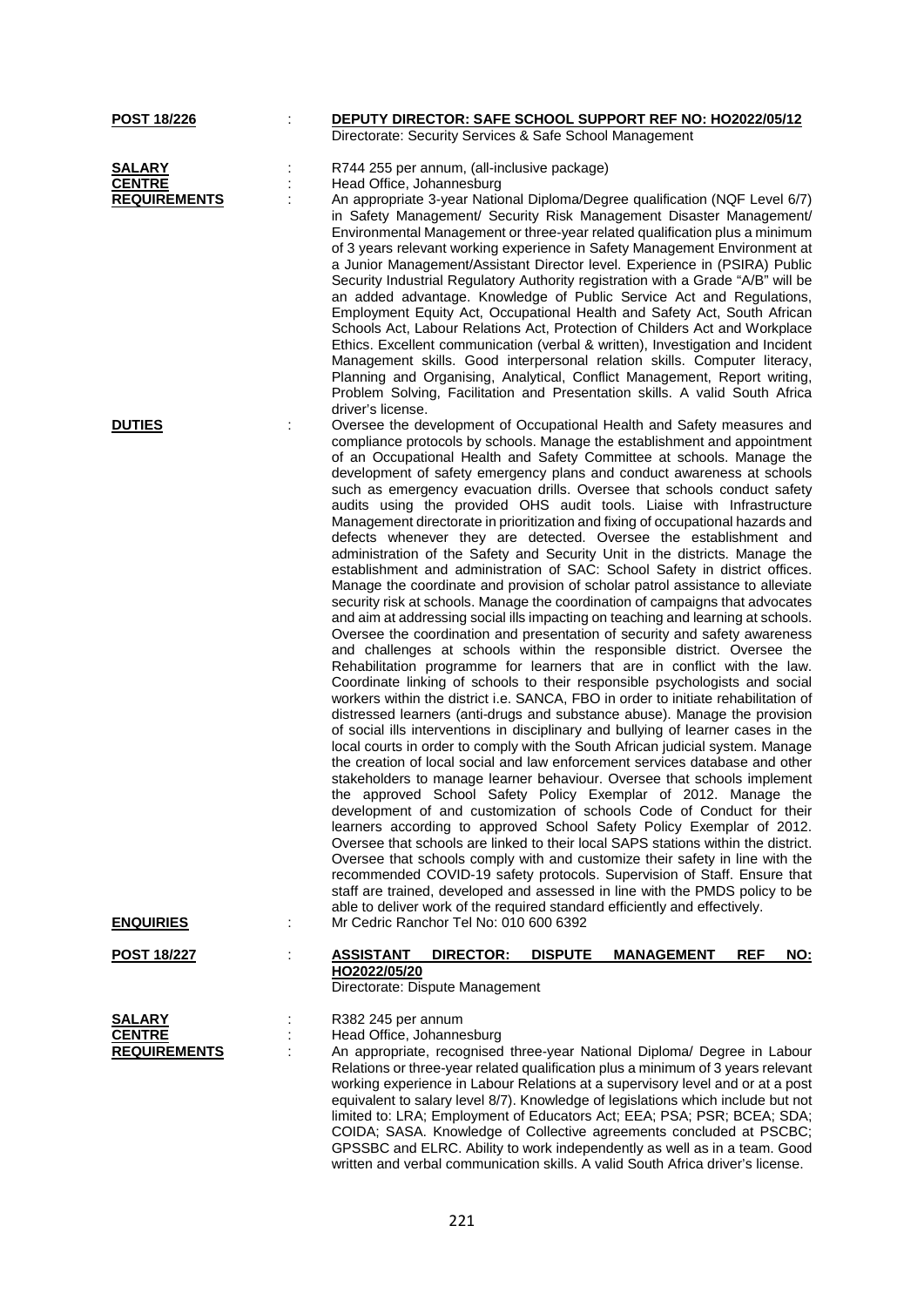**POST 18/226** : **DEPUTY DIRECTOR: SAFE SCHOOL SUPPORT REF NO: HO2022/05/12**
Directorate: Security Services & Safe School Management

**SALARY** : R744 255 per annum, (all-inclusive package)

**CENTRE** : Head Office, Johannesburg

**REQUIREMENTS** : An appropriate 3-year National Diploma/Degree qualification (NQF Level 6/7) in Safety Management/ Security Risk Management Disaster Management/ Environmental Management or three-year related qualification plus a minimum of 3 years relevant working experience in Safety Management Environment at a Junior Management/Assistant Director level. Experience in (PSIRA) Public Security Industrial Regulatory Authority registration with a Grade "A/B" will be an added advantage. Knowledge of Public Service Act and Regulations, Employment Equity Act, Occupational Health and Safety Act, South African Schools Act, Labour Relations Act, Protection of Childers Act and Workplace Ethics. Excellent communication (verbal & written), Investigation and Incident Management skills. Good interpersonal relation skills. Computer literacy, Planning and Organising, Analytical, Conflict Management, Report writing, Problem Solving, Facilitation and Presentation skills. A valid South Africa driver's license.

**DUTIES** : Oversee the development of Occupational Health and Safety measures and compliance protocols by schools. Manage the establishment and appointment of an Occupational Health and Safety Committee at schools. Manage the development of safety emergency plans and conduct awareness at schools such as emergency evacuation drills. Oversee that schools conduct safety audits using the provided OHS audit tools. Liaise with Infrastructure Management directorate in prioritization and fixing of occupational hazards and defects whenever they are detected. Oversee the establishment and administration of the Safety and Security Unit in the districts. Manage the establishment and administration of SAC: School Safety in district offices. Manage the coordinate and provision of scholar patrol assistance to alleviate security risk at schools. Manage the coordination of campaigns that advocates and aim at addressing social ills impacting on teaching and learning at schools. Oversee the coordination and presentation of security and safety awareness and challenges at schools within the responsible district. Oversee the Rehabilitation programme for learners that are in conflict with the law. Coordinate linking of schools to their responsible psychologists and social workers within the district i.e. SANCA, FBO in order to initiate rehabilitation of distressed learners (anti-drugs and substance abuse). Manage the provision of social ills interventions in disciplinary and bullying of learner cases in the local courts in order to comply with the South African judicial system. Manage the creation of local social and law enforcement services database and other stakeholders to manage learner behaviour. Oversee that schools implement the approved School Safety Policy Exemplar of 2012. Manage the development of and customization of schools Code of Conduct for their learners according to approved School Safety Policy Exemplar of 2012. Oversee that schools are linked to their local SAPS stations within the district. Oversee that schools comply with and customize their safety in line with the recommended COVID-19 safety protocols. Supervision of Staff. Ensure that staff are trained, developed and assessed in line with the PMDS policy to be able to deliver work of the required standard efficiently and effectively.

**ENQUIRIES** : Mr Cedric Ranchor Tel No: 010 600 6392

**POST 18/227** : **ASSISTANT DIRECTOR: DISPUTE MANAGEMENT REF NO: HO2022/05/20**
Directorate: Dispute Management

**SALARY** : R382 245 per annum

**CENTRE** : Head Office, Johannesburg

**REQUIREMENTS** : An appropriate, recognised three-year National Diploma/ Degree in Labour Relations or three-year related qualification plus a minimum of 3 years relevant working experience in Labour Relations at a supervisory level and or at a post equivalent to salary level 8/7). Knowledge of legislations which include but not limited to: LRA; Employment of Educators Act; EEA; PSA; PSR; BCEA; SDA; COIDA; SASA. Knowledge of Collective agreements concluded at PSCBC; GPSSBC and ELRC. Ability to work independently as well as in a team. Good written and verbal communication skills. A valid South Africa driver's license.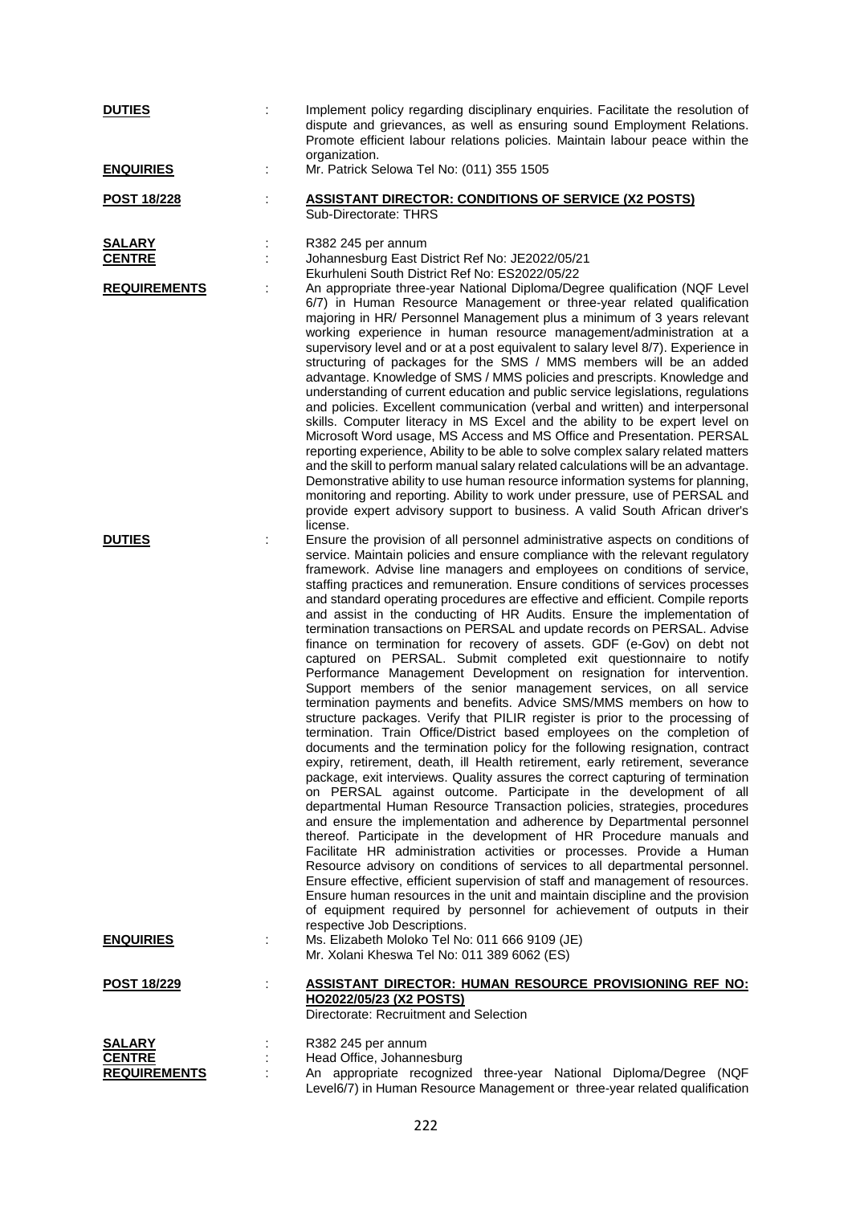**DUTIES** : Implement policy regarding disciplinary enquiries. Facilitate the resolution of dispute and grievances, as well as ensuring sound Employment Relations. Promote efficient labour relations policies. Maintain labour peace within the organization.

**ENQUIRIES** : Mr. Patrick Selowa Tel No: (011) 355 1505

**POST 18/228** : **ASSISTANT DIRECTOR: CONDITIONS OF SERVICE (X2 POSTS)**
Sub-Directorate: THRS

**SALARY** : R382 245 per annum

**CENTRE** : Johannesburg East District Ref No: JE2022/05/21
Ekurhuleni South District Ref No: ES2022/05/22

**REQUIREMENTS** : An appropriate three-year National Diploma/Degree qualification (NQF Level 6/7) in Human Resource Management or three-year related qualification majoring in HR/ Personnel Management plus a minimum of 3 years relevant working experience in human resource management/administration at a supervisory level and or at a post equivalent to salary level 8/7). Experience in structuring of packages for the SMS / MMS members will be an added advantage. Knowledge of SMS / MMS policies and prescripts. Knowledge and understanding of current education and public service legislations, regulations and policies. Excellent communication (verbal and written) and interpersonal skills. Computer literacy in MS Excel and the ability to be expert level on Microsoft Word usage, MS Access and MS Office and Presentation. PERSAL reporting experience, Ability to be able to solve complex salary related matters and the skill to perform manual salary related calculations will be an advantage. Demonstrative ability to use human resource information systems for planning, monitoring and reporting. Ability to work under pressure, use of PERSAL and provide expert advisory support to business. A valid South African driver's license.

**DUTIES** : Ensure the provision of all personnel administrative aspects on conditions of service. Maintain policies and ensure compliance with the relevant regulatory framework. Advise line managers and employees on conditions of service, staffing practices and remuneration. Ensure conditions of services processes and standard operating procedures are effective and efficient. Compile reports and assist in the conducting of HR Audits. Ensure the implementation of termination transactions on PERSAL and update records on PERSAL. Advise finance on termination for recovery of assets. GDF (e-Gov) on debt not captured on PERSAL. Submit completed exit questionnaire to notify Performance Management Development on resignation for intervention. Support members of the senior management services, on all service termination payments and benefits. Advice SMS/MMS members on how to structure packages. Verify that PILIR register is prior to the processing of termination. Train Office/District based employees on the completion of documents and the termination policy for the following resignation, contract expiry, retirement, death, ill Health retirement, early retirement, severance package, exit interviews. Quality assures the correct capturing of termination on PERSAL against outcome. Participate in the development of all departmental Human Resource Transaction policies, strategies, procedures and ensure the implementation and adherence by Departmental personnel thereof. Participate in the development of HR Procedure manuals and Facilitate HR administration activities or processes. Provide a Human Resource advisory on conditions of services to all departmental personnel. Ensure effective, efficient supervision of staff and management of resources. Ensure human resources in the unit and maintain discipline and the provision of equipment required by personnel for achievement of outputs in their respective Job Descriptions.

**ENQUIRIES** : Ms. Elizabeth Moloko Tel No: 011 666 9109 (JE)
Mr. Xolani Kheswa Tel No: 011 389 6062 (ES)

**POST 18/229** : **ASSISTANT DIRECTOR: HUMAN RESOURCE PROVISIONING REF NO: HO2022/05/23 (X2 POSTS)**
Directorate: Recruitment and Selection

**SALARY** : R382 245 per annum

**CENTRE** : Head Office, Johannesburg

**REQUIREMENTS** : An appropriate recognized three-year National Diploma/Degree (NQF Level6/7) in Human Resource Management or three-year related qualification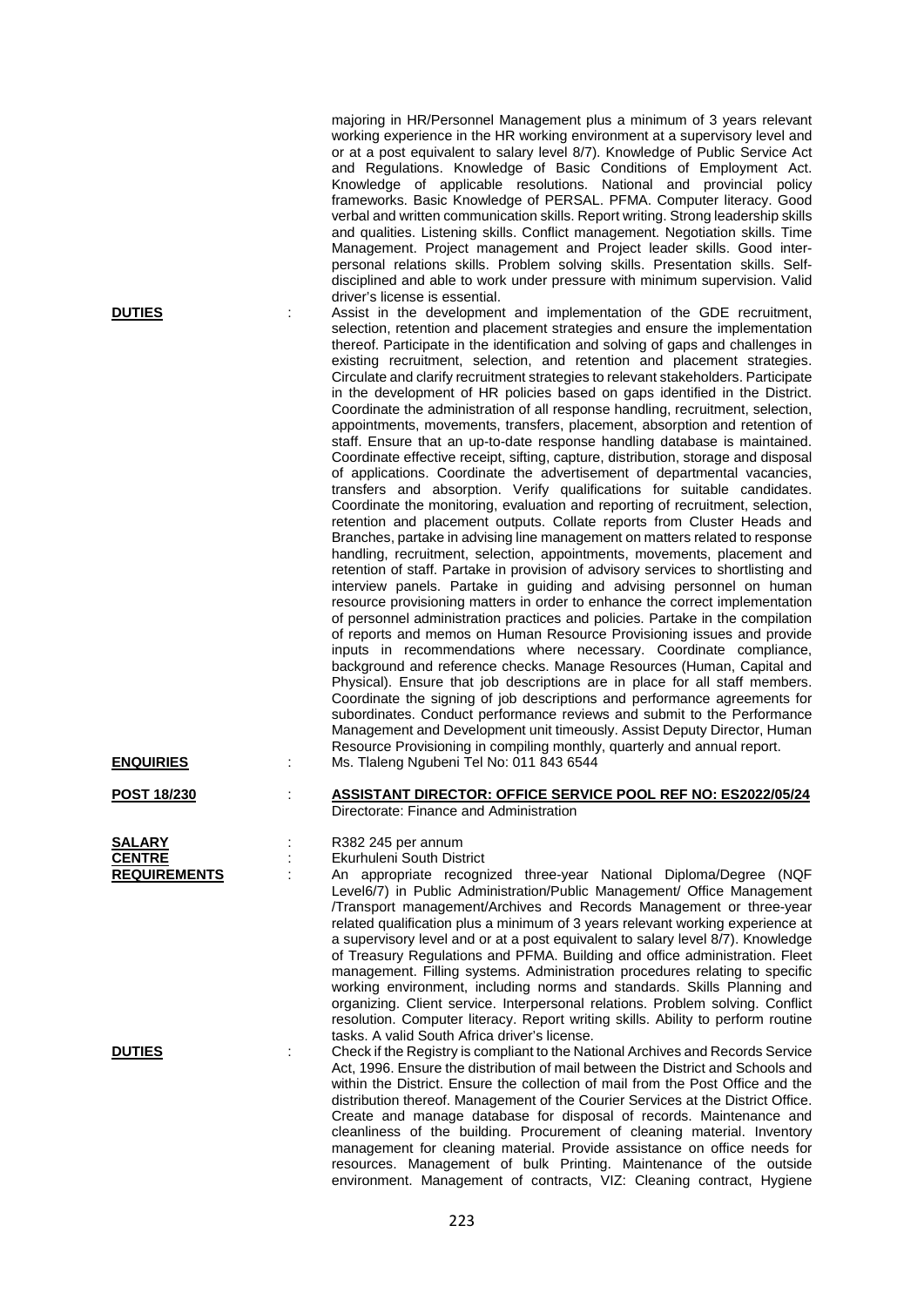majoring in HR/Personnel Management plus a minimum of 3 years relevant working experience in the HR working environment at a supervisory level and or at a post equivalent to salary level 8/7). Knowledge of Public Service Act and Regulations. Knowledge of Basic Conditions of Employment Act. Knowledge of applicable resolutions. National and provincial policy frameworks. Basic Knowledge of PERSAL. PFMA. Computer literacy. Good verbal and written communication skills. Report writing. Strong leadership skills and qualities. Listening skills. Conflict management. Negotiation skills. Time Management. Project management and Project leader skills. Good inter-personal relations skills. Problem solving skills. Presentation skills. Self-disciplined and able to work under pressure with minimum supervision. Valid driver's license is essential.

**DUTIES** : Assist in the development and implementation of the GDE recruitment, selection, retention and placement strategies and ensure the implementation thereof. Participate in the identification and solving of gaps and challenges in existing recruitment, selection, and retention and placement strategies. Circulate and clarify recruitment strategies to relevant stakeholders. Participate in the development of HR policies based on gaps identified in the District. Coordinate the administration of all response handling, recruitment, selection, appointments, movements, transfers, placement, absorption and retention of staff. Ensure that an up-to-date response handling database is maintained. Coordinate effective receipt, sifting, capture, distribution, storage and disposal of applications. Coordinate the advertisement of departmental vacancies, transfers and absorption. Verify qualifications for suitable candidates. Coordinate the monitoring, evaluation and reporting of recruitment, selection, retention and placement outputs. Collate reports from Cluster Heads and Branches, partake in advising line management on matters related to response handling, recruitment, selection, appointments, movements, placement and retention of staff. Partake in provision of advisory services to shortlisting and interview panels. Partake in guiding and advising personnel on human resource provisioning matters in order to enhance the correct implementation of personnel administration practices and policies. Partake in the compilation of reports and memos on Human Resource Provisioning issues and provide inputs in recommendations where necessary. Coordinate compliance, background and reference checks. Manage Resources (Human, Capital and Physical). Ensure that job descriptions are in place for all staff members. Coordinate the signing of job descriptions and performance agreements for subordinates. Conduct performance reviews and submit to the Performance Management and Development unit timeously. Assist Deputy Director, Human Resource Provisioning in compiling monthly, quarterly and annual report.

**ENQUIRIES** : Ms. Tlaleng Ngubeni Tel No: 011 843 6544

**POST 18/230** : **ASSISTANT DIRECTOR: OFFICE SERVICE POOL REF NO: ES2022/05/24**
Directorate: Finance and Administration

**SALARY** : R382 245 per annum

**CENTRE** : Ekurhuleni South District

**REQUIREMENTS** : An appropriate recognized three-year National Diploma/Degree (NQF Level6/7) in Public Administration/Public Management/ Office Management /Transport management/Archives and Records Management or three-year related qualification plus a minimum of 3 years relevant working experience at a supervisory level and or at a post equivalent to salary level 8/7). Knowledge of Treasury Regulations and PFMA. Building and office administration. Fleet management. Filling systems. Administration procedures relating to specific working environment, including norms and standards. Skills Planning and organizing. Client service. Interpersonal relations. Problem solving. Conflict resolution. Computer literacy. Report writing skills. Ability to perform routine tasks. A valid South Africa driver's license.

**DUTIES** : Check if the Registry is compliant to the National Archives and Records Service Act, 1996. Ensure the distribution of mail between the District and Schools and within the District. Ensure the collection of mail from the Post Office and the distribution thereof. Management of the Courier Services at the District Office. Create and manage database for disposal of records. Maintenance and cleanliness of the building. Procurement of cleaning material. Inventory management for cleaning material. Provide assistance on office needs for resources. Management of bulk Printing. Maintenance of the outside environment. Management of contracts, VIZ: Cleaning contract, Hygiene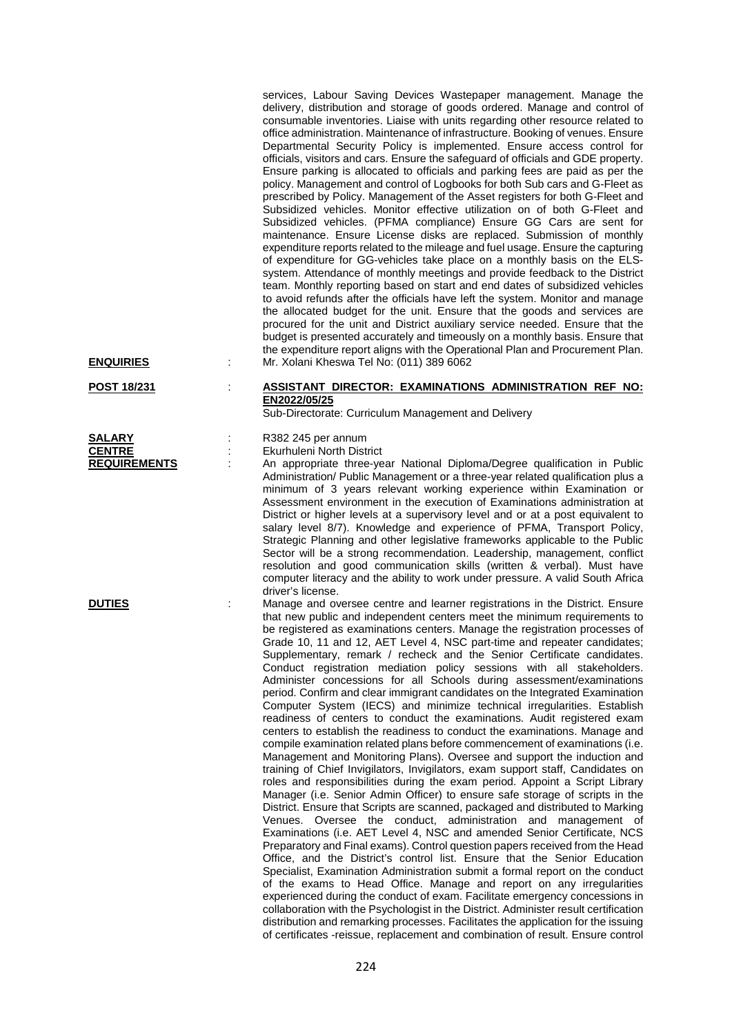services, Labour Saving Devices Wastepaper management. Manage the delivery, distribution and storage of goods ordered. Manage and control of consumable inventories. Liaise with units regarding other resource related to office administration. Maintenance of infrastructure. Booking of venues. Ensure Departmental Security Policy is implemented. Ensure access control for officials, visitors and cars. Ensure the safeguard of officials and GDE property. Ensure parking is allocated to officials and parking fees are paid as per the policy. Management and control of Logbooks for both Sub cars and G-Fleet as prescribed by Policy. Management of the Asset registers for both G-Fleet and Subsidized vehicles. Monitor effective utilization on of both G-Fleet and Subsidized vehicles. (PFMA compliance) Ensure GG Cars are sent for maintenance. Ensure License disks are replaced. Submission of monthly expenditure reports related to the mileage and fuel usage. Ensure the capturing of expenditure for GG-vehicles take place on a monthly basis on the ELS-system. Attendance of monthly meetings and provide feedback to the District team. Monthly reporting based on start and end dates of subsidized vehicles to avoid refunds after the officials have left the system. Monitor and manage the allocated budget for the unit. Ensure that the goods and services are procured for the unit and District auxiliary service needed. Ensure that the budget is presented accurately and timeously on a monthly basis. Ensure that the expenditure report aligns with the Operational Plan and Procurement Plan.

**ENQUIRIES** : Mr. Xolani Kheswa Tel No: (011) 389 6062

**POST 18/231** : **ASSISTANT DIRECTOR: EXAMINATIONS ADMINISTRATION REF NO: EN2022/05/25**

Sub-Directorate: Curriculum Management and Delivery

**SALARY** : R382 245 per annum

**CENTRE** : Ekurhuleni North District

**REQUIREMENTS** : An appropriate three-year National Diploma/Degree qualification in Public Administration/ Public Management or a three-year related qualification plus a minimum of 3 years relevant working experience within Examination or Assessment environment in the execution of Examinations administration at District or higher levels at a supervisory level and or at a post equivalent to salary level 8/7). Knowledge and experience of PFMA, Transport Policy, Strategic Planning and other legislative frameworks applicable to the Public Sector will be a strong recommendation. Leadership, management, conflict resolution and good communication skills (written & verbal). Must have computer literacy and the ability to work under pressure. A valid South Africa driver's license.

**DUTIES** : Manage and oversee centre and learner registrations in the District. Ensure that new public and independent centers meet the minimum requirements to be registered as examinations centers. Manage the registration processes of Grade 10, 11 and 12, AET Level 4, NSC part-time and repeater candidates; Supplementary, remark / recheck and the Senior Certificate candidates. Conduct registration mediation policy sessions with all stakeholders. Administer concessions for all Schools during assessment/examinations period. Confirm and clear immigrant candidates on the Integrated Examination Computer System (IECS) and minimize technical irregularities. Establish readiness of centers to conduct the examinations. Audit registered exam centers to establish the readiness to conduct the examinations. Manage and compile examination related plans before commencement of examinations (i.e. Management and Monitoring Plans). Oversee and support the induction and training of Chief Invigilators, Invigilators, exam support staff, Candidates on roles and responsibilities during the exam period. Appoint a Script Library Manager (i.e. Senior Admin Officer) to ensure safe storage of scripts in the District. Ensure that Scripts are scanned, packaged and distributed to Marking Venues. Oversee the conduct, administration and management of Examinations (i.e. AET Level 4, NSC and amended Senior Certificate, NCS Preparatory and Final exams). Control question papers received from the Head Office, and the District's control list. Ensure that the Senior Education Specialist, Examination Administration submit a formal report on the conduct of the exams to Head Office. Manage and report on any irregularities experienced during the conduct of exam. Facilitate emergency concessions in collaboration with the Psychologist in the District. Administer result certification distribution and remarking processes. Facilitates the application for the issuing of certificates -reissue, replacement and combination of result. Ensure control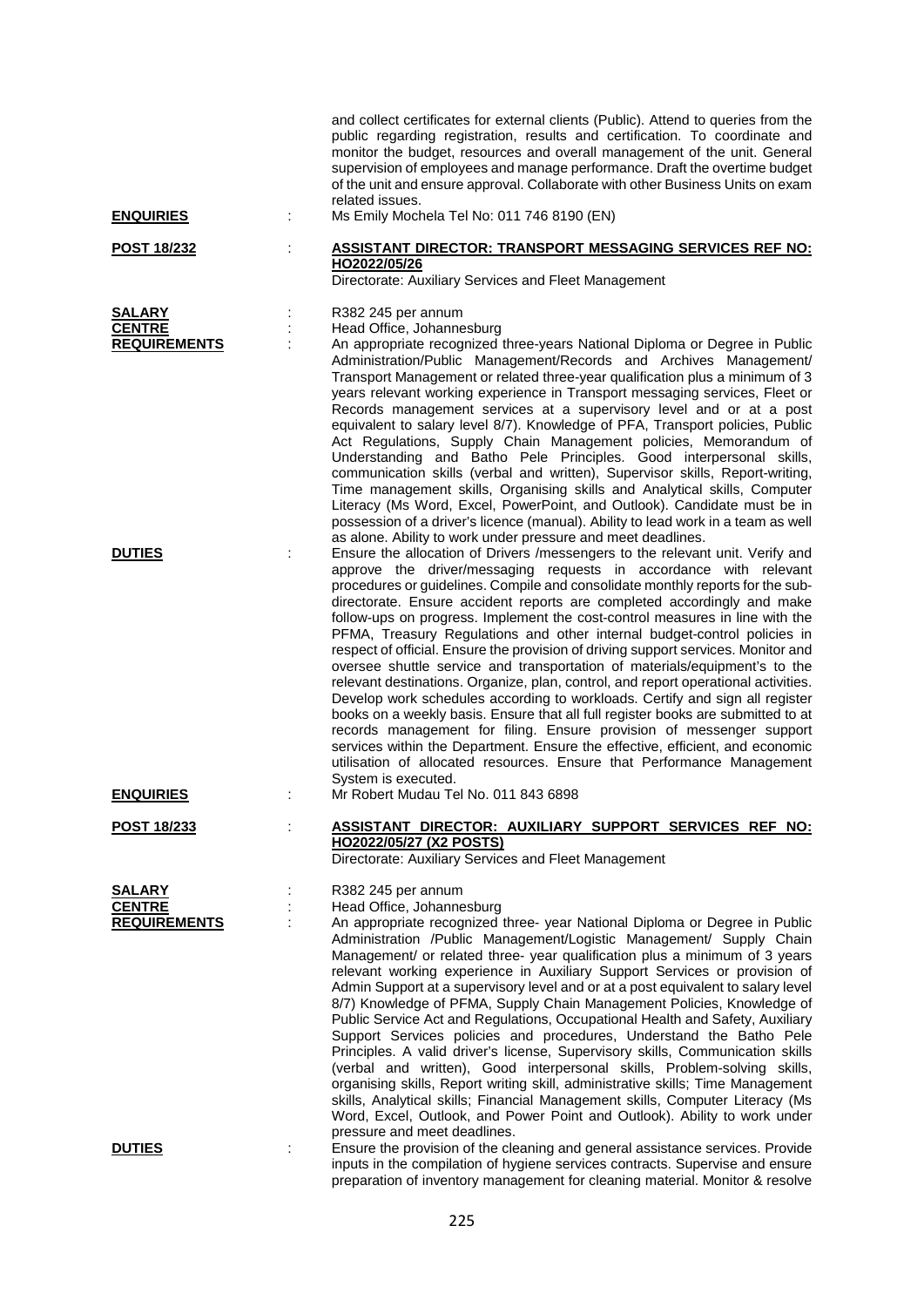and collect certificates for external clients (Public). Attend to queries from the public regarding registration, results and certification. To coordinate and monitor the budget, resources and overall management of the unit. General supervision of employees and manage performance. Draft the overtime budget of the unit and ensure approval. Collaborate with other Business Units on exam related issues.

**ENQUIRIES** : Ms Emily Mochela Tel No: 011 746 8190 (EN)

**POST 18/232** : **ASSISTANT DIRECTOR: TRANSPORT MESSAGING SERVICES REF NO: HO2022/05/26**
Directorate: Auxiliary Services and Fleet Management

**SALARY** : R382 245 per annum

**CENTRE** : Head Office, Johannesburg

**REQUIREMENTS** : An appropriate recognized three-years National Diploma or Degree in Public Administration/Public Management/Records and Archives Management/ Transport Management or related three-year qualification plus a minimum of 3 years relevant working experience in Transport messaging services, Fleet or Records management services at a supervisory level and or at a post equivalent to salary level 8/7). Knowledge of PFA, Transport policies, Public Act Regulations, Supply Chain Management policies, Memorandum of Understanding and Batho Pele Principles. Good interpersonal skills, communication skills (verbal and written), Supervisor skills, Report-writing, Time management skills, Organising skills and Analytical skills, Computer Literacy (Ms Word, Excel, PowerPoint, and Outlook). Candidate must be in possession of a driver's licence (manual). Ability to lead work in a team as well as alone. Ability to work under pressure and meet deadlines.

**DUTIES** : Ensure the allocation of Drivers /messengers to the relevant unit. Verify and approve the driver/messaging requests in accordance with relevant procedures or guidelines. Compile and consolidate monthly reports for the sub-directorate. Ensure accident reports are completed accordingly and make follow-ups on progress. Implement the cost-control measures in line with the PFMA, Treasury Regulations and other internal budget-control policies in respect of official. Ensure the provision of driving support services. Monitor and oversee shuttle service and transportation of materials/equipment's to the relevant destinations. Organize, plan, control, and report operational activities. Develop work schedules according to workloads. Certify and sign all register books on a weekly basis. Ensure that all full register books are submitted to at records management for filing. Ensure provision of messenger support services within the Department. Ensure the effective, efficient, and economic utilisation of allocated resources. Ensure that Performance Management System is executed.

**ENQUIRIES** : Mr Robert Mudau Tel No. 011 843 6898

**POST 18/233** : **ASSISTANT DIRECTOR: AUXILIARY SUPPORT SERVICES REF NO: HO2022/05/27 (X2 POSTS)**
Directorate: Auxiliary Services and Fleet Management

**SALARY** : R382 245 per annum

**CENTRE** : Head Office, Johannesburg

**REQUIREMENTS** : An appropriate recognized three- year National Diploma or Degree in Public Administration /Public Management/Logistic Management/ Supply Chain Management/ or related three- year qualification plus a minimum of 3 years relevant working experience in Auxiliary Support Services or provision of Admin Support at a supervisory level and or at a post equivalent to salary level 8/7) Knowledge of PFMA, Supply Chain Management Policies, Knowledge of Public Service Act and Regulations, Occupational Health and Safety, Auxiliary Support Services policies and procedures, Understand the Batho Pele Principles. A valid driver's license, Supervisory skills, Communication skills (verbal and written), Good interpersonal skills, Problem-solving skills, organising skills, Report writing skill, administrative skills; Time Management skills, Analytical skills; Financial Management skills, Computer Literacy (Ms Word, Excel, Outlook, and Power Point and Outlook). Ability to work under pressure and meet deadlines.

**DUTIES** : Ensure the provision of the cleaning and general assistance services. Provide inputs in the compilation of hygiene services contracts. Supervise and ensure preparation of inventory management for cleaning material. Monitor & resolve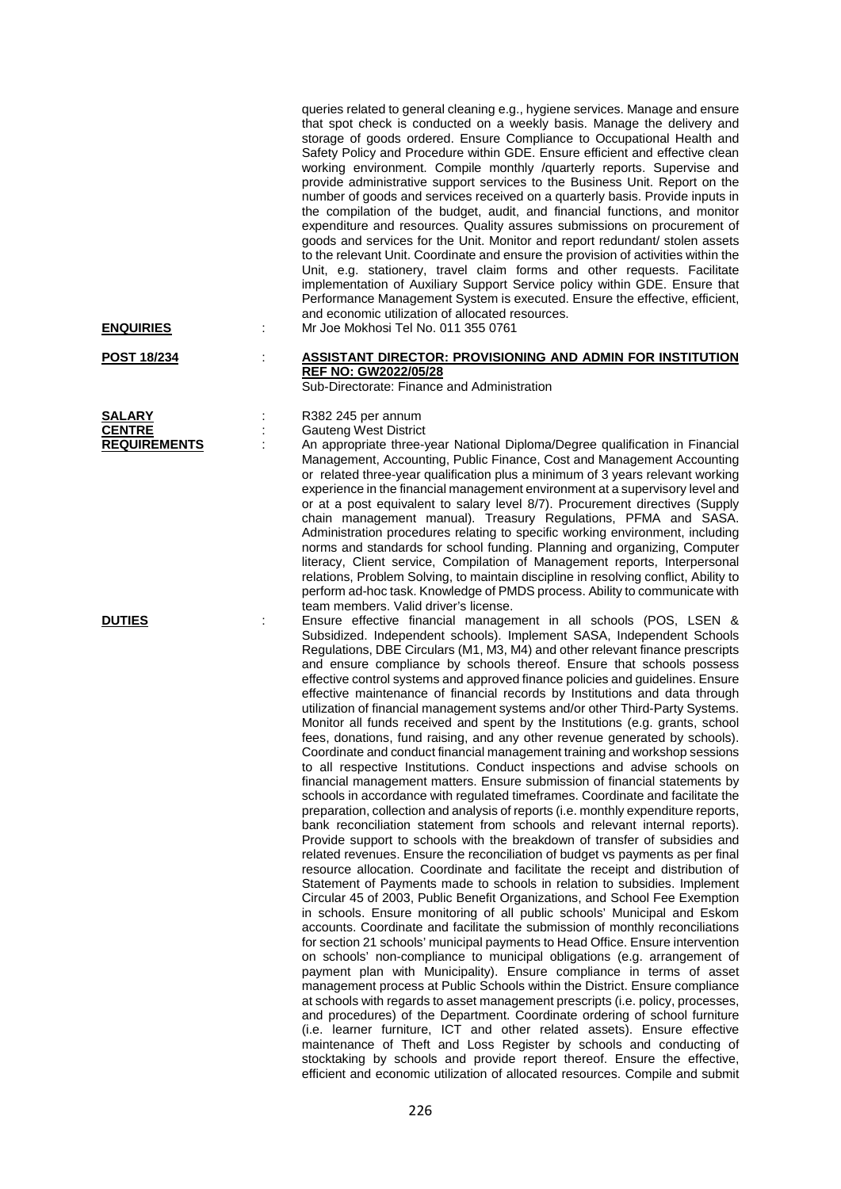queries related to general cleaning e.g., hygiene services. Manage and ensure that spot check is conducted on a weekly basis. Manage the delivery and storage of goods ordered. Ensure Compliance to Occupational Health and Safety Policy and Procedure within GDE. Ensure efficient and effective clean working environment. Compile monthly /quarterly reports. Supervise and provide administrative support services to the Business Unit. Report on the number of goods and services received on a quarterly basis. Provide inputs in the compilation of the budget, audit, and financial functions, and monitor expenditure and resources. Quality assures submissions on procurement of goods and services for the Unit. Monitor and report redundant/ stolen assets to the relevant Unit. Coordinate and ensure the provision of activities within the Unit, e.g. stationery, travel claim forms and other requests. Facilitate implementation of Auxiliary Support Service policy within GDE. Ensure that Performance Management System is executed. Ensure the effective, efficient, and economic utilization of allocated resources.

**ENQUIRIES** : Mr Joe Mokhosi Tel No. 011 355 0761

**POST 18/234** : **ASSISTANT DIRECTOR: PROVISIONING AND ADMIN FOR INSTITUTION REF NO: GW2022/05/28**

Sub-Directorate: Finance and Administration

**SALARY** : R382 245 per annum

**CENTRE** : Gauteng West District

**REQUIREMENTS** : An appropriate three-year National Diploma/Degree qualification in Financial Management, Accounting, Public Finance, Cost and Management Accounting or related three-year qualification plus a minimum of 3 years relevant working experience in the financial management environment at a supervisory level and or at a post equivalent to salary level 8/7). Procurement directives (Supply chain management manual). Treasury Regulations, PFMA and SASA. Administration procedures relating to specific working environment, including norms and standards for school funding. Planning and organizing, Computer literacy, Client service, Compilation of Management reports, Interpersonal relations, Problem Solving, to maintain discipline in resolving conflict, Ability to perform ad-hoc task. Knowledge of PMDS process. Ability to communicate with team members. Valid driver's license.

**DUTIES** : Ensure effective financial management in all schools (POS, LSEN & Subsidized. Independent schools). Implement SASA, Independent Schools Regulations, DBE Circulars (M1, M3, M4) and other relevant finance prescripts and ensure compliance by schools thereof. Ensure that schools possess effective control systems and approved finance policies and guidelines. Ensure effective maintenance of financial records by Institutions and data through utilization of financial management systems and/or other Third-Party Systems. Monitor all funds received and spent by the Institutions (e.g. grants, school fees, donations, fund raising, and any other revenue generated by schools). Coordinate and conduct financial management training and workshop sessions to all respective Institutions. Conduct inspections and advise schools on financial management matters. Ensure submission of financial statements by schools in accordance with regulated timeframes. Coordinate and facilitate the preparation, collection and analysis of reports (i.e. monthly expenditure reports, bank reconciliation statement from schools and relevant internal reports). Provide support to schools with the breakdown of transfer of subsidies and related revenues. Ensure the reconciliation of budget vs payments as per final resource allocation. Coordinate and facilitate the receipt and distribution of Statement of Payments made to schools in relation to subsidies. Implement Circular 45 of 2003, Public Benefit Organizations, and School Fee Exemption in schools. Ensure monitoring of all public schools' Municipal and Eskom accounts. Coordinate and facilitate the submission of monthly reconciliations for section 21 schools' municipal payments to Head Office. Ensure intervention on schools' non-compliance to municipal obligations (e.g. arrangement of payment plan with Municipality). Ensure compliance in terms of asset management process at Public Schools within the District. Ensure compliance at schools with regards to asset management prescripts (i.e. policy, processes, and procedures) of the Department. Coordinate ordering of school furniture (i.e. learner furniture, ICT and other related assets). Ensure effective maintenance of Theft and Loss Register by schools and conducting of stocktaking by schools and provide report thereof. Ensure the effective, efficient and economic utilization of allocated resources. Compile and submit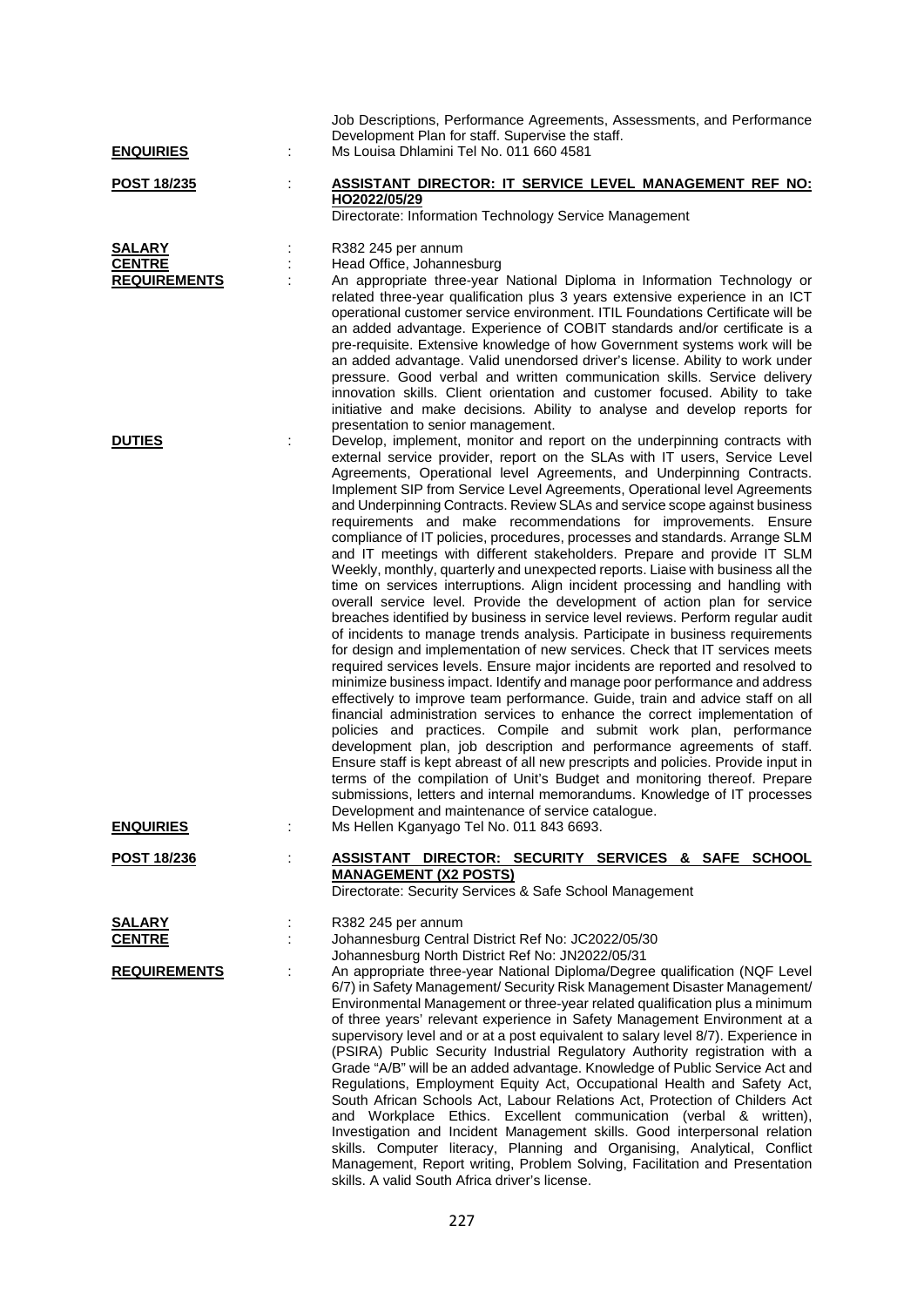Job Descriptions, Performance Agreements, Assessments, and Performance Development Plan for staff. Supervise the staff.

**ENQUIRIES** : Ms Louisa Dhlamini Tel No. 011 660 4581

**POST 18/235** : **ASSISTANT DIRECTOR: IT SERVICE LEVEL MANAGEMENT REF NO: HO2022/05/29**
Directorate: Information Technology Service Management

**SALARY** : R382 245 per annum

**CENTRE** : Head Office, Johannesburg

**REQUIREMENTS** : An appropriate three-year National Diploma in Information Technology or related three-year qualification plus 3 years extensive experience in an ICT operational customer service environment. ITIL Foundations Certificate will be an added advantage. Experience of COBIT standards and/or certificate is a pre-requisite. Extensive knowledge of how Government systems work will be an added advantage. Valid unendorsed driver's license. Ability to work under pressure. Good verbal and written communication skills. Service delivery innovation skills. Client orientation and customer focused. Ability to take initiative and make decisions. Ability to analyse and develop reports for presentation to senior management.

**DUTIES** : Develop, implement, monitor and report on the underpinning contracts with external service provider, report on the SLAs with IT users, Service Level Agreements, Operational level Agreements, and Underpinning Contracts. Implement SIP from Service Level Agreements, Operational level Agreements and Underpinning Contracts. Review SLAs and service scope against business requirements and make recommendations for improvements. Ensure compliance of IT policies, procedures, processes and standards. Arrange SLM and IT meetings with different stakeholders. Prepare and provide IT SLM Weekly, monthly, quarterly and unexpected reports. Liaise with business all the time on services interruptions. Align incident processing and handling with overall service level. Provide the development of action plan for service breaches identified by business in service level reviews. Perform regular audit of incidents to manage trends analysis. Participate in business requirements for design and implementation of new services. Check that IT services meets required services levels. Ensure major incidents are reported and resolved to minimize business impact. Identify and manage poor performance and address effectively to improve team performance. Guide, train and advice staff on all financial administration services to enhance the correct implementation of policies and practices. Compile and submit work plan, performance development plan, job description and performance agreements of staff. Ensure staff is kept abreast of all new prescripts and policies. Provide input in terms of the compilation of Unit's Budget and monitoring thereof. Prepare submissions, letters and internal memorandums. Knowledge of IT processes Development and maintenance of service catalogue.

**ENQUIRIES** : Ms Hellen Kganyago Tel No. 011 843 6693.

**POST 18/236** : **ASSISTANT DIRECTOR: SECURITY SERVICES & SAFE SCHOOL MANAGEMENT (X2 POSTS)**
Directorate: Security Services & Safe School Management

**SALARY** : R382 245 per annum

**CENTRE** : Johannesburg Central District Ref No: JC2022/05/30
Johannesburg North District Ref No: JN2022/05/31

**REQUIREMENTS** : An appropriate three-year National Diploma/Degree qualification (NQF Level 6/7) in Safety Management/ Security Risk Management Disaster Management/ Environmental Management or three-year related qualification plus a minimum of three years' relevant experience in Safety Management Environment at a supervisory level and or at a post equivalent to salary level 8/7). Experience in (PSIRA) Public Security Industrial Regulatory Authority registration with a Grade "A/B" will be an added advantage. Knowledge of Public Service Act and Regulations, Employment Equity Act, Occupational Health and Safety Act, South African Schools Act, Labour Relations Act, Protection of Childers Act and Workplace Ethics. Excellent communication (verbal & written), Investigation and Incident Management skills. Good interpersonal relation skills. Computer literacy, Planning and Organising, Analytical, Conflict Management, Report writing, Problem Solving, Facilitation and Presentation skills. A valid South Africa driver's license.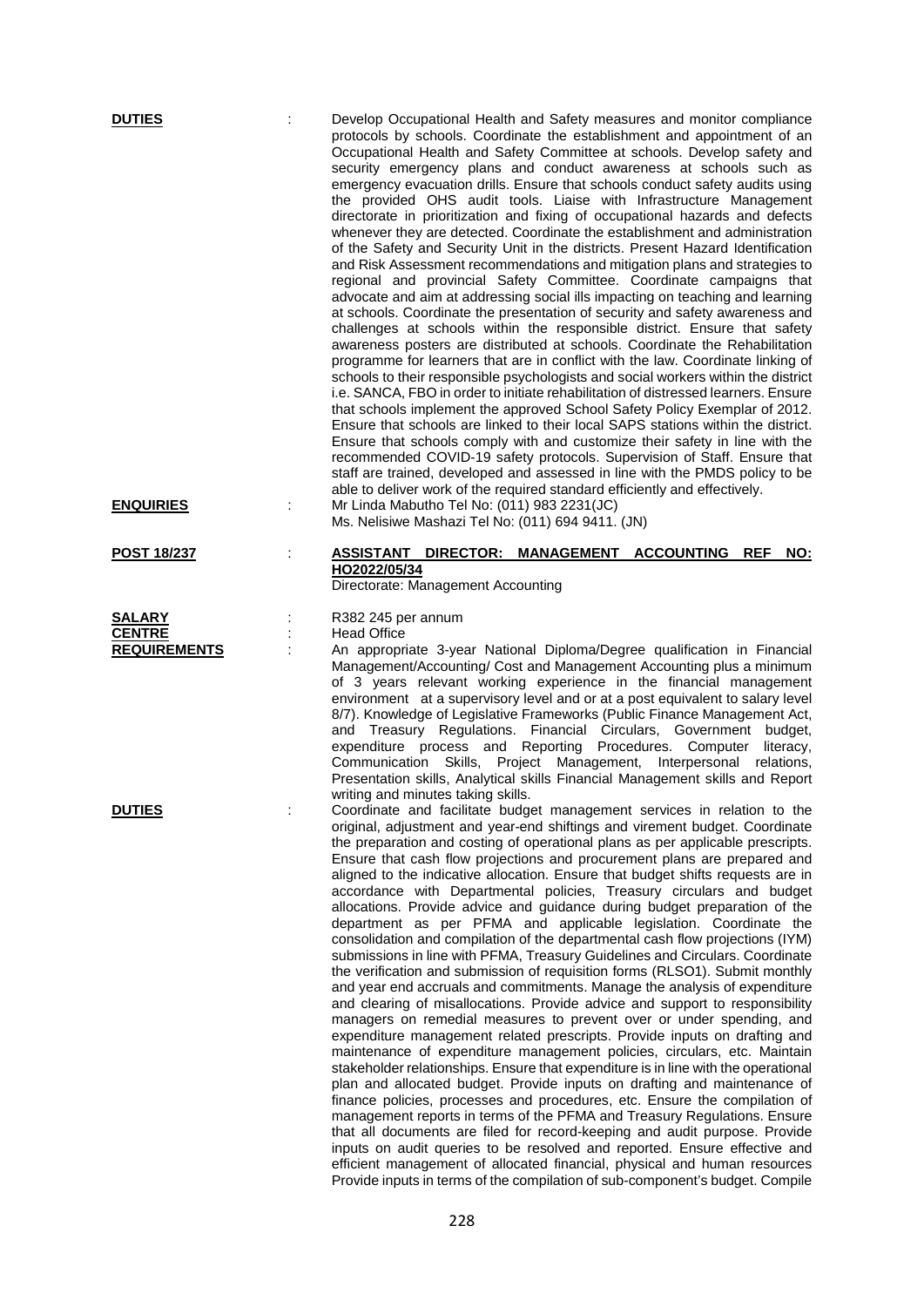**DUTIES** : Develop Occupational Health and Safety measures and monitor compliance protocols by schools. Coordinate the establishment and appointment of an Occupational Health and Safety Committee at schools. Develop safety and security emergency plans and conduct awareness at schools such as emergency evacuation drills. Ensure that schools conduct safety audits using the provided OHS audit tools. Liaise with Infrastructure Management directorate in prioritization and fixing of occupational hazards and defects whenever they are detected. Coordinate the establishment and administration of the Safety and Security Unit in the districts. Present Hazard Identification and Risk Assessment recommendations and mitigation plans and strategies to regional and provincial Safety Committee. Coordinate campaigns that advocate and aim at addressing social ills impacting on teaching and learning at schools. Coordinate the presentation of security and safety awareness and challenges at schools within the responsible district. Ensure that safety awareness posters are distributed at schools. Coordinate the Rehabilitation programme for learners that are in conflict with the law. Coordinate linking of schools to their responsible psychologists and social workers within the district i.e. SANCA, FBO in order to initiate rehabilitation of distressed learners. Ensure that schools implement the approved School Safety Policy Exemplar of 2012. Ensure that schools are linked to their local SAPS stations within the district. Ensure that schools comply with and customize their safety in line with the recommended COVID-19 safety protocols. Supervision of Staff. Ensure that staff are trained, developed and assessed in line with the PMDS policy to be able to deliver work of the required standard efficiently and effectively.

**ENQUIRIES** : Mr Linda Mabutho Tel No: (011) 983 2231(JC)
Ms. Nelisiwe Mashazi Tel No: (011) 694 9411. (JN)

**POST 18/237** : **ASSISTANT DIRECTOR: MANAGEMENT ACCOUNTING REF NO: HO2022/05/34**
Directorate: Management Accounting

**SALARY** : R382 245 per annum

**CENTRE** : Head Office

**REQUIREMENTS** : An appropriate 3-year National Diploma/Degree qualification in Financial Management/Accounting/ Cost and Management Accounting plus a minimum of 3 years relevant working experience in the financial management environment at a supervisory level and or at a post equivalent to salary level 8/7). Knowledge of Legislative Frameworks (Public Finance Management Act, and Treasury Regulations. Financial Circulars, Government budget, expenditure process and Reporting Procedures. Computer literacy, Communication Skills, Project Management, Interpersonal relations, Presentation skills, Analytical skills Financial Management skills and Report writing and minutes taking skills.

**DUTIES** : Coordinate and facilitate budget management services in relation to the original, adjustment and year-end shiftings and virement budget. Coordinate the preparation and costing of operational plans as per applicable prescripts. Ensure that cash flow projections and procurement plans are prepared and aligned to the indicative allocation. Ensure that budget shifts requests are in accordance with Departmental policies, Treasury circulars and budget allocations. Provide advice and guidance during budget preparation of the department as per PFMA and applicable legislation. Coordinate the consolidation and compilation of the departmental cash flow projections (IYM) submissions in line with PFMA, Treasury Guidelines and Circulars. Coordinate the verification and submission of requisition forms (RLSO1). Submit monthly and year end accruals and commitments. Manage the analysis of expenditure and clearing of misallocations. Provide advice and support to responsibility managers on remedial measures to prevent over or under spending, and expenditure management related prescripts. Provide inputs on drafting and maintenance of expenditure management policies, circulars, etc. Maintain stakeholder relationships. Ensure that expenditure is in line with the operational plan and allocated budget. Provide inputs on drafting and maintenance of finance policies, processes and procedures, etc. Ensure the compilation of management reports in terms of the PFMA and Treasury Regulations. Ensure that all documents are filed for record-keeping and audit purpose. Provide inputs on audit queries to be resolved and reported. Ensure effective and efficient management of allocated financial, physical and human resources Provide inputs in terms of the compilation of sub-component's budget. Compile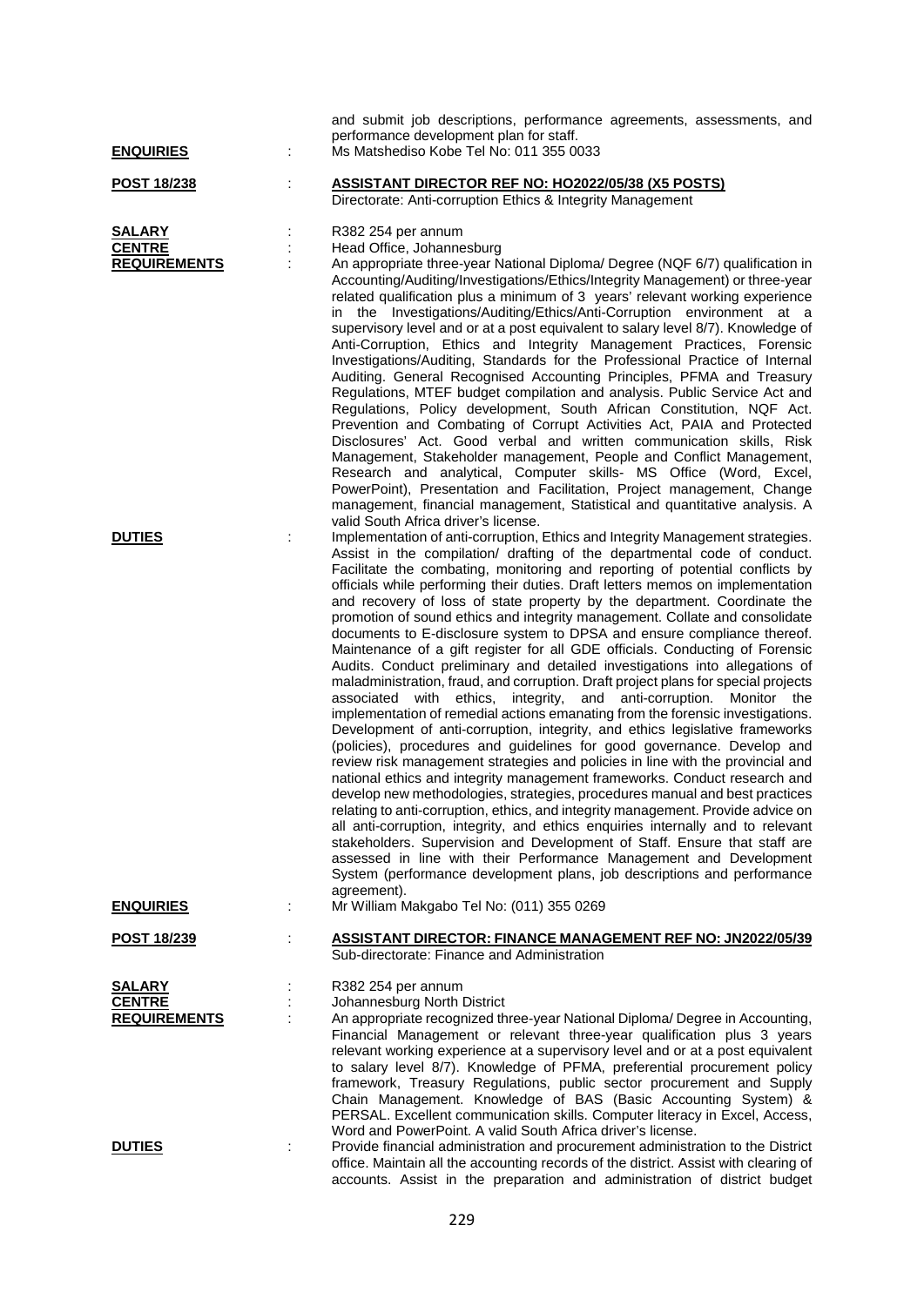and submit job descriptions, performance agreements, assessments, and performance development plan for staff.

**ENQUIRIES** : Ms Matshediso Kobe Tel No: 011 355 0033

**POST 18/238** : **ASSISTANT DIRECTOR REF NO: HO2022/05/38 (X5 POSTS)**
Directorate: Anti-corruption Ethics & Integrity Management

**SALARY** : R382 254 per annum

**CENTRE** : Head Office, Johannesburg

**REQUIREMENTS** : An appropriate three-year National Diploma/ Degree (NQF 6/7) qualification in Accounting/Auditing/Investigations/Ethics/Integrity Management) or three-year related qualification plus a minimum of 3 years' relevant working experience in the Investigations/Auditing/Ethics/Anti-Corruption environment at a supervisory level and or at a post equivalent to salary level 8/7). Knowledge of Anti-Corruption, Ethics and Integrity Management Practices, Forensic Investigations/Auditing, Standards for the Professional Practice of Internal Auditing. General Recognised Accounting Principles, PFMA and Treasury Regulations, MTEF budget compilation and analysis. Public Service Act and Regulations, Policy development, South African Constitution, NQF Act. Prevention and Combating of Corrupt Activities Act, PAIA and Protected Disclosures' Act. Good verbal and written communication skills, Risk Management, Stakeholder management, People and Conflict Management, Research and analytical, Computer skills- MS Office (Word, Excel, PowerPoint), Presentation and Facilitation, Project management, Change management, financial management, Statistical and quantitative analysis. A valid South Africa driver's license.

**DUTIES** : Implementation of anti-corruption, Ethics and Integrity Management strategies. Assist in the compilation/ drafting of the departmental code of conduct. Facilitate the combating, monitoring and reporting of potential conflicts by officials while performing their duties. Draft letters memos on implementation and recovery of loss of state property by the department. Coordinate the promotion of sound ethics and integrity management. Collate and consolidate documents to E-disclosure system to DPSA and ensure compliance thereof. Maintenance of a gift register for all GDE officials. Conducting of Forensic Audits. Conduct preliminary and detailed investigations into allegations of maladministration, fraud, and corruption. Draft project plans for special projects associated with ethics, integrity, and anti-corruption. Monitor the implementation of remedial actions emanating from the forensic investigations. Development of anti-corruption, integrity, and ethics legislative frameworks (policies), procedures and guidelines for good governance. Develop and review risk management strategies and policies in line with the provincial and national ethics and integrity management frameworks. Conduct research and develop new methodologies, strategies, procedures manual and best practices relating to anti-corruption, ethics, and integrity management. Provide advice on all anti-corruption, integrity, and ethics enquiries internally and to relevant stakeholders. Supervision and Development of Staff. Ensure that staff are assessed in line with their Performance Management and Development System (performance development plans, job descriptions and performance agreement).

**ENQUIRIES** : Mr William Makgabo Tel No: (011) 355 0269

**POST 18/239** : **ASSISTANT DIRECTOR: FINANCE MANAGEMENT REF NO: JN2022/05/39**
Sub-directorate: Finance and Administration

**SALARY** : R382 254 per annum

**CENTRE** : Johannesburg North District

**REQUIREMENTS** : An appropriate recognized three-year National Diploma/ Degree in Accounting, Financial Management or relevant three-year qualification plus 3 years relevant working experience at a supervisory level and or at a post equivalent to salary level 8/7). Knowledge of PFMA, preferential procurement policy framework, Treasury Regulations, public sector procurement and Supply Chain Management. Knowledge of BAS (Basic Accounting System) & PERSAL. Excellent communication skills. Computer literacy in Excel, Access, Word and PowerPoint. A valid South Africa driver's license.

**DUTIES** : Provide financial administration and procurement administration to the District office. Maintain all the accounting records of the district. Assist with clearing of accounts. Assist in the preparation and administration of district budget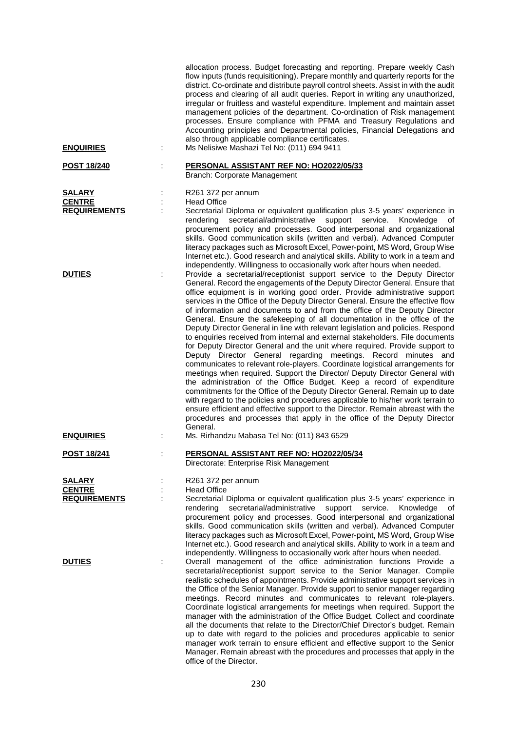allocation process. Budget forecasting and reporting. Prepare weekly Cash flow inputs (funds requisitioning). Prepare monthly and quarterly reports for the district. Co-ordinate and distribute payroll control sheets. Assist in with the audit process and clearing of all audit queries. Report in writing any unauthorized, irregular or fruitless and wasteful expenditure. Implement and maintain asset management policies of the department. Co-ordination of Risk management processes. Ensure compliance with PFMA and Treasury Regulations and Accounting principles and Departmental policies, Financial Delegations and also through applicable compliance certificates.

**ENQUIRIES** : Ms Nelisiwe Mashazi Tel No: (011) 694 9411

**POST 18/240** : **PERSONAL ASSISTANT REF NO: HO2022/05/33**
Branch: Corporate Management

**SALARY** : R261 372 per annum

**CENTRE** : Head Office

**REQUIREMENTS** : Secretarial Diploma or equivalent qualification plus 3-5 years' experience in rendering secretarial/administrative support service. Knowledge of procurement policy and processes. Good interpersonal and organizational skills. Good communication skills (written and verbal). Advanced Computer literacy packages such as Microsoft Excel, Power-point, MS Word, Group Wise Internet etc.). Good research and analytical skills. Ability to work in a team and independently. Willingness to occasionally work after hours when needed.

**DUTIES** : Provide a secretarial/receptionist support service to the Deputy Director General. Record the engagements of the Deputy Director General. Ensure that office equipment is in working good order. Provide administrative support services in the Office of the Deputy Director General. Ensure the effective flow of information and documents to and from the office of the Deputy Director General. Ensure the safekeeping of all documentation in the office of the Deputy Director General in line with relevant legislation and policies. Respond to enquiries received from internal and external stakeholders. File documents for Deputy Director General and the unit where required. Provide support to Deputy Director General regarding meetings. Record minutes and communicates to relevant role-players. Coordinate logistical arrangements for meetings when required. Support the Director/ Deputy Director General with the administration of the Office Budget. Keep a record of expenditure commitments for the Office of the Deputy Director General. Remain up to date with regard to the policies and procedures applicable to his/her work terrain to ensure efficient and effective support to the Director. Remain abreast with the procedures and processes that apply in the office of the Deputy Director General.

**ENQUIRIES** : Ms. Rirhandzu Mabasa Tel No: (011) 843 6529

**POST 18/241** : **PERSONAL ASSISTANT REF NO: HO2022/05/34**
Directorate: Enterprise Risk Management

**SALARY** : R261 372 per annum

**CENTRE** : Head Office

**REQUIREMENTS** : Secretarial Diploma or equivalent qualification plus 3-5 years' experience in rendering secretarial/administrative support service. Knowledge of procurement policy and processes. Good interpersonal and organizational skills. Good communication skills (written and verbal). Advanced Computer literacy packages such as Microsoft Excel, Power-point, MS Word, Group Wise Internet etc.). Good research and analytical skills. Ability to work in a team and independently. Willingness to occasionally work after hours when needed.

**DUTIES** : Overall management of the office administration functions Provide a secretarial/receptionist support service to the Senior Manager. Compile realistic schedules of appointments. Provide administrative support services in the Office of the Senior Manager. Provide support to senior manager regarding meetings. Record minutes and communicates to relevant role-players. Coordinate logistical arrangements for meetings when required. Support the manager with the administration of the Office Budget. Collect and coordinate all the documents that relate to the Director/Chief Director's budget. Remain up to date with regard to the policies and procedures applicable to senior manager work terrain to ensure efficient and effective support to the Senior Manager. Remain abreast with the procedures and processes that apply in the office of the Director.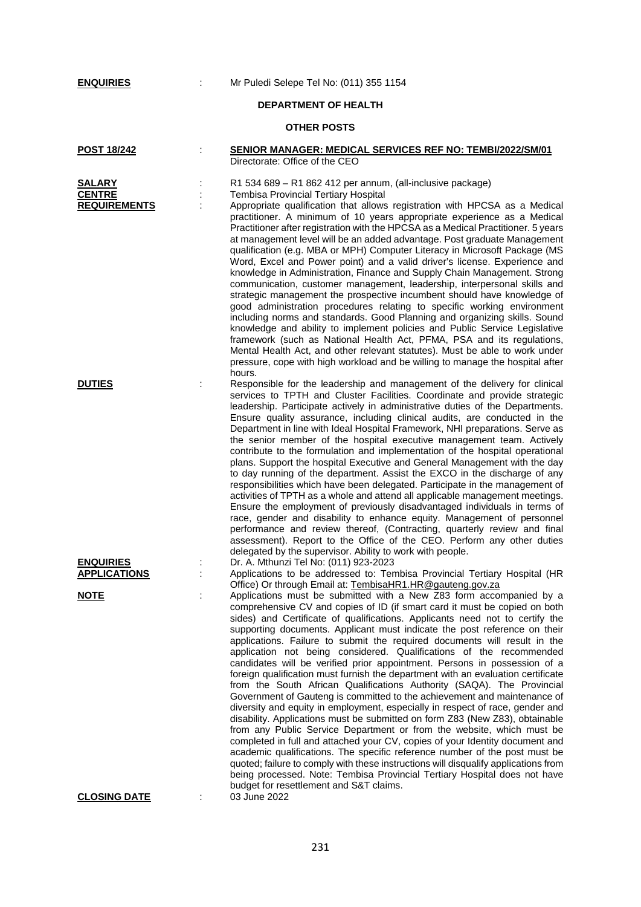**ENQUIRIES** : Mr Puledi Selepe Tel No: (011) 355 1154

## DEPARTMENT OF HEALTH

### OTHER POSTS

**POST 18/242** : **SENIOR MANAGER: MEDICAL SERVICES REF NO: TEMBI/2022/SM/01**
Directorate: Office of the CEO

**SALARY** : R1 534 689 – R1 862 412 per annum, (all-inclusive package)

**CENTRE** : Tembisa Provincial Tertiary Hospital

**REQUIREMENTS** : Appropriate qualification that allows registration with HPCSA as a Medical practitioner. A minimum of 10 years appropriate experience as a Medical Practitioner after registration with the HPCSA as a Medical Practitioner. 5 years at management level will be an added advantage. Post graduate Management qualification (e.g. MBA or MPH) Computer Literacy in Microsoft Package (MS Word, Excel and Power point) and a valid driver's license. Experience and knowledge in Administration, Finance and Supply Chain Management. Strong communication, customer management, leadership, interpersonal skills and strategic management the prospective incumbent should have knowledge of good administration procedures relating to specific working environment including norms and standards. Good Planning and organizing skills. Sound knowledge and ability to implement policies and Public Service Legislative framework (such as National Health Act, PFMA, PSA and its regulations, Mental Health Act, and other relevant statutes). Must be able to work under pressure, cope with high workload and be willing to manage the hospital after hours.

**DUTIES** : Responsible for the leadership and management of the delivery for clinical services to TPTH and Cluster Facilities. Coordinate and provide strategic leadership. Participate actively in administrative duties of the Departments. Ensure quality assurance, including clinical audits, are conducted in the Department in line with Ideal Hospital Framework, NHI preparations. Serve as the senior member of the hospital executive management team. Actively contribute to the formulation and implementation of the hospital operational plans. Support the hospital Executive and General Management with the day to day running of the department. Assist the EXCO in the discharge of any responsibilities which have been delegated. Participate in the management of activities of TPTH as a whole and attend all applicable management meetings. Ensure the employment of previously disadvantaged individuals in terms of race, gender and disability to enhance equity. Management of personnel performance and review thereof, (Contracting, quarterly review and final assessment). Report to the Office of the CEO. Perform any other duties delegated by the supervisor. Ability to work with people.

**ENQUIRIES** : Dr. A. Mthunzi Tel No: (011) 923-2023

**APPLICATIONS** : Applications to be addressed to: Tembisa Provincial Tertiary Hospital (HR Office) Or through Email at: TembisaHR1.HR@gauteng.gov.za

**NOTE** : Applications must be submitted with a New Z83 form accompanied by a comprehensive CV and copies of ID (if smart card it must be copied on both sides) and Certificate of qualifications. Applicants need not to certify the supporting documents. Applicant must indicate the post reference on their applications. Failure to submit the required documents will result in the application not being considered. Qualifications of the recommended candidates will be verified prior appointment. Persons in possession of a foreign qualification must furnish the department with an evaluation certificate from the South African Qualifications Authority (SAQA). The Provincial Government of Gauteng is committed to the achievement and maintenance of diversity and equity in employment, especially in respect of race, gender and disability. Applications must be submitted on form Z83 (New Z83), obtainable from any Public Service Department or from the website, which must be completed in full and attached your CV, copies of your Identity document and academic qualifications. The specific reference number of the post must be quoted; failure to comply with these instructions will disqualify applications from being processed. Note: Tembisa Provincial Tertiary Hospital does not have budget for resettlement and S&T claims.

**CLOSING DATE** : 03 June 2022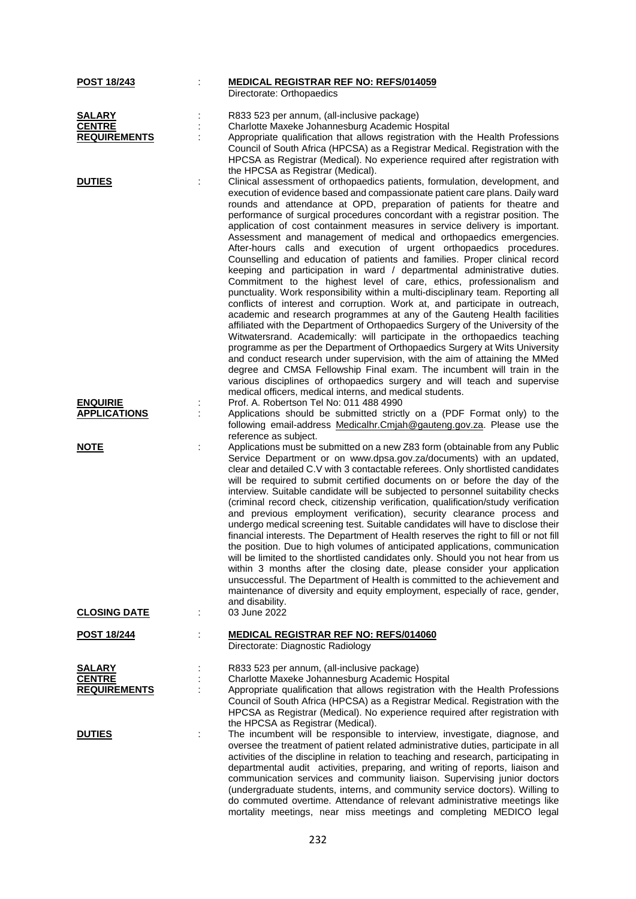**POST 18/243** : **MEDICAL REGISTRAR REF NO: REFS/014059**
Directorate: Orthopaedics

**SALARY** : R833 523 per annum, (all-inclusive package)

**CENTRE** : Charlotte Maxeke Johannesburg Academic Hospital

**REQUIREMENTS** : Appropriate qualification that allows registration with the Health Professions Council of South Africa (HPCSA) as a Registrar Medical. Registration with the HPCSA as Registrar (Medical). No experience required after registration with the HPCSA as Registrar (Medical).

**DUTIES** : Clinical assessment of orthopaedics patients, formulation, development, and execution of evidence based and compassionate patient care plans. Daily ward rounds and attendance at OPD, preparation of patients for theatre and performance of surgical procedures concordant with a registrar position. The application of cost containment measures in service delivery is important. Assessment and management of medical and orthopaedics emergencies. After-hours calls and execution of urgent orthopaedics procedures. Counselling and education of patients and families. Proper clinical record keeping and participation in ward / departmental administrative duties. Commitment to the highest level of care, ethics, professionalism and punctuality. Work responsibility within a multi-disciplinary team. Reporting all conflicts of interest and corruption. Work at, and participate in outreach, academic and research programmes at any of the Gauteng Health facilities affiliated with the Department of Orthopaedics Surgery of the University of the Witwatersrand. Academically: will participate in the orthopaedics teaching programme as per the Department of Orthopaedics Surgery at Wits University and conduct research under supervision, with the aim of attaining the MMed degree and CMSA Fellowship Final exam. The incumbent will train in the various disciplines of orthopaedics surgery and will teach and supervise medical officers, medical interns, and medical students.

**ENQUIRIE** : Prof. A. Robertson Tel No: 011 488 4990

**APPLICATIONS** : Applications should be submitted strictly on a (PDF Format only) to the following email-address Medicalhr.Cmjah@gauteng.gov.za. Please use the reference as subject.

**NOTE** : Applications must be submitted on a new Z83 form (obtainable from any Public Service Department or on www.dpsa.gov.za/documents) with an updated, clear and detailed C.V with 3 contactable referees. Only shortlisted candidates will be required to submit certified documents on or before the day of the interview. Suitable candidate will be subjected to personnel suitability checks (criminal record check, citizenship verification, qualification/study verification and previous employment verification), security clearance process and undergo medical screening test. Suitable candidates will have to disclose their financial interests. The Department of Health reserves the right to fill or not fill the position. Due to high volumes of anticipated applications, communication will be limited to the shortlisted candidates only. Should you not hear from us within 3 months after the closing date, please consider your application unsuccessful. The Department of Health is committed to the achievement and maintenance of diversity and equity employment, especially of race, gender, and disability.

**CLOSING DATE** : 03 June 2022

**POST 18/244** : **MEDICAL REGISTRAR REF NO: REFS/014060**
Directorate: Diagnostic Radiology

**SALARY** : R833 523 per annum, (all-inclusive package)

**CENTRE** : Charlotte Maxeke Johannesburg Academic Hospital

**REQUIREMENTS** : Appropriate qualification that allows registration with the Health Professions Council of South Africa (HPCSA) as a Registrar Medical. Registration with the HPCSA as Registrar (Medical). No experience required after registration with the HPCSA as Registrar (Medical).

**DUTIES** : The incumbent will be responsible to interview, investigate, diagnose, and oversee the treatment of patient related administrative duties, participate in all activities of the discipline in relation to teaching and research, participating in departmental audit activities, preparing, and writing of reports, liaison and communication services and community liaison. Supervising junior doctors (undergraduate students, interns, and community service doctors). Willing to do commuted overtime. Attendance of relevant administrative meetings like mortality meetings, near miss meetings and completing MEDICO legal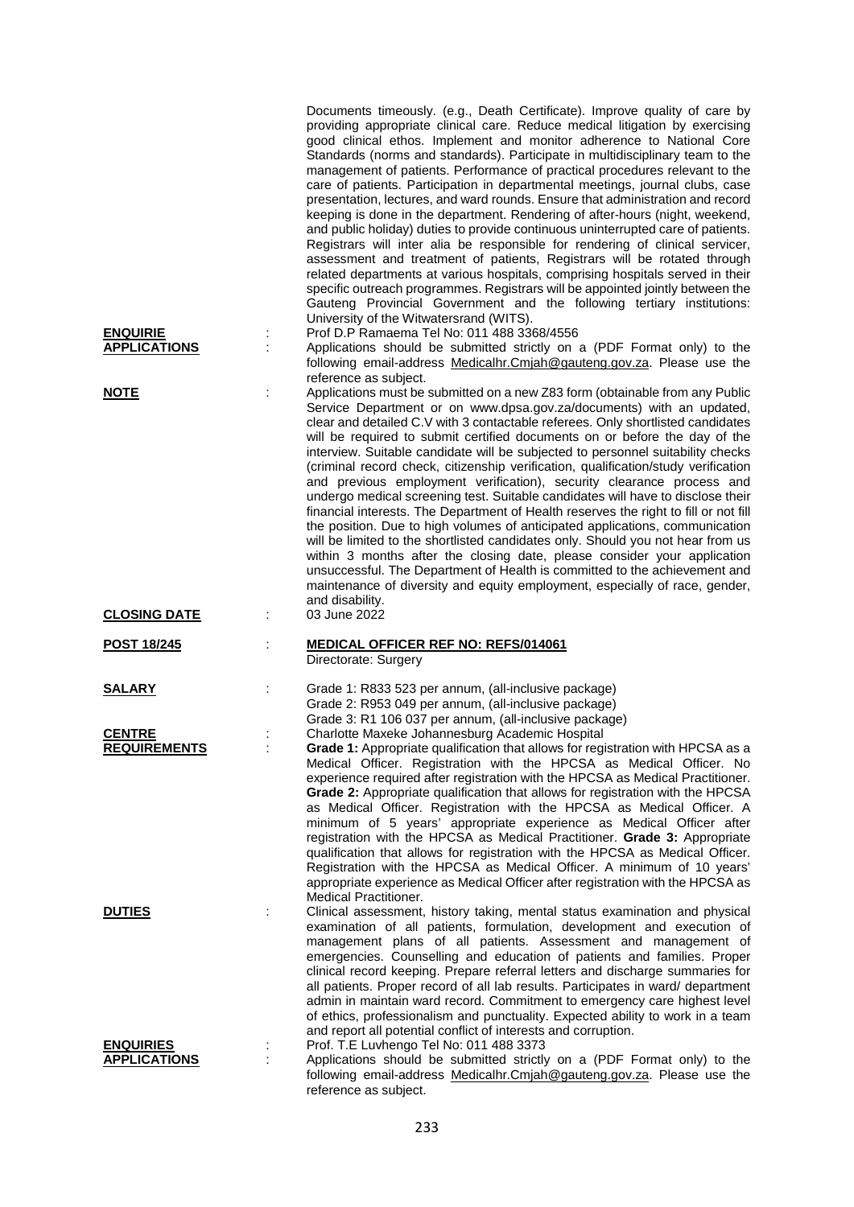Documents timeously. (e.g., Death Certificate). Improve quality of care by providing appropriate clinical care. Reduce medical litigation by exercising good clinical ethos. Implement and monitor adherence to National Core Standards (norms and standards). Participate in multidisciplinary team to the management of patients. Performance of practical procedures relevant to the care of patients. Participation in departmental meetings, journal clubs, case presentation, lectures, and ward rounds. Ensure that administration and record keeping is done in the department. Rendering of after-hours (night, weekend, and public holiday) duties to provide continuous uninterrupted care of patients. Registrars will inter alia be responsible for rendering of clinical servicer, assessment and treatment of patients, Registrars will be rotated through related departments at various hospitals, comprising hospitals served in their specific outreach programmes. Registrars will be appointed jointly between the Gauteng Provincial Government and the following tertiary institutions: University of the Witwatersrand (WITS).

**ENQUIRIE** : Prof D.P Ramaema Tel No: 011 488 3368/4556

**APPLICATIONS** : Applications should be submitted strictly on a (PDF Format only) to the following email-address Medicalhr.Cmjah@gauteng.gov.za. Please use the reference as subject.

**NOTE** : Applications must be submitted on a new Z83 form (obtainable from any Public Service Department or on www.dpsa.gov.za/documents) with an updated, clear and detailed C.V with 3 contactable referees. Only shortlisted candidates will be required to submit certified documents on or before the day of the interview. Suitable candidate will be subjected to personnel suitability checks (criminal record check, citizenship verification, qualification/study verification and previous employment verification), security clearance process and undergo medical screening test. Suitable candidates will have to disclose their financial interests. The Department of Health reserves the right to fill or not fill the position. Due to high volumes of anticipated applications, communication will be limited to the shortlisted candidates only. Should you not hear from us within 3 months after the closing date, please consider your application unsuccessful. The Department of Health is committed to the achievement and maintenance of diversity and equity employment, especially of race, gender, and disability.

**CLOSING DATE** : 03 June 2022

**POST 18/245** : **MEDICAL OFFICER REF NO: REFS/014061**
Directorate: Surgery

**SALARY** : Grade 1: R833 523 per annum, (all-inclusive package)
Grade 2: R953 049 per annum, (all-inclusive package)
Grade 3: R1 106 037 per annum, (all-inclusive package)

**CENTRE** : Charlotte Maxeke Johannesburg Academic Hospital

**REQUIREMENTS** : **Grade 1:** Appropriate qualification that allows for registration with HPCSA as a Medical Officer. Registration with the HPCSA as Medical Officer. No experience required after registration with the HPCSA as Medical Practitioner. **Grade 2:** Appropriate qualification that allows for registration with the HPCSA as Medical Officer. Registration with the HPCSA as Medical Officer. A minimum of 5 years' appropriate experience as Medical Officer after registration with the HPCSA as Medical Practitioner. **Grade 3:** Appropriate qualification that allows for registration with the HPCSA as Medical Officer. Registration with the HPCSA as Medical Officer. A minimum of 10 years' appropriate experience as Medical Officer after registration with the HPCSA as Medical Practitioner.

**DUTIES** : Clinical assessment, history taking, mental status examination and physical examination of all patients, formulation, development and execution of management plans of all patients. Assessment and management of emergencies. Counselling and education of patients and families. Proper clinical record keeping. Prepare referral letters and discharge summaries for all patients. Proper record of all lab results. Participates in ward/ department admin in maintain ward record. Commitment to emergency care highest level of ethics, professionalism and punctuality. Expected ability to work in a team and report all potential conflict of interests and corruption.

**ENQUIRIES** : Prof. T.E Luvhengo Tel No: 011 488 3373

**APPLICATIONS** : Applications should be submitted strictly on a (PDF Format only) to the following email-address Medicalhr.Cmjah@gauteng.gov.za. Please use the reference as subject.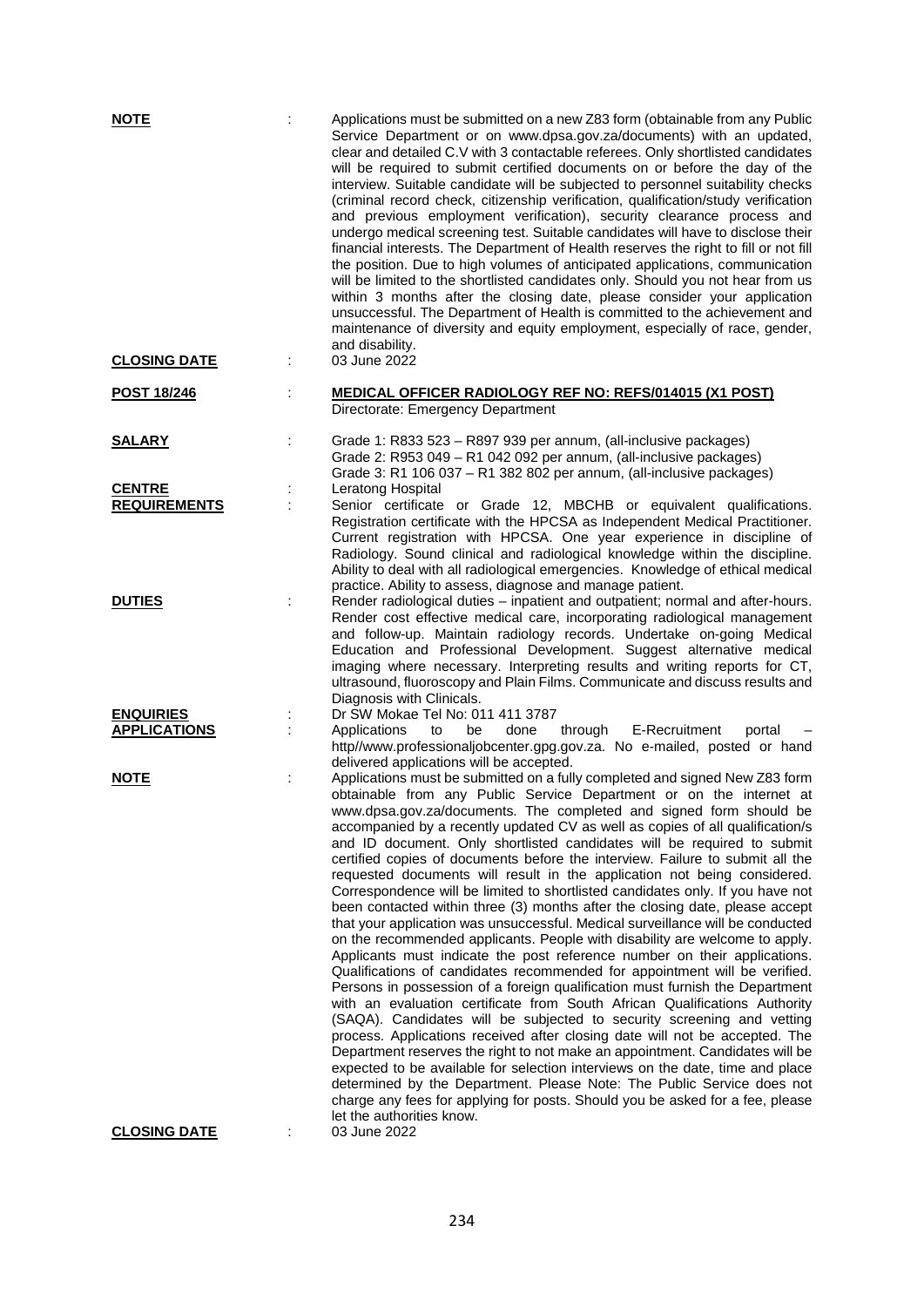**NOTE** : Applications must be submitted on a new Z83 form (obtainable from any Public Service Department or on www.dpsa.gov.za/documents) with an updated, clear and detailed C.V with 3 contactable referees. Only shortlisted candidates will be required to submit certified documents on or before the day of the interview. Suitable candidate will be subjected to personnel suitability checks (criminal record check, citizenship verification, qualification/study verification and previous employment verification), security clearance process and undergo medical screening test. Suitable candidates will have to disclose their financial interests. The Department of Health reserves the right to fill or not fill the position. Due to high volumes of anticipated applications, communication will be limited to the shortlisted candidates only. Should you not hear from us within 3 months after the closing date, please consider your application unsuccessful. The Department of Health is committed to the achievement and maintenance of diversity and equity employment, especially of race, gender, and disability.

**CLOSING DATE** : 03 June 2022

**POST 18/246** : **MEDICAL OFFICER RADIOLOGY REF NO: REFS/014015 (X1 POST)**
Directorate: Emergency Department

**SALARY** : Grade 1: R833 523 – R897 939 per annum, (all-inclusive packages)
Grade 2: R953 049 – R1 042 092 per annum, (all-inclusive packages)
Grade 3: R1 106 037 – R1 382 802 per annum, (all-inclusive packages)

**CENTRE** : Leratong Hospital

**REQUIREMENTS** : Senior certificate or Grade 12, MBCHB or equivalent qualifications. Registration certificate with the HPCSA as Independent Medical Practitioner. Current registration with HPCSA. One year experience in discipline of Radiology. Sound clinical and radiological knowledge within the discipline. Ability to deal with all radiological emergencies. Knowledge of ethical medical practice. Ability to assess, diagnose and manage patient.

**DUTIES** : Render radiological duties – inpatient and outpatient; normal and after-hours. Render cost effective medical care, incorporating radiological management and follow-up. Maintain radiology records. Undertake on-going Medical Education and Professional Development. Suggest alternative medical imaging where necessary. Interpreting results and writing reports for CT, ultrasound, fluoroscopy and Plain Films. Communicate and discuss results and Diagnosis with Clinicals.

**ENQUIRIES** : Dr SW Mokae Tel No: 011 411 3787

**APPLICATIONS** : Applications to be done through E-Recruitment portal – http//www.professionaljobcenter.gpg.gov.za. No e-mailed, posted or hand delivered applications will be accepted.

**NOTE** : Applications must be submitted on a fully completed and signed New Z83 form obtainable from any Public Service Department or on the internet at www.dpsa.gov.za/documents. The completed and signed form should be accompanied by a recently updated CV as well as copies of all qualification/s and ID document. Only shortlisted candidates will be required to submit certified copies of documents before the interview. Failure to submit all the requested documents will result in the application not being considered. Correspondence will be limited to shortlisted candidates only. If you have not been contacted within three (3) months after the closing date, please accept that your application was unsuccessful. Medical surveillance will be conducted on the recommended applicants. People with disability are welcome to apply. Applicants must indicate the post reference number on their applications. Qualifications of candidates recommended for appointment will be verified. Persons in possession of a foreign qualification must furnish the Department with an evaluation certificate from South African Qualifications Authority (SAQA). Candidates will be subjected to security screening and vetting process. Applications received after closing date will not be accepted. The Department reserves the right to not make an appointment. Candidates will be expected to be available for selection interviews on the date, time and place determined by the Department. Please Note: The Public Service does not charge any fees for applying for posts. Should you be asked for a fee, please let the authorities know.

**CLOSING DATE** : 03 June 2022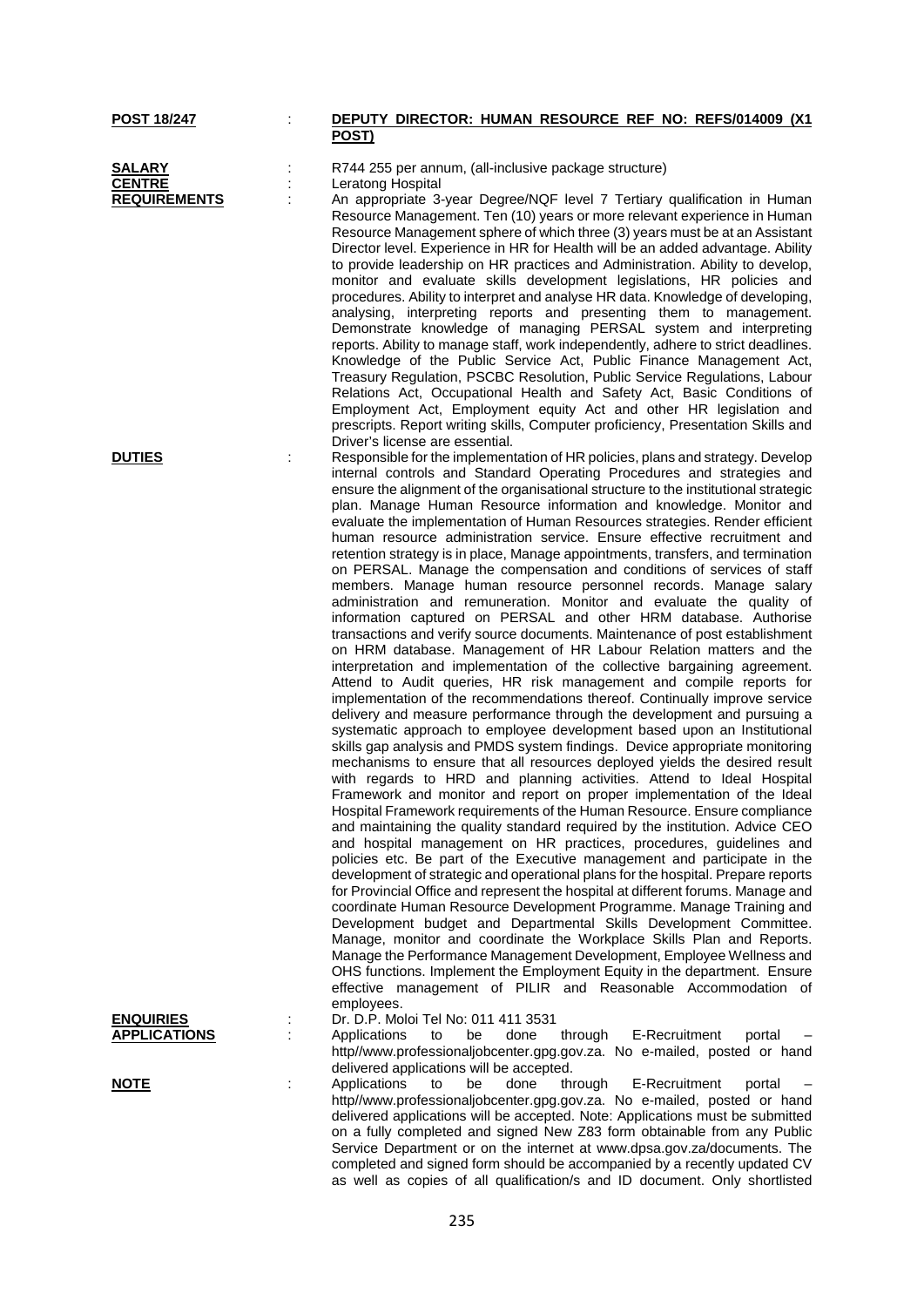**POST 18/247** : **DEPUTY DIRECTOR: HUMAN RESOURCE REF NO: REFS/014009 (X1 POST)**

**SALARY** : R744 255 per annum, (all-inclusive package structure)

**CENTRE** : Leratong Hospital

**REQUIREMENTS** : An appropriate 3-year Degree/NQF level 7 Tertiary qualification in Human Resource Management. Ten (10) years or more relevant experience in Human Resource Management sphere of which three (3) years must be at an Assistant Director level. Experience in HR for Health will be an added advantage. Ability to provide leadership on HR practices and Administration. Ability to develop, monitor and evaluate skills development legislations, HR policies and procedures. Ability to interpret and analyse HR data. Knowledge of developing, analysing, interpreting reports and presenting them to management. Demonstrate knowledge of managing PERSAL system and interpreting reports. Ability to manage staff, work independently, adhere to strict deadlines. Knowledge of the Public Service Act, Public Finance Management Act, Treasury Regulation, PSCBC Resolution, Public Service Regulations, Labour Relations Act, Occupational Health and Safety Act, Basic Conditions of Employment Act, Employment equity Act and other HR legislation and prescripts. Report writing skills, Computer proficiency, Presentation Skills and Driver's license are essential.

**DUTIES** : Responsible for the implementation of HR policies, plans and strategy. Develop internal controls and Standard Operating Procedures and strategies and ensure the alignment of the organisational structure to the institutional strategic plan. Manage Human Resource information and knowledge. Monitor and evaluate the implementation of Human Resources strategies. Render efficient human resource administration service. Ensure effective recruitment and retention strategy is in place, Manage appointments, transfers, and termination on PERSAL. Manage the compensation and conditions of services of staff members. Manage human resource personnel records. Manage salary administration and remuneration. Monitor and evaluate the quality of information captured on PERSAL and other HRM database. Authorise transactions and verify source documents. Maintenance of post establishment on HRM database. Management of HR Labour Relation matters and the interpretation and implementation of the collective bargaining agreement. Attend to Audit queries, HR risk management and compile reports for implementation of the recommendations thereof. Continually improve service delivery and measure performance through the development and pursuing a systematic approach to employee development based upon an Institutional skills gap analysis and PMDS system findings. Device appropriate monitoring mechanisms to ensure that all resources deployed yields the desired result with regards to HRD and planning activities. Attend to Ideal Hospital Framework and monitor and report on proper implementation of the Ideal Hospital Framework requirements of the Human Resource. Ensure compliance and maintaining the quality standard required by the institution. Advice CEO and hospital management on HR practices, procedures, guidelines and policies etc. Be part of the Executive management and participate in the development of strategic and operational plans for the hospital. Prepare reports for Provincial Office and represent the hospital at different forums. Manage and coordinate Human Resource Development Programme. Manage Training and Development budget and Departmental Skills Development Committee. Manage, monitor and coordinate the Workplace Skills Plan and Reports. Manage the Performance Management Development, Employee Wellness and OHS functions. Implement the Employment Equity in the department. Ensure effective management of PILIR and Reasonable Accommodation of employees.

**ENQUIRIES** : Dr. D.P. Moloi Tel No: 011 411 3531

**APPLICATIONS** : Applications to be done through E-Recruitment portal – http//www.professionaljobcenter.gpg.gov.za. No e-mailed, posted or hand delivered applications will be accepted.

**NOTE** : Applications to be done through E-Recruitment portal – http//www.professionaljobcenter.gpg.gov.za. No e-mailed, posted or hand delivered applications will be accepted. Note: Applications must be submitted on a fully completed and signed New Z83 form obtainable from any Public Service Department or on the internet at www.dpsa.gov.za/documents. The completed and signed form should be accompanied by a recently updated CV as well as copies of all qualification/s and ID document. Only shortlisted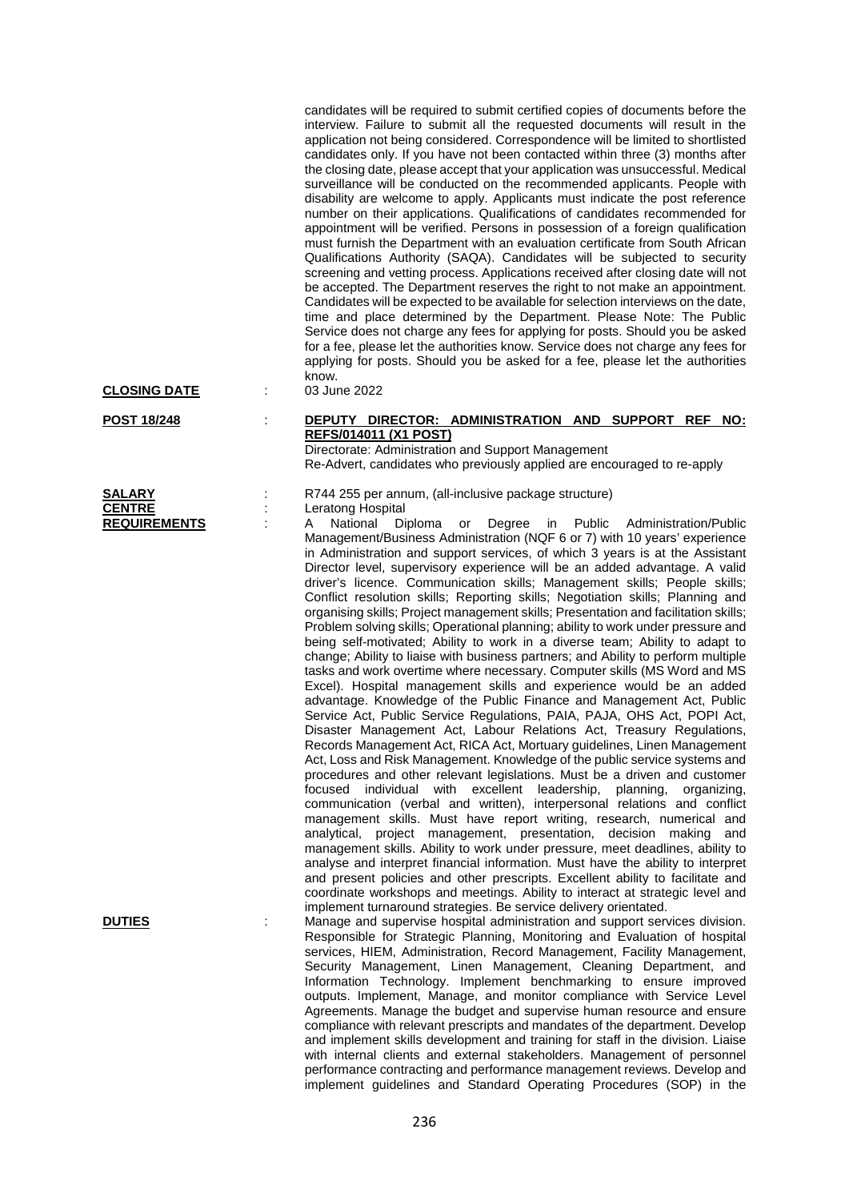candidates will be required to submit certified copies of documents before the interview. Failure to submit all the requested documents will result in the application not being considered. Correspondence will be limited to shortlisted candidates only. If you have not been contacted within three (3) months after the closing date, please accept that your application was unsuccessful. Medical surveillance will be conducted on the recommended applicants. People with disability are welcome to apply. Applicants must indicate the post reference number on their applications. Qualifications of candidates recommended for appointment will be verified. Persons in possession of a foreign qualification must furnish the Department with an evaluation certificate from South African Qualifications Authority (SAQA). Candidates will be subjected to security screening and vetting process. Applications received after closing date will not be accepted. The Department reserves the right to not make an appointment. Candidates will be expected to be available for selection interviews on the date, time and place determined by the Department. Please Note: The Public Service does not charge any fees for applying for posts. Should you be asked for a fee, please let the authorities know. Service does not charge any fees for applying for posts. Should you be asked for a fee, please let the authorities know.

**CLOSING DATE** : 03 June 2022

**POST 18/248** : **DEPUTY DIRECTOR: ADMINISTRATION AND SUPPORT REF NO: REFS/014011 (X1 POST)**
Directorate: Administration and Support Management
Re-Advert, candidates who previously applied are encouraged to re-apply

**SALARY** : R744 255 per annum, (all-inclusive package structure)

**CENTRE** : Leratong Hospital

**REQUIREMENTS** : A National Diploma or Degree in Public Administration/Public Management/Business Administration (NQF 6 or 7) with 10 years' experience in Administration and support services, of which 3 years is at the Assistant Director level, supervisory experience will be an added advantage. A valid driver's licence. Communication skills; Management skills; People skills; Conflict resolution skills; Reporting skills; Negotiation skills; Planning and organising skills; Project management skills; Presentation and facilitation skills; Problem solving skills; Operational planning; ability to work under pressure and being self-motivated; Ability to work in a diverse team; Ability to adapt to change; Ability to liaise with business partners; and Ability to perform multiple tasks and work overtime where necessary. Computer skills (MS Word and MS Excel). Hospital management skills and experience would be an added advantage. Knowledge of the Public Finance and Management Act, Public Service Act, Public Service Regulations, PAIA, PAJA, OHS Act, POPI Act, Disaster Management Act, Labour Relations Act, Treasury Regulations, Records Management Act, RICA Act, Mortuary guidelines, Linen Management Act, Loss and Risk Management. Knowledge of the public service systems and procedures and other relevant legislations. Must be a driven and customer focused individual with excellent leadership, planning, organizing, communication (verbal and written), interpersonal relations and conflict management skills. Must have report writing, research, numerical and analytical, project management, presentation, decision making and management skills. Ability to work under pressure, meet deadlines, ability to analyse and interpret financial information. Must have the ability to interpret and present policies and other prescripts. Excellent ability to facilitate and coordinate workshops and meetings. Ability to interact at strategic level and implement turnaround strategies. Be service delivery orientated.

**DUTIES** : Manage and supervise hospital administration and support services division. Responsible for Strategic Planning, Monitoring and Evaluation of hospital services, HIEM, Administration, Record Management, Facility Management, Security Management, Linen Management, Cleaning Department, and Information Technology. Implement benchmarking to ensure improved outputs. Implement, Manage, and monitor compliance with Service Level Agreements. Manage the budget and supervise human resource and ensure compliance with relevant prescripts and mandates of the department. Develop and implement skills development and training for staff in the division. Liaise with internal clients and external stakeholders. Management of personnel performance contracting and performance management reviews. Develop and implement guidelines and Standard Operating Procedures (SOP) in the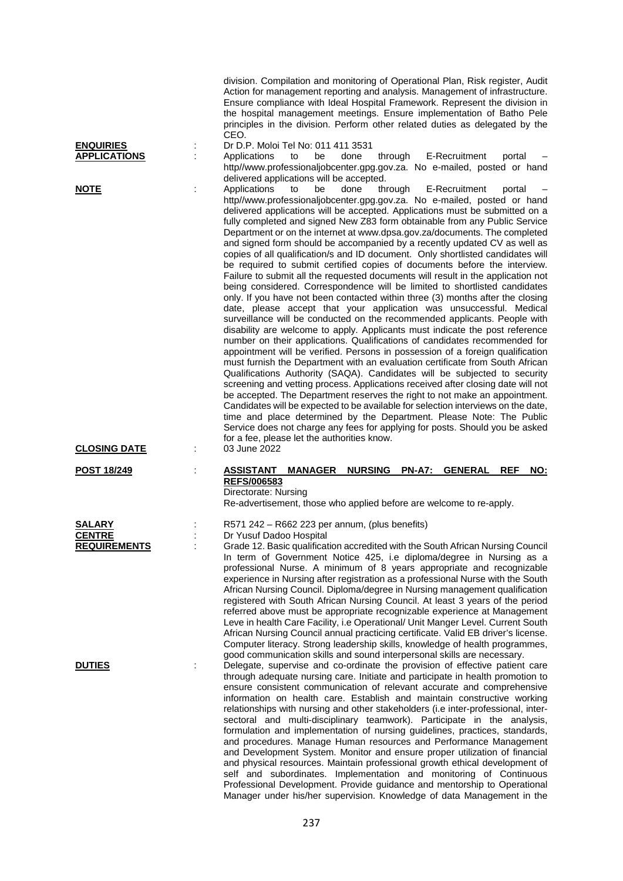division. Compilation and monitoring of Operational Plan, Risk register, Audit Action for management reporting and analysis. Management of infrastructure. Ensure compliance with Ideal Hospital Framework. Represent the division in the hospital management meetings. Ensure implementation of Batho Pele principles in the division. Perform other related duties as delegated by the CEO.

**ENQUIRIES** : Dr D.P. Moloi Tel No: 011 411 3531

**APPLICATIONS** : Applications to be done through E-Recruitment portal – http//www.professionaljobcenter.gpg.gov.za. No e-mailed, posted or hand delivered applications will be accepted.

**NOTE** : Applications to be done through E-Recruitment portal – http//www.professionaljobcenter.gpg.gov.za. No e-mailed, posted or hand delivered applications will be accepted. Applications must be submitted on a fully completed and signed New Z83 form obtainable from any Public Service Department or on the internet at www.dpsa.gov.za/documents. The completed and signed form should be accompanied by a recently updated CV as well as copies of all qualification/s and ID document. Only shortlisted candidates will be required to submit certified copies of documents before the interview. Failure to submit all the requested documents will result in the application not being considered. Correspondence will be limited to shortlisted candidates only. If you have not been contacted within three (3) months after the closing date, please accept that your application was unsuccessful. Medical surveillance will be conducted on the recommended applicants. People with disability are welcome to apply. Applicants must indicate the post reference number on their applications. Qualifications of candidates recommended for appointment will be verified. Persons in possession of a foreign qualification must furnish the Department with an evaluation certificate from South African Qualifications Authority (SAQA). Candidates will be subjected to security screening and vetting process. Applications received after closing date will not be accepted. The Department reserves the right to not make an appointment. Candidates will be expected to be available for selection interviews on the date, time and place determined by the Department. Please Note: The Public Service does not charge any fees for applying for posts. Should you be asked for a fee, please let the authorities know.

**CLOSING DATE** : 03 June 2022

**POST 18/249** : **ASSISTANT MANAGER NURSING PN-A7: GENERAL REF NO: REFS/006583**

Directorate: Nursing

Re-advertisement, those who applied before are welcome to re-apply.

**SALARY** : R571 242 – R662 223 per annum, (plus benefits)

**CENTRE** : Dr Yusuf Dadoo Hospital

**REQUIREMENTS** : Grade 12. Basic qualification accredited with the South African Nursing Council In term of Government Notice 425, i.e diploma/degree in Nursing as a professional Nurse. A minimum of 8 years appropriate and recognizable experience in Nursing after registration as a professional Nurse with the South African Nursing Council. Diploma/degree in Nursing management qualification registered with South African Nursing Council. At least 3 years of the period referred above must be appropriate recognizable experience at Management Leve in health Care Facility, i.e Operational/ Unit Manger Level. Current South African Nursing Council annual practicing certificate. Valid EB driver's license. Computer literacy. Strong leadership skills, knowledge of health programmes, good communication skills and sound interpersonal skills are necessary.

**DUTIES** : Delegate, supervise and co-ordinate the provision of effective patient care through adequate nursing care. Initiate and participate in health promotion to ensure consistent communication of relevant accurate and comprehensive information on health care. Establish and maintain constructive working relationships with nursing and other stakeholders (i.e inter-professional, inter-sectoral and multi-disciplinary teamwork). Participate in the analysis, formulation and implementation of nursing guidelines, practices, standards, and procedures. Manage Human resources and Performance Management and Development System. Monitor and ensure proper utilization of financial and physical resources. Maintain professional growth ethical development of self and subordinates. Implementation and monitoring of Continuous Professional Development. Provide guidance and mentorship to Operational Manager under his/her supervision. Knowledge of data Management in the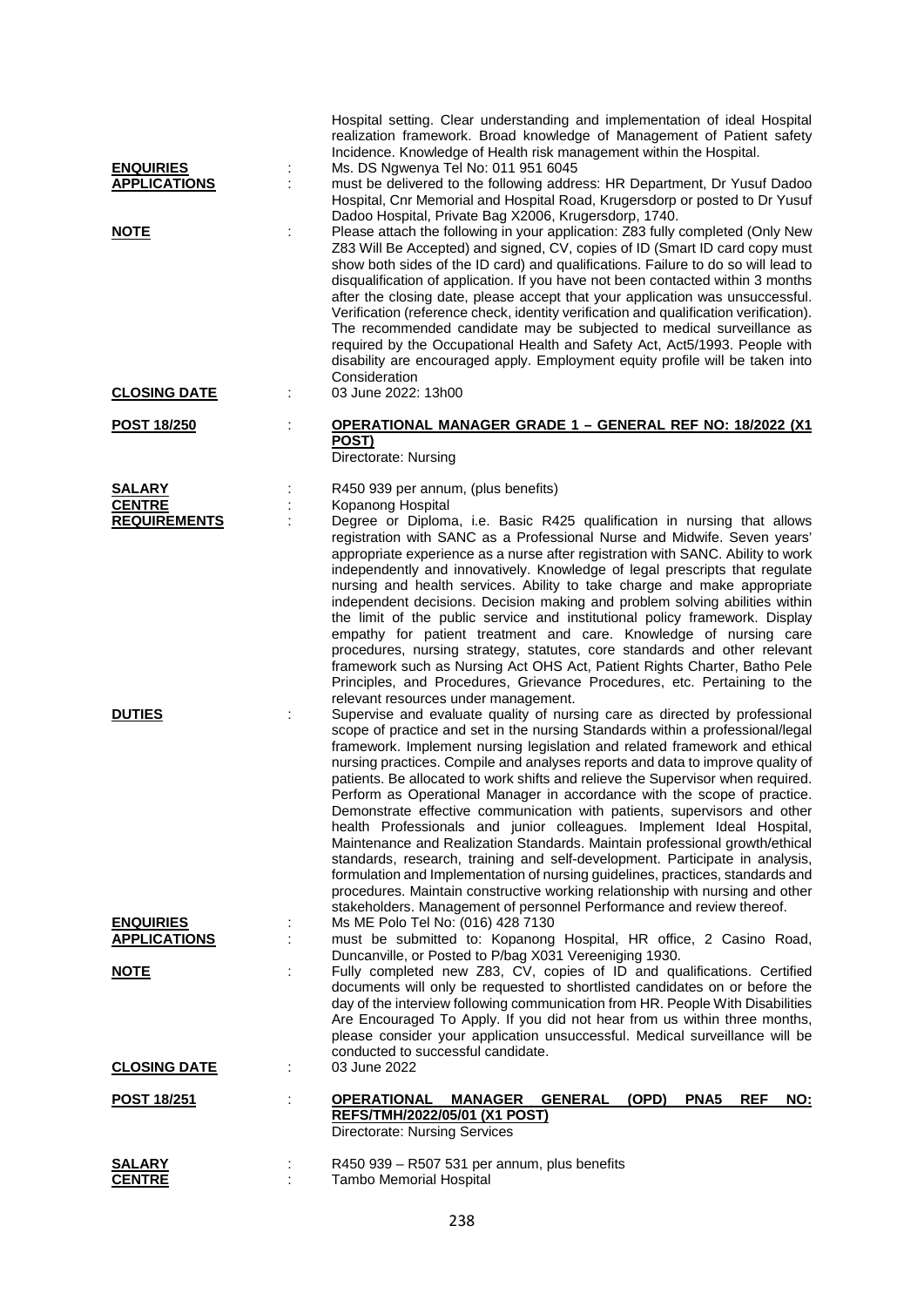Hospital setting. Clear understanding and implementation of ideal Hospital realization framework. Broad knowledge of Management of Patient safety Incidence. Knowledge of Health risk management within the Hospital.

**ENQUIRIES** : Ms. DS Ngwenya Tel No: 011 951 6045

**APPLICATIONS** : must be delivered to the following address: HR Department, Dr Yusuf Dadoo Hospital, Cnr Memorial and Hospital Road, Krugersdorp or posted to Dr Yusuf Dadoo Hospital, Private Bag X2006, Krugersdorp, 1740.

**NOTE** : Please attach the following in your application: Z83 fully completed (Only New Z83 Will Be Accepted) and signed, CV, copies of ID (Smart ID card copy must show both sides of the ID card) and qualifications. Failure to do so will lead to disqualification of application. If you have not been contacted within 3 months after the closing date, please accept that your application was unsuccessful. Verification (reference check, identity verification and qualification verification). The recommended candidate may be subjected to medical surveillance as required by the Occupational Health and Safety Act, Act5/1993. People with disability are encouraged apply. Employment equity profile will be taken into Consideration

**CLOSING DATE** : 03 June 2022: 13h00

**POST 18/250** : **OPERATIONAL MANAGER GRADE 1 – GENERAL REF NO: 18/2022 (X1 POST)**
Directorate: Nursing

**SALARY** : R450 939 per annum, (plus benefits)

**CENTRE** : Kopanong Hospital

**REQUIREMENTS** : Degree or Diploma, i.e. Basic R425 qualification in nursing that allows registration with SANC as a Professional Nurse and Midwife. Seven years' appropriate experience as a nurse after registration with SANC. Ability to work independently and innovatively. Knowledge of legal prescripts that regulate nursing and health services. Ability to take charge and make appropriate independent decisions. Decision making and problem solving abilities within the limit of the public service and institutional policy framework. Display empathy for patient treatment and care. Knowledge of nursing care procedures, nursing strategy, statutes, core standards and other relevant framework such as Nursing Act OHS Act, Patient Rights Charter, Batho Pele Principles, and Procedures, Grievance Procedures, etc. Pertaining to the relevant resources under management.

**DUTIES** : Supervise and evaluate quality of nursing care as directed by professional scope of practice and set in the nursing Standards within a professional/legal framework. Implement nursing legislation and related framework and ethical nursing practices. Compile and analyses reports and data to improve quality of patients. Be allocated to work shifts and relieve the Supervisor when required. Perform as Operational Manager in accordance with the scope of practice. Demonstrate effective communication with patients, supervisors and other health Professionals and junior colleagues. Implement Ideal Hospital, Maintenance and Realization Standards. Maintain professional growth/ethical standards, research, training and self-development. Participate in analysis, formulation and Implementation of nursing guidelines, practices, standards and procedures. Maintain constructive working relationship with nursing and other stakeholders. Management of personnel Performance and review thereof.

**ENQUIRIES** : Ms ME Polo Tel No: (016) 428 7130

**APPLICATIONS** : must be submitted to: Kopanong Hospital, HR office, 2 Casino Road, Duncanville, or Posted to P/bag X031 Vereeniging 1930.

**NOTE** : Fully completed new Z83, CV, copies of ID and qualifications. Certified documents will only be requested to shortlisted candidates on or before the day of the interview following communication from HR. People With Disabilities Are Encouraged To Apply. If you did not hear from us within three months, please consider your application unsuccessful. Medical surveillance will be conducted to successful candidate.

**CLOSING DATE** : 03 June 2022

**POST 18/251** : **OPERATIONAL MANAGER GENERAL (OPD) PNA5 REF NO: REFS/TMH/2022/05/01 (X1 POST)**
Directorate: Nursing Services

**SALARY** : R450 939 – R507 531 per annum, plus benefits

**CENTRE** : Tambo Memorial Hospital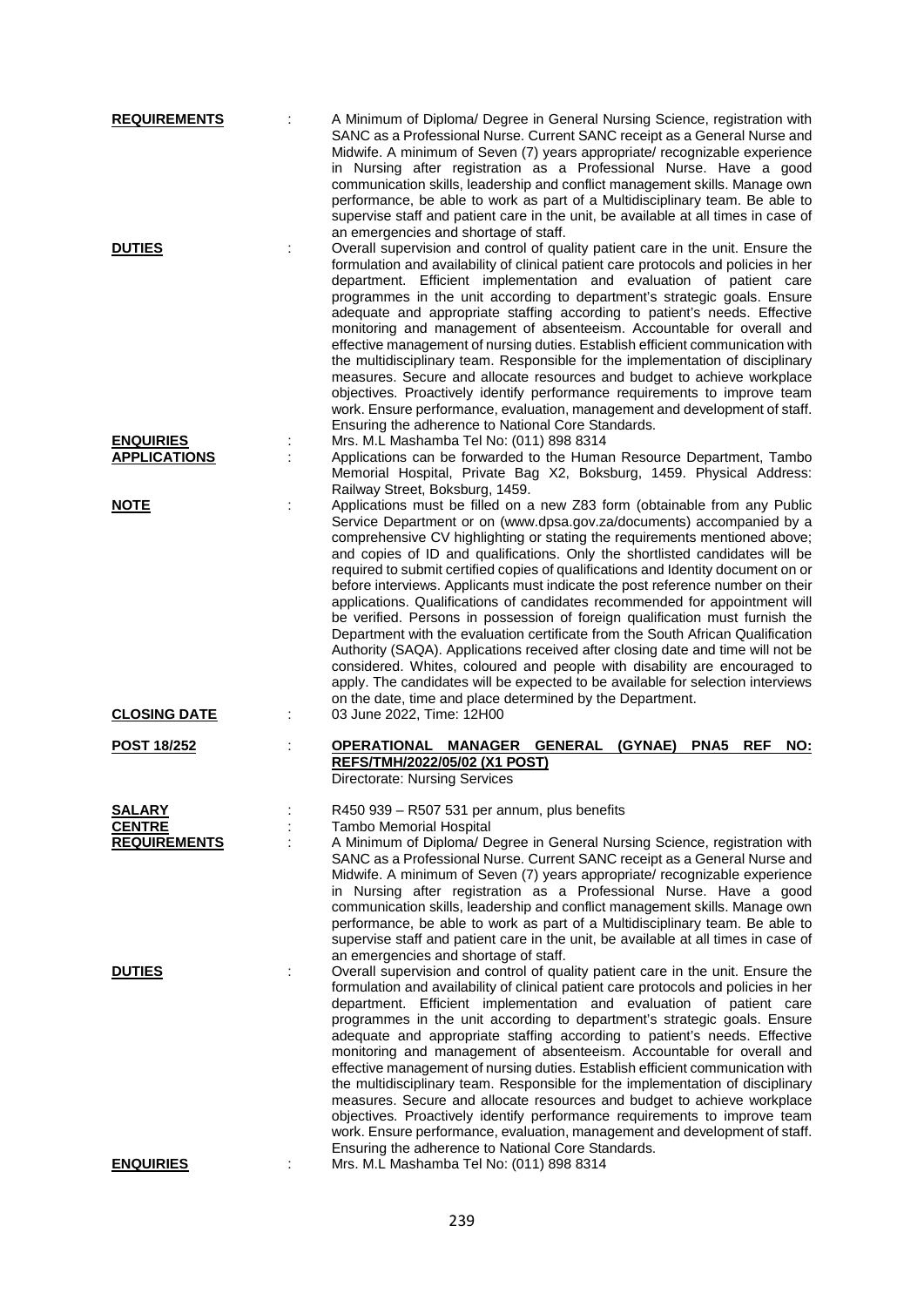**REQUIREMENTS** : A Minimum of Diploma/ Degree in General Nursing Science, registration with SANC as a Professional Nurse. Current SANC receipt as a General Nurse and Midwife. A minimum of Seven (7) years appropriate/ recognizable experience in Nursing after registration as a Professional Nurse. Have a good communication skills, leadership and conflict management skills. Manage own performance, be able to work as part of a Multidisciplinary team. Be able to supervise staff and patient care in the unit, be available at all times in case of an emergencies and shortage of staff.

**DUTIES** : Overall supervision and control of quality patient care in the unit. Ensure the formulation and availability of clinical patient care protocols and policies in her department. Efficient implementation and evaluation of patient care programmes in the unit according to department's strategic goals. Ensure adequate and appropriate staffing according to patient's needs. Effective monitoring and management of absenteeism. Accountable for overall and effective management of nursing duties. Establish efficient communication with the multidisciplinary team. Responsible for the implementation of disciplinary measures. Secure and allocate resources and budget to achieve workplace objectives. Proactively identify performance requirements to improve team work. Ensure performance, evaluation, management and development of staff. Ensuring the adherence to National Core Standards.

**ENQUIRIES** : Mrs. M.L Mashamba Tel No: (011) 898 8314

**APPLICATIONS** : Applications can be forwarded to the Human Resource Department, Tambo Memorial Hospital, Private Bag X2, Boksburg, 1459. Physical Address: Railway Street, Boksburg, 1459.

**NOTE** : Applications must be filled on a new Z83 form (obtainable from any Public Service Department or on (www.dpsa.gov.za/documents) accompanied by a comprehensive CV highlighting or stating the requirements mentioned above; and copies of ID and qualifications. Only the shortlisted candidates will be required to submit certified copies of qualifications and Identity document on or before interviews. Applicants must indicate the post reference number on their applications. Qualifications of candidates recommended for appointment will be verified. Persons in possession of foreign qualification must furnish the Department with the evaluation certificate from the South African Qualification Authority (SAQA). Applications received after closing date and time will not be considered. Whites, coloured and people with disability are encouraged to apply. The candidates will be expected to be available for selection interviews on the date, time and place determined by the Department.

**CLOSING DATE** : 03 June 2022, Time: 12H00

**POST 18/252** : **OPERATIONAL MANAGER GENERAL (GYNAE) PNA5 REF NO: REFS/TMH/2022/05/02 (X1 POST)**
Directorate: Nursing Services

**SALARY** : R450 939 – R507 531 per annum, plus benefits

**CENTRE** : Tambo Memorial Hospital

**REQUIREMENTS** : A Minimum of Diploma/ Degree in General Nursing Science, registration with SANC as a Professional Nurse. Current SANC receipt as a General Nurse and Midwife. A minimum of Seven (7) years appropriate/ recognizable experience in Nursing after registration as a Professional Nurse. Have a good communication skills, leadership and conflict management skills. Manage own performance, be able to work as part of a Multidisciplinary team. Be able to supervise staff and patient care in the unit, be available at all times in case of an emergencies and shortage of staff.

**DUTIES** : Overall supervision and control of quality patient care in the unit. Ensure the formulation and availability of clinical patient care protocols and policies in her department. Efficient implementation and evaluation of patient care programmes in the unit according to department's strategic goals. Ensure adequate and appropriate staffing according to patient's needs. Effective monitoring and management of absenteeism. Accountable for overall and effective management of nursing duties. Establish efficient communication with the multidisciplinary team. Responsible for the implementation of disciplinary measures. Secure and allocate resources and budget to achieve workplace objectives. Proactively identify performance requirements to improve team work. Ensure performance, evaluation, management and development of staff. Ensuring the adherence to National Core Standards.

**ENQUIRIES** : Mrs. M.L Mashamba Tel No: (011) 898 8314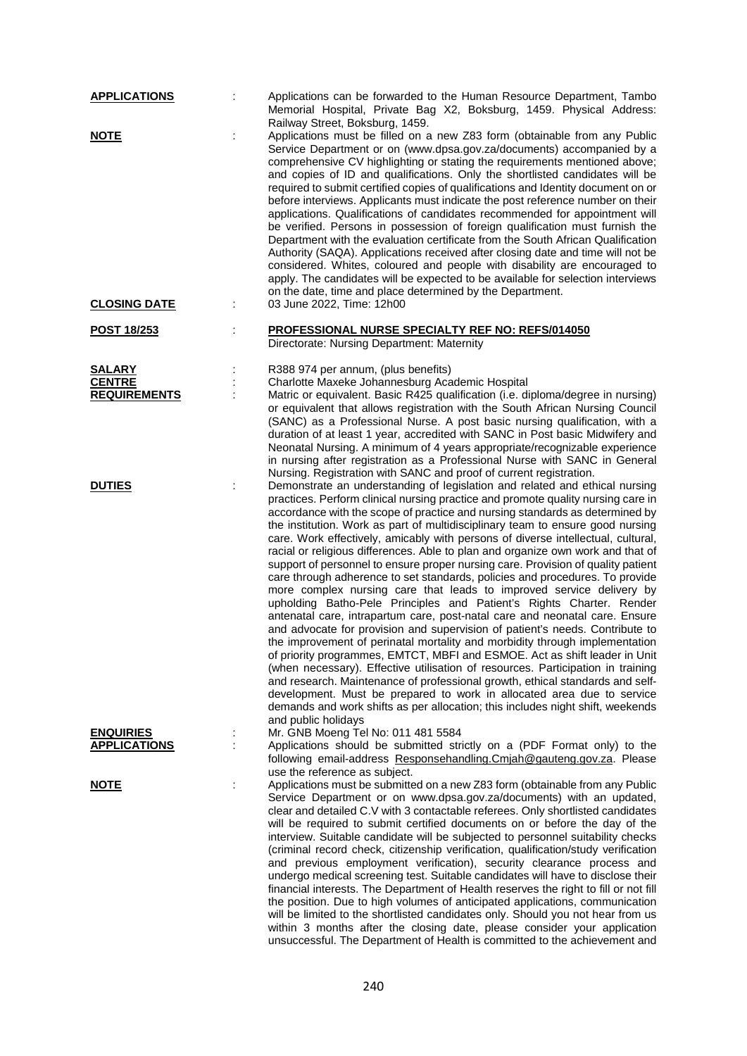**APPLICATIONS** : Applications can be forwarded to the Human Resource Department, Tambo Memorial Hospital, Private Bag X2, Boksburg, 1459. Physical Address: Railway Street, Boksburg, 1459.

**NOTE** : Applications must be filled on a new Z83 form (obtainable from any Public Service Department or on (www.dpsa.gov.za/documents) accompanied by a comprehensive CV highlighting or stating the requirements mentioned above; and copies of ID and qualifications. Only the shortlisted candidates will be required to submit certified copies of qualifications and Identity document on or before interviews. Applicants must indicate the post reference number on their applications. Qualifications of candidates recommended for appointment will be verified. Persons in possession of foreign qualification must furnish the Department with the evaluation certificate from the South African Qualification Authority (SAQA). Applications received after closing date and time will not be considered. Whites, coloured and people with disability are encouraged to apply. The candidates will be expected to be available for selection interviews on the date, time and place determined by the Department.

**CLOSING DATE** : 03 June 2022, Time: 12h00

**POST 18/253** : **PROFESSIONAL NURSE SPECIALTY REF NO: REFS/014050**
Directorate: Nursing Department: Maternity

**SALARY** : R388 974 per annum, (plus benefits)

**CENTRE** : Charlotte Maxeke Johannesburg Academic Hospital

**REQUIREMENTS** : Matric or equivalent. Basic R425 qualification (i.e. diploma/degree in nursing) or equivalent that allows registration with the South African Nursing Council (SANC) as a Professional Nurse. A post basic nursing qualification, with a duration of at least 1 year, accredited with SANC in Post basic Midwifery and Neonatal Nursing. A minimum of 4 years appropriate/recognizable experience in nursing after registration as a Professional Nurse with SANC in General Nursing. Registration with SANC and proof of current registration.

**DUTIES** : Demonstrate an understanding of legislation and related and ethical nursing practices. Perform clinical nursing practice and promote quality nursing care in accordance with the scope of practice and nursing standards as determined by the institution. Work as part of multidisciplinary team to ensure good nursing care. Work effectively, amicably with persons of diverse intellectual, cultural, racial or religious differences. Able to plan and organize own work and that of support of personnel to ensure proper nursing care. Provision of quality patient care through adherence to set standards, policies and procedures. To provide more complex nursing care that leads to improved service delivery by upholding Batho-Pele Principles and Patient's Rights Charter. Render antenatal care, intrapartum care, post-natal care and neonatal care. Ensure and advocate for provision and supervision of patient's needs. Contribute to the improvement of perinatal mortality and morbidity through implementation of priority programmes, EMTCT, MBFI and ESMOE. Act as shift leader in Unit (when necessary). Effective utilisation of resources. Participation in training and research. Maintenance of professional growth, ethical standards and self-development. Must be prepared to work in allocated area due to service demands and work shifts as per allocation; this includes night shift, weekends and public holidays

**ENQUIRIES** : Mr. GNB Moeng Tel No: 011 481 5584

**APPLICATIONS** : Applications should be submitted strictly on a (PDF Format only) to the following email-address Responsehandling.Cmjah@gauteng.gov.za. Please use the reference as subject.

**NOTE** : Applications must be submitted on a new Z83 form (obtainable from any Public Service Department or on www.dpsa.gov.za/documents) with an updated, clear and detailed C.V with 3 contactable referees. Only shortlisted candidates will be required to submit certified documents on or before the day of the interview. Suitable candidate will be subjected to personnel suitability checks (criminal record check, citizenship verification, qualification/study verification and previous employment verification), security clearance process and undergo medical screening test. Suitable candidates will have to disclose their financial interests. The Department of Health reserves the right to fill or not fill the position. Due to high volumes of anticipated applications, communication will be limited to the shortlisted candidates only. Should you not hear from us within 3 months after the closing date, please consider your application unsuccessful. The Department of Health is committed to the achievement and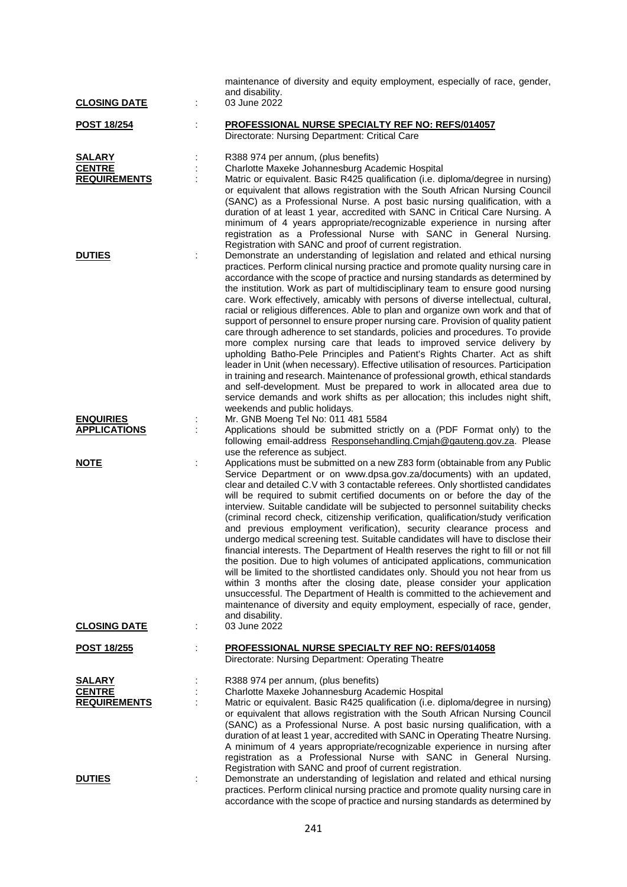maintenance of diversity and equity employment, especially of race, gender, and disability.

**CLOSING DATE** : 03 June 2022

**POST 18/254** : **PROFESSIONAL NURSE SPECIALTY REF NO: REFS/014057**
Directorate: Nursing Department: Critical Care

**SALARY** : R388 974 per annum, (plus benefits)

**CENTRE** : Charlotte Maxeke Johannesburg Academic Hospital

**REQUIREMENTS** : Matric or equivalent. Basic R425 qualification (i.e. diploma/degree in nursing) or equivalent that allows registration with the South African Nursing Council (SANC) as a Professional Nurse. A post basic nursing qualification, with a duration of at least 1 year, accredited with SANC in Critical Care Nursing. A minimum of 4 years appropriate/recognizable experience in nursing after registration as a Professional Nurse with SANC in General Nursing. Registration with SANC and proof of current registration.

**DUTIES** : Demonstrate an understanding of legislation and related and ethical nursing practices. Perform clinical nursing practice and promote quality nursing care in accordance with the scope of practice and nursing standards as determined by the institution. Work as part of multidisciplinary team to ensure good nursing care. Work effectively, amicably with persons of diverse intellectual, cultural, racial or religious differences. Able to plan and organize own work and that of support of personnel to ensure proper nursing care. Provision of quality patient care through adherence to set standards, policies and procedures. To provide more complex nursing care that leads to improved service delivery by upholding Batho-Pele Principles and Patient's Rights Charter. Act as shift leader in Unit (when necessary). Effective utilisation of resources. Participation in training and research. Maintenance of professional growth, ethical standards and self-development. Must be prepared to work in allocated area due to service demands and work shifts as per allocation; this includes night shift, weekends and public holidays.

**ENQUIRIES** : Mr. GNB Moeng Tel No: 011 481 5584

**APPLICATIONS** : Applications should be submitted strictly on a (PDF Format only) to the following email-address Responsehandling.Cmjah@gauteng.gov.za. Please use the reference as subject.

**NOTE** : Applications must be submitted on a new Z83 form (obtainable from any Public Service Department or on www.dpsa.gov.za/documents) with an updated, clear and detailed C.V with 3 contactable referees. Only shortlisted candidates will be required to submit certified documents on or before the day of the interview. Suitable candidate will be subjected to personnel suitability checks (criminal record check, citizenship verification, qualification/study verification and previous employment verification), security clearance process and undergo medical screening test. Suitable candidates will have to disclose their financial interests. The Department of Health reserves the right to fill or not fill the position. Due to high volumes of anticipated applications, communication will be limited to the shortlisted candidates only. Should you not hear from us within 3 months after the closing date, please consider your application unsuccessful. The Department of Health is committed to the achievement and maintenance of diversity and equity employment, especially of race, gender, and disability.

**CLOSING DATE** : 03 June 2022

**POST 18/255** : **PROFESSIONAL NURSE SPECIALTY REF NO: REFS/014058**
Directorate: Nursing Department: Operating Theatre

**SALARY** : R388 974 per annum, (plus benefits)

**CENTRE** : Charlotte Maxeke Johannesburg Academic Hospital

**REQUIREMENTS** : Matric or equivalent. Basic R425 qualification (i.e. diploma/degree in nursing) or equivalent that allows registration with the South African Nursing Council (SANC) as a Professional Nurse. A post basic nursing qualification, with a duration of at least 1 year, accredited with SANC in Operating Theatre Nursing. A minimum of 4 years appropriate/recognizable experience in nursing after registration as a Professional Nurse with SANC in General Nursing. Registration with SANC and proof of current registration.

**DUTIES** : Demonstrate an understanding of legislation and related and ethical nursing practices. Perform clinical nursing practice and promote quality nursing care in accordance with the scope of practice and nursing standards as determined by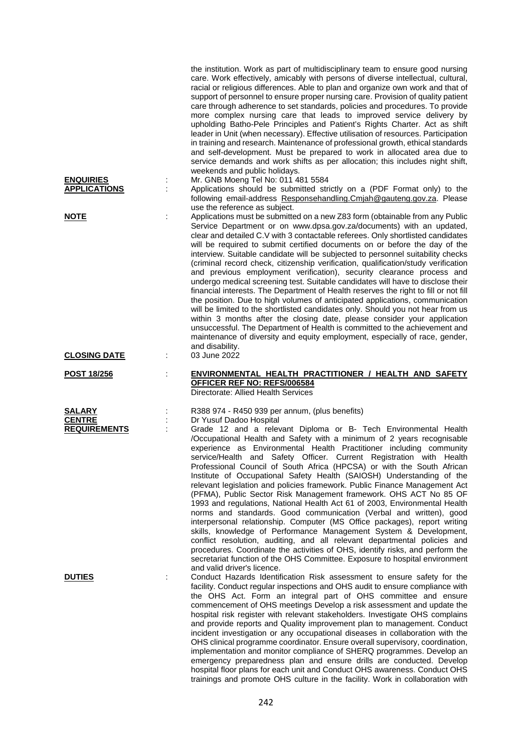the institution. Work as part of multidisciplinary team to ensure good nursing care. Work effectively, amicably with persons of diverse intellectual, cultural, racial or religious differences. Able to plan and organize own work and that of support of personnel to ensure proper nursing care. Provision of quality patient care through adherence to set standards, policies and procedures. To provide more complex nursing care that leads to improved service delivery by upholding Batho-Pele Principles and Patient's Rights Charter. Act as shift leader in Unit (when necessary). Effective utilisation of resources. Participation in training and research. Maintenance of professional growth, ethical standards and self-development. Must be prepared to work in allocated area due to service demands and work shifts as per allocation; this includes night shift, weekends and public holidays.

**ENQUIRIES** : Mr. GNB Moeng Tel No: 011 481 5584

**APPLICATIONS** : Applications should be submitted strictly on a (PDF Format only) to the following email-address Responsehandling.Cmjah@gauteng.gov.za. Please use the reference as subject.

**NOTE** : Applications must be submitted on a new Z83 form (obtainable from any Public Service Department or on www.dpsa.gov.za/documents) with an updated, clear and detailed C.V with 3 contactable referees. Only shortlisted candidates will be required to submit certified documents on or before the day of the interview. Suitable candidate will be subjected to personnel suitability checks (criminal record check, citizenship verification, qualification/study verification and previous employment verification), security clearance process and undergo medical screening test. Suitable candidates will have to disclose their financial interests. The Department of Health reserves the right to fill or not fill the position. Due to high volumes of anticipated applications, communication will be limited to the shortlisted candidates only. Should you not hear from us within 3 months after the closing date, please consider your application unsuccessful. The Department of Health is committed to the achievement and maintenance of diversity and equity employment, especially of race, gender, and disability.

**CLOSING DATE** : 03 June 2022

**POST 18/256** : **ENVIRONMENTAL HEALTH PRACTITIONER / HEALTH AND SAFETY OFFICER REF NO: REFS/006584**
Directorate: Allied Health Services

**SALARY** : R388 974 - R450 939 per annum, (plus benefits)

**CENTRE** : Dr Yusuf Dadoo Hospital

**REQUIREMENTS** : Grade 12 and a relevant Diploma or B- Tech Environmental Health /Occupational Health and Safety with a minimum of 2 years recognisable experience as Environmental Health Practitioner including community service/Health and Safety Officer. Current Registration with Health Professional Council of South Africa (HPCSA) or with the South African Institute of Occupational Safety Health (SAIOSH) Understanding of the relevant legislation and policies framework. Public Finance Management Act (PFMA), Public Sector Risk Management framework. OHS ACT No 85 OF 1993 and regulations, National Health Act 61 of 2003, Environmental Health norms and standards. Good communication (Verbal and written), good interpersonal relationship. Computer (MS Office packages), report writing skills, knowledge of Performance Management System & Development, conflict resolution, auditing, and all relevant departmental policies and procedures. Coordinate the activities of OHS, identify risks, and perform the secretariat function of the OHS Committee. Exposure to hospital environment and valid driver's licence.

**DUTIES** : Conduct Hazards Identification Risk assessment to ensure safety for the facility. Conduct regular inspections and OHS audit to ensure compliance with the OHS Act. Form an integral part of OHS committee and ensure commencement of OHS meetings Develop a risk assessment and update the hospital risk register with relevant stakeholders. Investigate OHS complains and provide reports and Quality improvement plan to management. Conduct incident investigation or any occupational diseases in collaboration with the OHS clinical programme coordinator. Ensure overall supervisory, coordination, implementation and monitor compliance of SHERQ programmes. Develop an emergency preparedness plan and ensure drills are conducted. Develop hospital floor plans for each unit and Conduct OHS awareness. Conduct OHS trainings and promote OHS culture in the facility. Work in collaboration with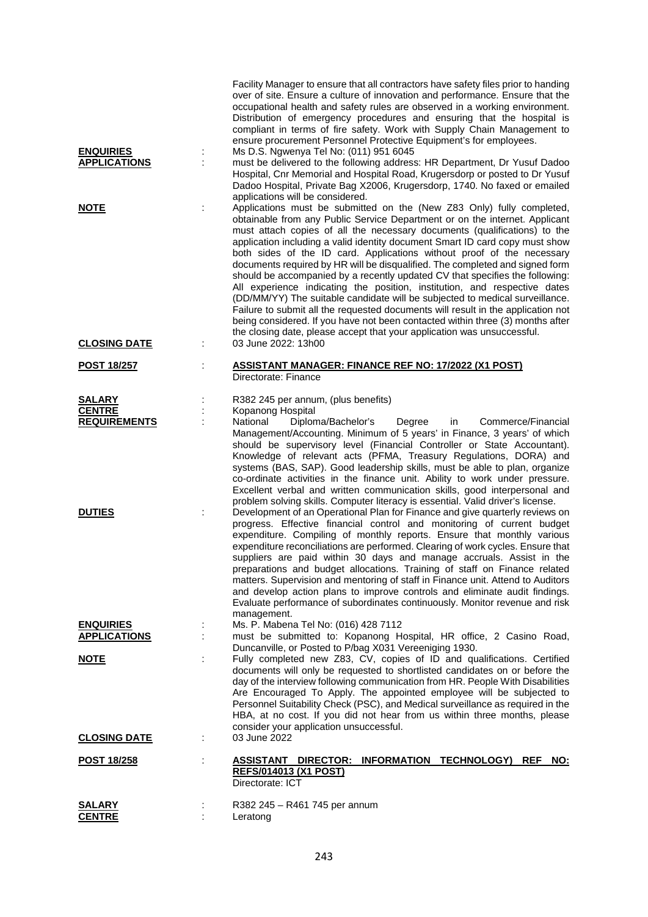Facility Manager to ensure that all contractors have safety files prior to handing over of site. Ensure a culture of innovation and performance. Ensure that the occupational health and safety rules are observed in a working environment. Distribution of emergency procedures and ensuring that the hospital is compliant in terms of fire safety. Work with Supply Chain Management to ensure procurement Personnel Protective Equipment's for employees.

**ENQUIRIES** : Ms D.S. Ngwenya Tel No: (011) 951 6045

**APPLICATIONS** : must be delivered to the following address: HR Department, Dr Yusuf Dadoo Hospital, Cnr Memorial and Hospital Road, Krugersdorp or posted to Dr Yusuf Dadoo Hospital, Private Bag X2006, Krugersdorp, 1740. No faxed or emailed applications will be considered.

**NOTE** : Applications must be submitted on the (New Z83 Only) fully completed, obtainable from any Public Service Department or on the internet. Applicant must attach copies of all the necessary documents (qualifications) to the application including a valid identity document Smart ID card copy must show both sides of the ID card. Applications without proof of the necessary documents required by HR will be disqualified. The completed and signed form should be accompanied by a recently updated CV that specifies the following: All experience indicating the position, institution, and respective dates (DD/MM/YY) The suitable candidate will be subjected to medical surveillance. Failure to submit all the requested documents will result in the application not being considered. If you have not been contacted within three (3) months after the closing date, please accept that your application was unsuccessful.

**CLOSING DATE** : 03 June 2022: 13h00

**POST 18/257** : **ASSISTANT MANAGER: FINANCE REF NO: 17/2022 (X1 POST)**
Directorate: Finance

**SALARY** : R382 245 per annum, (plus benefits)

**CENTRE** : Kopanong Hospital

**REQUIREMENTS** : National Diploma/Bachelor's Degree in Commerce/Financial Management/Accounting. Minimum of 5 years' in Finance, 3 years' of which should be supervisory level (Financial Controller or State Accountant). Knowledge of relevant acts (PFMA, Treasury Regulations, DORA) and systems (BAS, SAP). Good leadership skills, must be able to plan, organize co-ordinate activities in the finance unit. Ability to work under pressure. Excellent verbal and written communication skills, good interpersonal and problem solving skills. Computer literacy is essential. Valid driver's license.

**DUTIES** : Development of an Operational Plan for Finance and give quarterly reviews on progress. Effective financial control and monitoring of current budget expenditure. Compiling of monthly reports. Ensure that monthly various expenditure reconciliations are performed. Clearing of work cycles. Ensure that suppliers are paid within 30 days and manage accruals. Assist in the preparations and budget allocations. Training of staff on Finance related matters. Supervision and mentoring of staff in Finance unit. Attend to Auditors and develop action plans to improve controls and eliminate audit findings. Evaluate performance of subordinates continuously. Monitor revenue and risk management.

**ENQUIRIES** : Ms. P. Mabena Tel No: (016) 428 7112

**APPLICATIONS** : must be submitted to: Kopanong Hospital, HR office, 2 Casino Road, Duncanville, or Posted to P/bag X031 Vereeniging 1930.

**NOTE** : Fully completed new Z83, CV, copies of ID and qualifications. Certified documents will only be requested to shortlisted candidates on or before the day of the interview following communication from HR. People With Disabilities Are Encouraged To Apply. The appointed employee will be subjected to Personnel Suitability Check (PSC), and Medical surveillance as required in the HBA, at no cost. If you did not hear from us within three months, please consider your application unsuccessful.

**CLOSING DATE** : 03 June 2022

**POST 18/258** : **ASSISTANT DIRECTOR: INFORMATION TECHNOLOGY) REF NO: REFS/014013 (X1 POST)**
Directorate: ICT

**SALARY** : R382 245 – R461 745 per annum

**CENTRE** : Leratong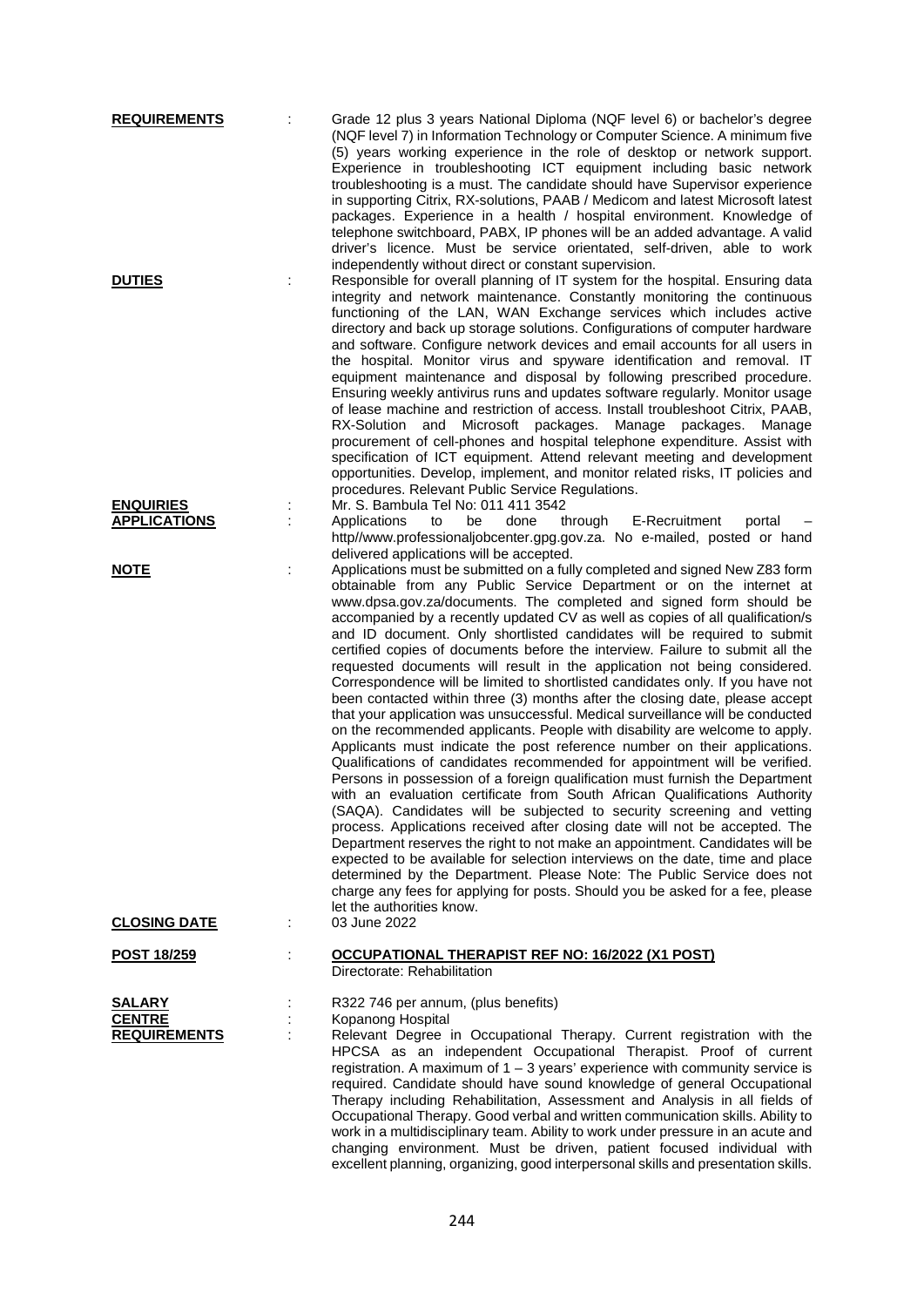**REQUIREMENTS** : Grade 12 plus 3 years National Diploma (NQF level 6) or bachelor's degree (NQF level 7) in Information Technology or Computer Science. A minimum five (5) years working experience in the role of desktop or network support. Experience in troubleshooting ICT equipment including basic network troubleshooting is a must. The candidate should have Supervisor experience in supporting Citrix, RX-solutions, PAAB / Medicom and latest Microsoft latest packages. Experience in a health / hospital environment. Knowledge of telephone switchboard, PABX, IP phones will be an added advantage. A valid driver's licence. Must be service orientated, self-driven, able to work independently without direct or constant supervision.

**DUTIES** : Responsible for overall planning of IT system for the hospital. Ensuring data integrity and network maintenance. Constantly monitoring the continuous functioning of the LAN, WAN Exchange services which includes active directory and back up storage solutions. Configurations of computer hardware and software. Configure network devices and email accounts for all users in the hospital. Monitor virus and spyware identification and removal. IT equipment maintenance and disposal by following prescribed procedure. Ensuring weekly antivirus runs and updates software regularly. Monitor usage of lease machine and restriction of access. Install troubleshoot Citrix, PAAB, RX-Solution and Microsoft packages. Manage packages. Manage procurement of cell-phones and hospital telephone expenditure. Assist with specification of ICT equipment. Attend relevant meeting and development opportunities. Develop, implement, and monitor related risks, IT policies and procedures. Relevant Public Service Regulations.

**ENQUIRIES** : Mr. S. Bambula Tel No: 011 411 3542

**APPLICATIONS** : Applications to be done through E-Recruitment portal – http//www.professionaljobcenter.gpg.gov.za. No e-mailed, posted or hand delivered applications will be accepted.

**NOTE** : Applications must be submitted on a fully completed and signed New Z83 form obtainable from any Public Service Department or on the internet at www.dpsa.gov.za/documents. The completed and signed form should be accompanied by a recently updated CV as well as copies of all qualification/s and ID document. Only shortlisted candidates will be required to submit certified copies of documents before the interview. Failure to submit all the requested documents will result in the application not being considered. Correspondence will be limited to shortlisted candidates only. If you have not been contacted within three (3) months after the closing date, please accept that your application was unsuccessful. Medical surveillance will be conducted on the recommended applicants. People with disability are welcome to apply. Applicants must indicate the post reference number on their applications. Qualifications of candidates recommended for appointment will be verified. Persons in possession of a foreign qualification must furnish the Department with an evaluation certificate from South African Qualifications Authority (SAQA). Candidates will be subjected to security screening and vetting process. Applications received after closing date will not be accepted. The Department reserves the right to not make an appointment. Candidates will be expected to be available for selection interviews on the date, time and place determined by the Department. Please Note: The Public Service does not charge any fees for applying for posts. Should you be asked for a fee, please let the authorities know.

**CLOSING DATE** : 03 June 2022

**POST 18/259** : **OCCUPATIONAL THERAPIST REF NO: 16/2022 (X1 POST)**
Directorate: Rehabilitation

**SALARY** : R322 746 per annum, (plus benefits)

**CENTRE** : Kopanong Hospital

**REQUIREMENTS** : Relevant Degree in Occupational Therapy. Current registration with the HPCSA as an independent Occupational Therapist. Proof of current registration. A maximum of 1 – 3 years' experience with community service is required. Candidate should have sound knowledge of general Occupational Therapy including Rehabilitation, Assessment and Analysis in all fields of Occupational Therapy. Good verbal and written communication skills. Ability to work in a multidisciplinary team. Ability to work under pressure in an acute and changing environment. Must be driven, patient focused individual with excellent planning, organizing, good interpersonal skills and presentation skills.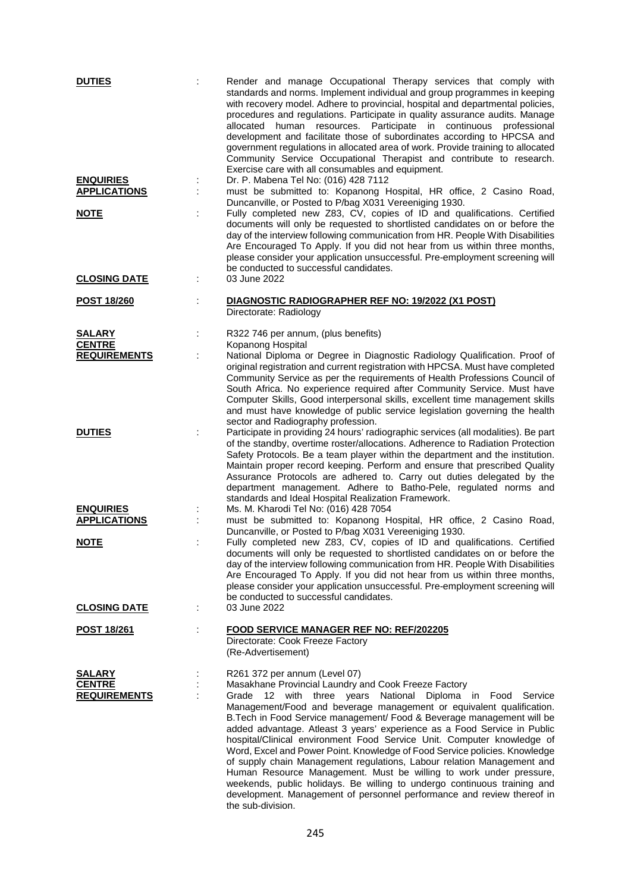**DUTIES** : Render and manage Occupational Therapy services that comply with standards and norms. Implement individual and group programmes in keeping with recovery model. Adhere to provincial, hospital and departmental policies, procedures and regulations. Participate in quality assurance audits. Manage allocated human resources. Participate in continuous professional development and facilitate those of subordinates according to HPCSA and government regulations in allocated area of work. Provide training to allocated Community Service Occupational Therapist and contribute to research. Exercise care with all consumables and equipment.

**ENQUIRIES** : Dr. P. Mabena Tel No: (016) 428 7112

**APPLICATIONS** : must be submitted to: Kopanong Hospital, HR office, 2 Casino Road, Duncanville, or Posted to P/bag X031 Vereeniging 1930.

**NOTE** : Fully completed new Z83, CV, copies of ID and qualifications. Certified documents will only be requested to shortlisted candidates on or before the day of the interview following communication from HR. People With Disabilities Are Encouraged To Apply. If you did not hear from us within three months, please consider your application unsuccessful. Pre-employment screening will be conducted to successful candidates.

**CLOSING DATE** : 03 June 2022

**POST 18/260** : **DIAGNOSTIC RADIOGRAPHER REF NO: 19/2022 (X1 POST)**
Directorate: Radiology

**SALARY** : R322 746 per annum, (plus benefits)

**CENTRE** : Kopanong Hospital

**REQUIREMENTS** : National Diploma or Degree in Diagnostic Radiology Qualification. Proof of original registration and current registration with HPCSA. Must have completed Community Service as per the requirements of Health Professions Council of South Africa. No experience required after Community Service. Must have Computer Skills, Good interpersonal skills, excellent time management skills and must have knowledge of public service legislation governing the health sector and Radiography profession.

**DUTIES** : Participate in providing 24 hours' radiographic services (all modalities). Be part of the standby, overtime roster/allocations. Adherence to Radiation Protection Safety Protocols. Be a team player within the department and the institution. Maintain proper record keeping. Perform and ensure that prescribed Quality Assurance Protocols are adhered to. Carry out duties delegated by the department management. Adhere to Batho-Pele, regulated norms and standards and Ideal Hospital Realization Framework.

**ENQUIRIES** : Ms. M. Kharodi Tel No: (016) 428 7054

**APPLICATIONS** : must be submitted to: Kopanong Hospital, HR office, 2 Casino Road, Duncanville, or Posted to P/bag X031 Vereeniging 1930.

**NOTE** : Fully completed new Z83, CV, copies of ID and qualifications. Certified documents will only be requested to shortlisted candidates on or before the day of the interview following communication from HR. People With Disabilities Are Encouraged To Apply. If you did not hear from us within three months, please consider your application unsuccessful. Pre-employment screening will be conducted to successful candidates.

**CLOSING DATE** : 03 June 2022

**POST 18/261** : **FOOD SERVICE MANAGER REF NO: REF/202205**
Directorate: Cook Freeze Factory
(Re-Advertisement)

**SALARY** : R261 372 per annum (Level 07)

**CENTRE** : Masakhane Provincial Laundry and Cook Freeze Factory

**REQUIREMENTS** : Grade 12 with three years National Diploma in Food Service Management/Food and beverage management or equivalent qualification. B.Tech in Food Service management/ Food & Beverage management will be added advantage. Atleast 3 years' experience as a Food Service in Public hospital/Clinical environment Food Service Unit. Computer knowledge of Word, Excel and Power Point. Knowledge of Food Service policies. Knowledge of supply chain Management regulations, Labour relation Management and Human Resource Management. Must be willing to work under pressure, weekends, public holidays. Be willing to undergo continuous training and development. Management of personnel performance and review thereof in the sub-division.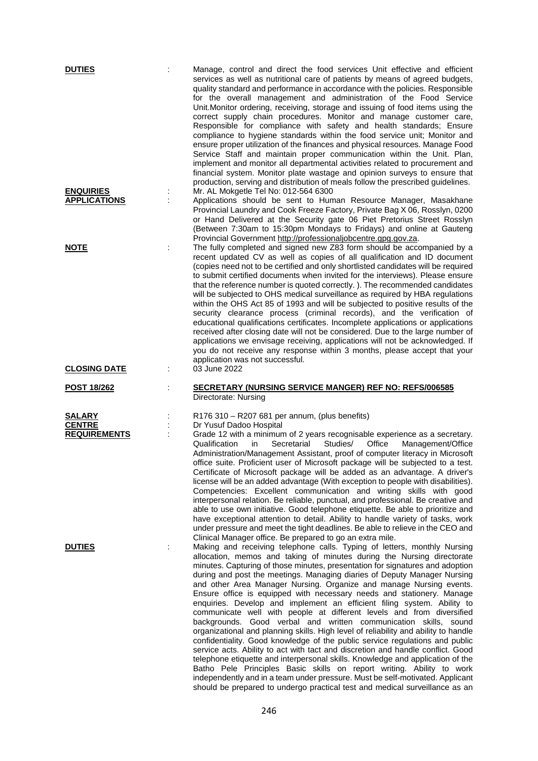**DUTIES** : Manage, control and direct the food services Unit effective and efficient services as well as nutritional care of patients by means of agreed budgets, quality standard and performance in accordance with the policies. Responsible for the overall management and administration of the Food Service Unit.Monitor ordering, receiving, storage and issuing of food items using the correct supply chain procedures. Monitor and manage customer care, Responsible for compliance with safety and health standards; Ensure compliance to hygiene standards within the food service unit; Monitor and ensure proper utilization of the finances and physical resources. Manage Food Service Staff and maintain proper communication within the Unit. Plan, implement and monitor all departmental activities related to procurement and financial system. Monitor plate wastage and opinion surveys to ensure that production, serving and distribution of meals follow the prescribed guidelines.

**ENQUIRIES** : Mr. AL Mokgetle Tel No: 012-564 6300

**APPLICATIONS** : Applications should be sent to Human Resource Manager, Masakhane Provincial Laundry and Cook Freeze Factory, Private Bag X 06, Rosslyn, 0200 or Hand Delivered at the Security gate 06 Piet Pretorius Street Rosslyn (Between 7:30am to 15:30pm Mondays to Fridays) and online at Gauteng Provincial Government http://professionaljobcentre.gpg.gov.za.

**NOTE** : The fully completed and signed new Z83 form should be accompanied by a recent updated CV as well as copies of all qualification and ID document (copies need not to be certified and only shortlisted candidates will be required to submit certified documents when invited for the interviews). Please ensure that the reference number is quoted correctly. ). The recommended candidates will be subjected to OHS medical surveillance as required by HBA regulations within the OHS Act 85 of 1993 and will be subjected to positive results of the security clearance process (criminal records), and the verification of educational qualifications certificates. Incomplete applications or applications received after closing date will not be considered. Due to the large number of applications we envisage receiving, applications will not be acknowledged. If you do not receive any response within 3 months, please accept that your application was not successful.

**CLOSING DATE** : 03 June 2022

**POST 18/262** : **SECRETARY (NURSING SERVICE MANGER) REF NO: REFS/006585**
Directorate: Nursing

**SALARY** : R176 310 – R207 681 per annum, (plus benefits)

**CENTRE** : Dr Yusuf Dadoo Hospital

**REQUIREMENTS** : Grade 12 with a minimum of 2 years recognisable experience as a secretary. Qualification in Secretarial Studies/ Office Management/Office Administration/Management Assistant, proof of computer literacy in Microsoft office suite. Proficient user of Microsoft package will be subjected to a test. Certificate of Microsoft package will be added as an advantage. A driver's license will be an added advantage (With exception to people with disabilities). Competencies: Excellent communication and writing skills with good interpersonal relation. Be reliable, punctual, and professional. Be creative and able to use own initiative. Good telephone etiquette. Be able to prioritize and have exceptional attention to detail. Ability to handle variety of tasks, work under pressure and meet the tight deadlines. Be able to relieve in the CEO and Clinical Manager office. Be prepared to go an extra mile.

**DUTIES** : Making and receiving telephone calls. Typing of letters, monthly Nursing allocation, memos and taking of minutes during the Nursing directorate minutes. Capturing of those minutes, presentation for signatures and adoption during and post the meetings. Managing diaries of Deputy Manager Nursing and other Area Manager Nursing. Organize and manage Nursing events. Ensure office is equipped with necessary needs and stationery. Manage enquiries. Develop and implement an efficient filing system. Ability to communicate well with people at different levels and from diversified backgrounds. Good verbal and written communication skills, sound organizational and planning skills. High level of reliability and ability to handle confidentiality. Good knowledge of the public service regulations and public service acts. Ability to act with tact and discretion and handle conflict. Good telephone etiquette and interpersonal skills. Knowledge and application of the Batho Pele Principles Basic skills on report writing. Ability to work independently and in a team under pressure. Must be self-motivated. Applicant should be prepared to undergo practical test and medical surveillance as an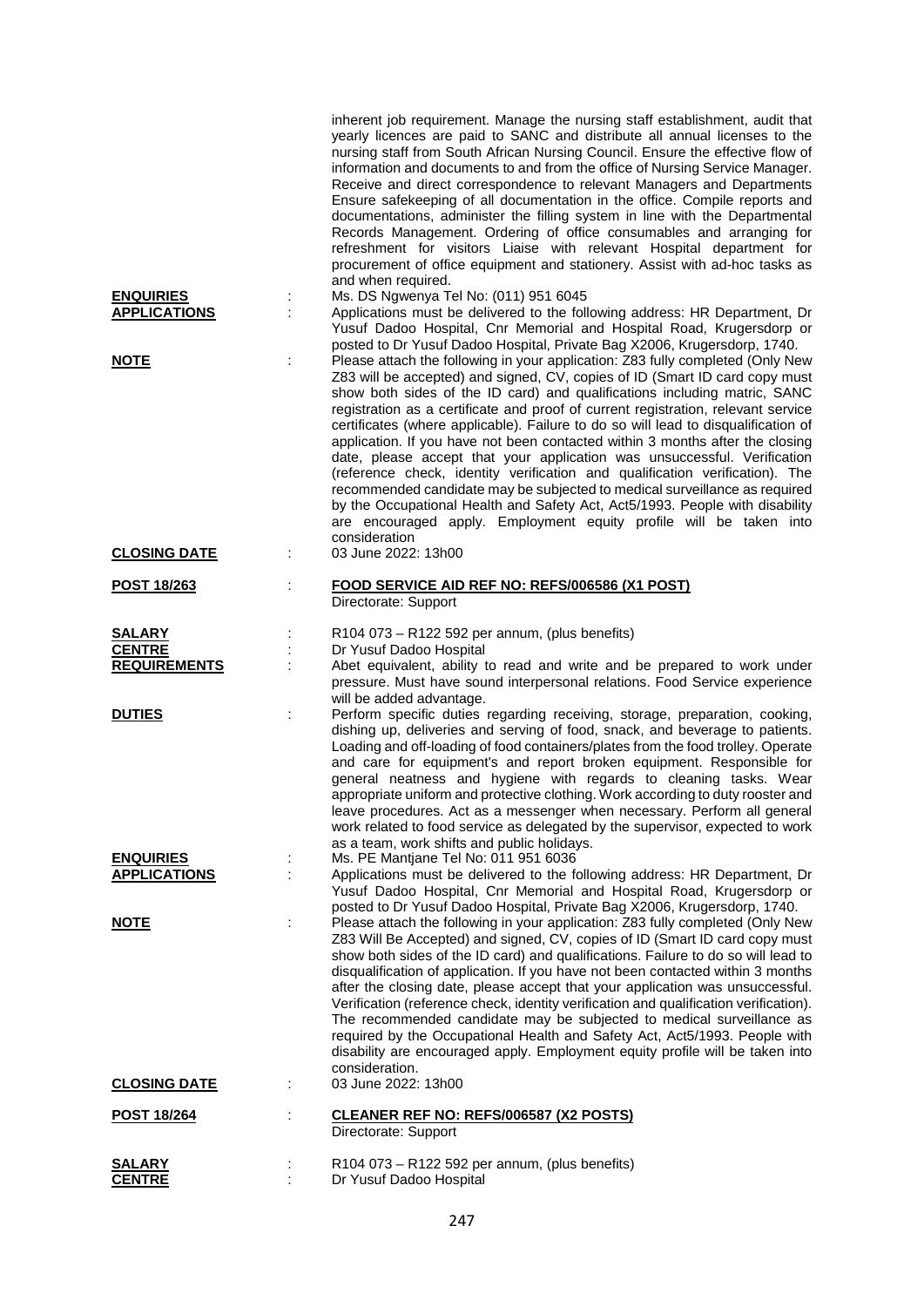inherent job requirement. Manage the nursing staff establishment, audit that yearly licences are paid to SANC and distribute all annual licenses to the nursing staff from South African Nursing Council. Ensure the effective flow of information and documents to and from the office of Nursing Service Manager. Receive and direct correspondence to relevant Managers and Departments Ensure safekeeping of all documentation in the office. Compile reports and documentations, administer the filling system in line with the Departmental Records Management. Ordering of office consumables and arranging for refreshment for visitors Liaise with relevant Hospital department for procurement of office equipment and stationery. Assist with ad-hoc tasks as and when required.

**ENQUIRIES** : Ms. DS Ngwenya Tel No: (011) 951 6045

**APPLICATIONS** : Applications must be delivered to the following address: HR Department, Dr Yusuf Dadoo Hospital, Cnr Memorial and Hospital Road, Krugersdorp or posted to Dr Yusuf Dadoo Hospital, Private Bag X2006, Krugersdorp, 1740.

**NOTE** : Please attach the following in your application: Z83 fully completed (Only New Z83 will be accepted) and signed, CV, copies of ID (Smart ID card copy must show both sides of the ID card) and qualifications including matric, SANC registration as a certificate and proof of current registration, relevant service certificates (where applicable). Failure to do so will lead to disqualification of application. If you have not been contacted within 3 months after the closing date, please accept that your application was unsuccessful. Verification (reference check, identity verification and qualification verification). The recommended candidate may be subjected to medical surveillance as required by the Occupational Health and Safety Act, Act5/1993. People with disability are encouraged apply. Employment equity profile will be taken into consideration

**CLOSING DATE** : 03 June 2022: 13h00

**POST 18/263** : **FOOD SERVICE AID REF NO: REFS/006586 (X1 POST)**
Directorate: Support

**SALARY** : R104 073 – R122 592 per annum, (plus benefits)

**CENTRE** : Dr Yusuf Dadoo Hospital

**REQUIREMENTS** : Abet equivalent, ability to read and write and be prepared to work under pressure. Must have sound interpersonal relations. Food Service experience will be added advantage.

**DUTIES** : Perform specific duties regarding receiving, storage, preparation, cooking, dishing up, deliveries and serving of food, snack, and beverage to patients. Loading and off-loading of food containers/plates from the food trolley. Operate and care for equipment's and report broken equipment. Responsible for general neatness and hygiene with regards to cleaning tasks. Wear appropriate uniform and protective clothing. Work according to duty rooster and leave procedures. Act as a messenger when necessary. Perform all general work related to food service as delegated by the supervisor, expected to work as a team, work shifts and public holidays.

**ENQUIRIES** : Ms. PE Mantjane Tel No: 011 951 6036

**APPLICATIONS** : Applications must be delivered to the following address: HR Department, Dr Yusuf Dadoo Hospital, Cnr Memorial and Hospital Road, Krugersdorp or posted to Dr Yusuf Dadoo Hospital, Private Bag X2006, Krugersdorp, 1740.

**NOTE** : Please attach the following in your application: Z83 fully completed (Only New Z83 Will Be Accepted) and signed, CV, copies of ID (Smart ID card copy must show both sides of the ID card) and qualifications. Failure to do so will lead to disqualification of application. If you have not been contacted within 3 months after the closing date, please accept that your application was unsuccessful. Verification (reference check, identity verification and qualification verification). The recommended candidate may be subjected to medical surveillance as required by the Occupational Health and Safety Act, Act5/1993. People with disability are encouraged apply. Employment equity profile will be taken into consideration.

**CLOSING DATE** : 03 June 2022: 13h00

**POST 18/264** : **CLEANER REF NO: REFS/006587 (X2 POSTS)**
Directorate: Support

**SALARY** : R104 073 – R122 592 per annum, (plus benefits)

**CENTRE** : Dr Yusuf Dadoo Hospital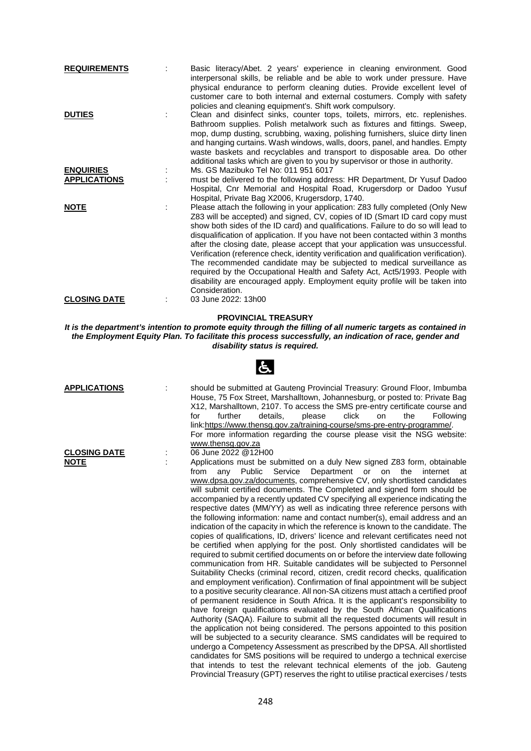**REQUIREMENTS** : Basic literacy/Abet. 2 years' experience in cleaning environment. Good interpersonal skills, be reliable and be able to work under pressure. Have physical endurance to perform cleaning duties. Provide excellent level of customer care to both internal and external costumers. Comply with safety policies and cleaning equipment's. Shift work compulsory.

**DUTIES** : Clean and disinfect sinks, counter tops, toilets, mirrors, etc. replenishes. Bathroom supplies. Polish metalwork such as fixtures and fittings. Sweep, mop, dump dusting, scrubbing, waxing, polishing furnishers, sluice dirty linen and hanging curtains. Wash windows, walls, doors, panel, and handles. Empty waste baskets and recyclables and transport to disposable area. Do other additional tasks which are given to you by supervisor or those in authority.

**ENQUIRIES** : Ms. GS Mazibuko Tel No: 011 951 6017

**APPLICATIONS** : must be delivered to the following address: HR Department, Dr Yusuf Dadoo Hospital, Cnr Memorial and Hospital Road, Krugersdorp or Dadoo Yusuf Hospital, Private Bag X2006, Krugersdorp, 1740.

**NOTE** : Please attach the following in your application: Z83 fully completed (Only New Z83 will be accepted) and signed, CV, copies of ID (Smart ID card copy must show both sides of the ID card) and qualifications. Failure to do so will lead to disqualification of application. If you have not been contacted within 3 months after the closing date, please accept that your application was unsuccessful. Verification (reference check, identity verification and qualification verification). The recommended candidate may be subjected to medical surveillance as required by the Occupational Health and Safety Act, Act5/1993. People with disability are encouraged apply. Employment equity profile will be taken into Consideration.

**CLOSING DATE** : 03 June 2022: 13h00

## PROVINCIAL TREASURY

***It is the department's intention to promote equity through the filling of all numeric targets as contained in the Employment Equity Plan. To facilitate this process successfully, an indication of race, gender and disability status is required.***

**APPLICATIONS** : should be submitted at Gauteng Provincial Treasury: Ground Floor, Imbumba House, 75 Fox Street, Marshalltown, Johannesburg, or posted to: Private Bag X12, Marshalltown, 2107. To access the SMS pre-entry certificate course and for further details, please click on the Following link:https://www.thensg.gov.za/training-course/sms-pre-entry-programme/. For more information regarding the course please visit the NSG website: www.thensg.gov.za

**CLOSING DATE** : 06 June 2022 @12H00

**NOTE** : Applications must be submitted on a duly New signed Z83 form, obtainable from any Public Service Department or on the internet at www.dpsa.gov.za/documents, comprehensive CV, only shortlisted candidates will submit certified documents. The Completed and signed form should be accompanied by a recently updated CV specifying all experience indicating the respective dates (MM/YY) as well as indicating three reference persons with the following information: name and contact number(s), email address and an indication of the capacity in which the reference is known to the candidate. The copies of qualifications, ID, drivers' licence and relevant certificates need not be certified when applying for the post. Only shortlisted candidates will be required to submit certified documents on or before the interview date following communication from HR. Suitable candidates will be subjected to Personnel Suitability Checks (criminal record, citizen, credit record checks, qualification and employment verification). Confirmation of final appointment will be subject to a positive security clearance. All non-SA citizens must attach a certified proof of permanent residence in South Africa. It is the applicant's responsibility to have foreign qualifications evaluated by the South African Qualifications Authority (SAQA). Failure to submit all the requested documents will result in the application not being considered. The persons appointed to this position will be subjected to a security clearance. SMS candidates will be required to undergo a Competency Assessment as prescribed by the DPSA. All shortlisted candidates for SMS positions will be required to undergo a technical exercise that intends to test the relevant technical elements of the job. Gauteng Provincial Treasury (GPT) reserves the right to utilise practical exercises / tests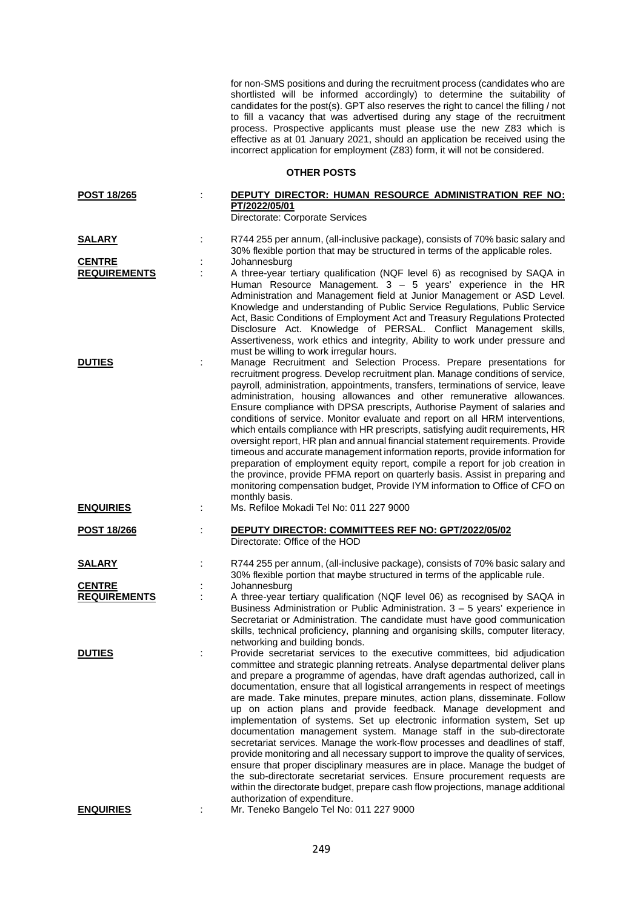for non-SMS positions and during the recruitment process (candidates who are shortlisted will be informed accordingly) to determine the suitability of candidates for the post(s). GPT also reserves the right to cancel the filling / not to fill a vacancy that was advertised during any stage of the recruitment process. Prospective applicants must please use the new Z83 which is effective as at 01 January 2021, should an application be received using the incorrect application for employment (Z83) form, it will not be considered.

## OTHER POSTS

**POST 18/265** : **DEPUTY DIRECTOR: HUMAN RESOURCE ADMINISTRATION REF NO: PT/2022/05/01**
Directorate: Corporate Services

**SALARY** : R744 255 per annum, (all-inclusive package), consists of 70% basic salary and 30% flexible portion that may be structured in terms of the applicable roles.

**CENTRE** : Johannesburg

**REQUIREMENTS** : A three-year tertiary qualification (NQF level 6) as recognised by SAQA in Human Resource Management. 3 – 5 years' experience in the HR Administration and Management field at Junior Management or ASD Level. Knowledge and understanding of Public Service Regulations, Public Service Act, Basic Conditions of Employment Act and Treasury Regulations Protected Disclosure Act. Knowledge of PERSAL. Conflict Management skills, Assertiveness, work ethics and integrity, Ability to work under pressure and must be willing to work irregular hours.

**DUTIES** : Manage Recruitment and Selection Process. Prepare presentations for recruitment progress. Develop recruitment plan. Manage conditions of service, payroll, administration, appointments, transfers, terminations of service, leave administration, housing allowances and other remunerative allowances. Ensure compliance with DPSA prescripts, Authorise Payment of salaries and conditions of service. Monitor evaluate and report on all HRM interventions, which entails compliance with HR prescripts, satisfying audit requirements, HR oversight report, HR plan and annual financial statement requirements. Provide timeous and accurate management information reports, provide information for preparation of employment equity report, compile a report for job creation in the province, provide PFMA report on quarterly basis. Assist in preparing and monitoring compensation budget, Provide IYM information to Office of CFO on monthly basis.

**ENQUIRIES** : Ms. Refiloe Mokadi Tel No: 011 227 9000

**POST 18/266** : **DEPUTY DIRECTOR: COMMITTEES REF NO: GPT/2022/05/02**
Directorate: Office of the HOD

**SALARY** : R744 255 per annum, (all-inclusive package), consists of 70% basic salary and 30% flexible portion that maybe structured in terms of the applicable rule.

**CENTRE** : Johannesburg

**REQUIREMENTS** : A three-year tertiary qualification (NQF level 06) as recognised by SAQA in Business Administration or Public Administration. 3 – 5 years' experience in Secretariat or Administration. The candidate must have good communication skills, technical proficiency, planning and organising skills, computer literacy, networking and building bonds.

**DUTIES** : Provide secretariat services to the executive committees, bid adjudication committee and strategic planning retreats. Analyse departmental deliver plans and prepare a programme of agendas, have draft agendas authorized, call in documentation, ensure that all logistical arrangements in respect of meetings are made. Take minutes, prepare minutes, action plans, disseminate. Follow up on action plans and provide feedback. Manage development and implementation of systems. Set up electronic information system, Set up documentation management system. Manage staff in the sub-directorate secretariat services. Manage the work-flow processes and deadlines of staff, provide monitoring and all necessary support to improve the quality of services, ensure that proper disciplinary measures are in place. Manage the budget of the sub-directorate secretariat services. Ensure procurement requests are within the directorate budget, prepare cash flow projections, manage additional authorization of expenditure.

**ENQUIRIES** : Mr. Teneko Bangelo Tel No: 011 227 9000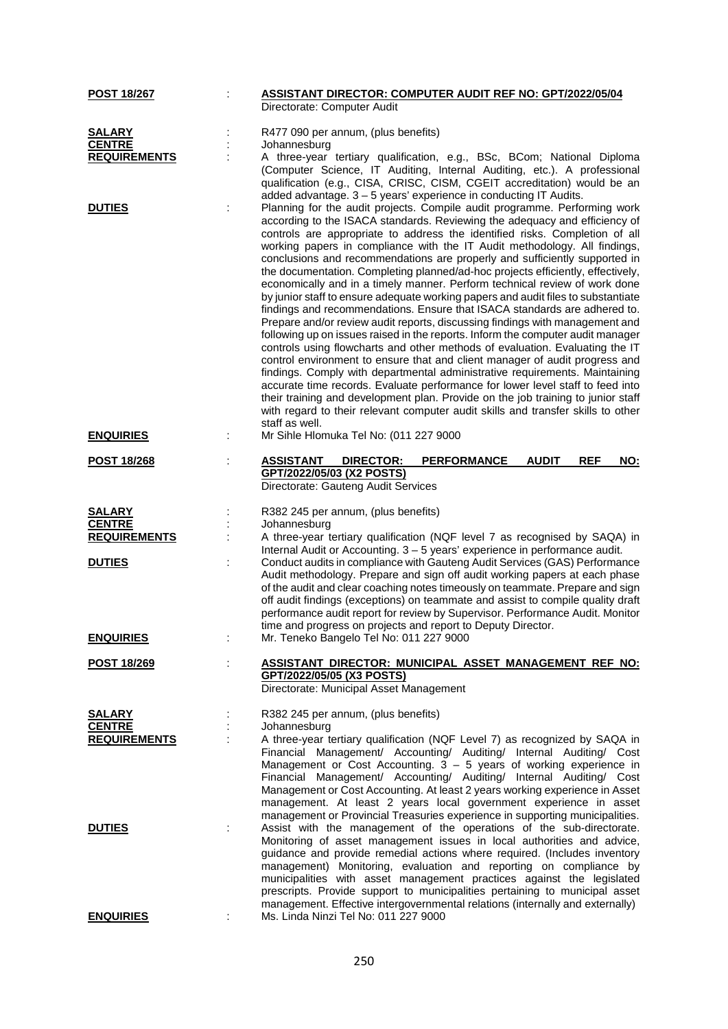**POST 18/267** : **ASSISTANT DIRECTOR: COMPUTER AUDIT REF NO: GPT/2022/05/04**
Directorate: Computer Audit

**SALARY** : R477 090 per annum, (plus benefits)
**CENTRE** : Johannesburg
**REQUIREMENTS** : A three-year tertiary qualification, e.g., BSc, BCom; National Diploma (Computer Science, IT Auditing, Internal Auditing, etc.). A professional qualification (e.g., CISA, CRISC, CISM, CGEIT accreditation) would be an added advantage. 3 – 5 years' experience in conducting IT Audits.
**DUTIES** : Planning for the audit projects. Compile audit programme. Performing work according to the ISACA standards. Reviewing the adequacy and efficiency of controls are appropriate to address the identified risks. Completion of all working papers in compliance with the IT Audit methodology. All findings, conclusions and recommendations are properly and sufficiently supported in the documentation. Completing planned/ad-hoc projects efficiently, effectively, economically and in a timely manner. Perform technical review of work done by junior staff to ensure adequate working papers and audit files to substantiate findings and recommendations. Ensure that ISACA standards are adhered to. Prepare and/or review audit reports, discussing findings with management and following up on issues raised in the reports. Inform the computer audit manager controls using flowcharts and other methods of evaluation. Evaluating the IT control environment to ensure that and client manager of audit progress and findings. Comply with departmental administrative requirements. Maintaining accurate time records. Evaluate performance for lower level staff to feed into their training and development plan. Provide on the job training to junior staff with regard to their relevant computer audit skills and transfer skills to other staff as well.
**ENQUIRIES** : Mr Sihle Hlomuka Tel No: (011 227 9000

**POST 18/268** : **ASSISTANT DIRECTOR: PERFORMANCE AUDIT REF NO: GPT/2022/05/03 (X2 POSTS)**
Directorate: Gauteng Audit Services

**SALARY** : R382 245 per annum, (plus benefits)
**CENTRE** : Johannesburg
**REQUIREMENTS** : A three-year tertiary qualification (NQF level 7 as recognised by SAQA) in Internal Audit or Accounting. 3 – 5 years' experience in performance audit.
**DUTIES** : Conduct audits in compliance with Gauteng Audit Services (GAS) Performance Audit methodology. Prepare and sign off audit working papers at each phase of the audit and clear coaching notes timeously on teammate. Prepare and sign off audit findings (exceptions) on teammate and assist to compile quality draft performance audit report for review by Supervisor. Performance Audit. Monitor time and progress on projects and report to Deputy Director.
**ENQUIRIES** : Mr. Teneko Bangelo Tel No: 011 227 9000

**POST 18/269** : **ASSISTANT DIRECTOR: MUNICIPAL ASSET MANAGEMENT REF NO: GPT/2022/05/05 (X3 POSTS)**
Directorate: Municipal Asset Management

**SALARY** : R382 245 per annum, (plus benefits)
**CENTRE** : Johannesburg
**REQUIREMENTS** : A three-year tertiary qualification (NQF Level 7) as recognized by SAQA in Financial Management/ Accounting/ Auditing/ Internal Auditing/ Cost Management or Cost Accounting. 3 – 5 years of working experience in Financial Management/ Accounting/ Auditing/ Internal Auditing/ Cost Management or Cost Accounting. At least 2 years working experience in Asset management. At least 2 years local government experience in asset management or Provincial Treasuries experience in supporting municipalities.
**DUTIES** : Assist with the management of the operations of the sub-directorate. Monitoring of asset management issues in local authorities and advice, guidance and provide remedial actions where required. (Includes inventory management) Monitoring, evaluation and reporting on compliance by municipalities with asset management practices against the legislated prescripts. Provide support to municipalities pertaining to municipal asset management. Effective intergovernmental relations (internally and externally)
**ENQUIRIES** : Ms. Linda Ninzi Tel No: 011 227 9000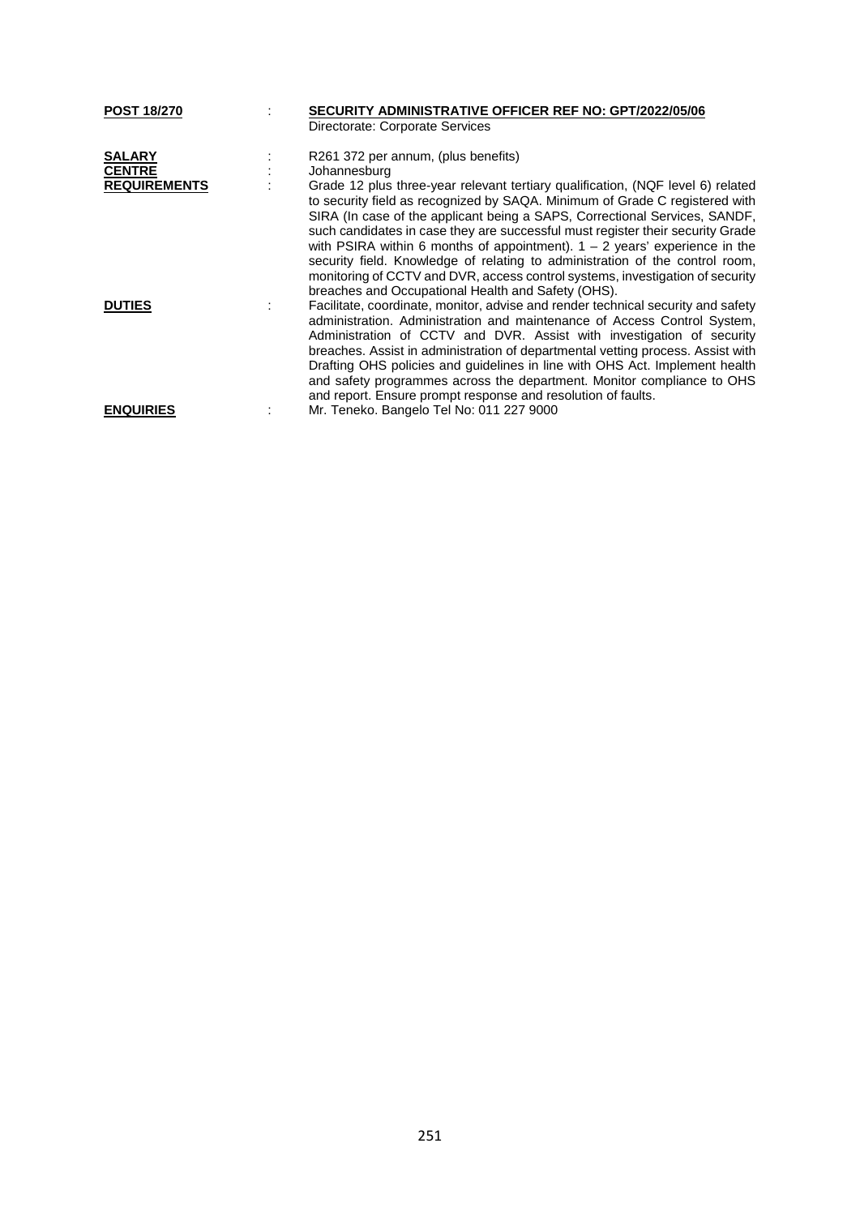**POST 18/270** : **SECURITY ADMINISTRATIVE OFFICER REF NO: GPT/2022/05/06**
Directorate: Corporate Services

**SALARY** : R261 372 per annum, (plus benefits)

**CENTRE** : Johannesburg

**REQUIREMENTS** : Grade 12 plus three-year relevant tertiary qualification, (NQF level 6) related to security field as recognized by SAQA. Minimum of Grade C registered with SIRA (In case of the applicant being a SAPS, Correctional Services, SANDF, such candidates in case they are successful must register their security Grade with PSIRA within 6 months of appointment). 1 – 2 years' experience in the security field. Knowledge of relating to administration of the control room, monitoring of CCTV and DVR, access control systems, investigation of security breaches and Occupational Health and Safety (OHS).

**DUTIES** : Facilitate, coordinate, monitor, advise and render technical security and safety administration. Administration and maintenance of Access Control System, Administration of CCTV and DVR. Assist with investigation of security breaches. Assist in administration of departmental vetting process. Assist with Drafting OHS policies and guidelines in line with OHS Act. Implement health and safety programmes across the department. Monitor compliance to OHS and report. Ensure prompt response and resolution of faults.

**ENQUIRIES** : Mr. Teneko. Bangelo Tel No: 011 227 9000